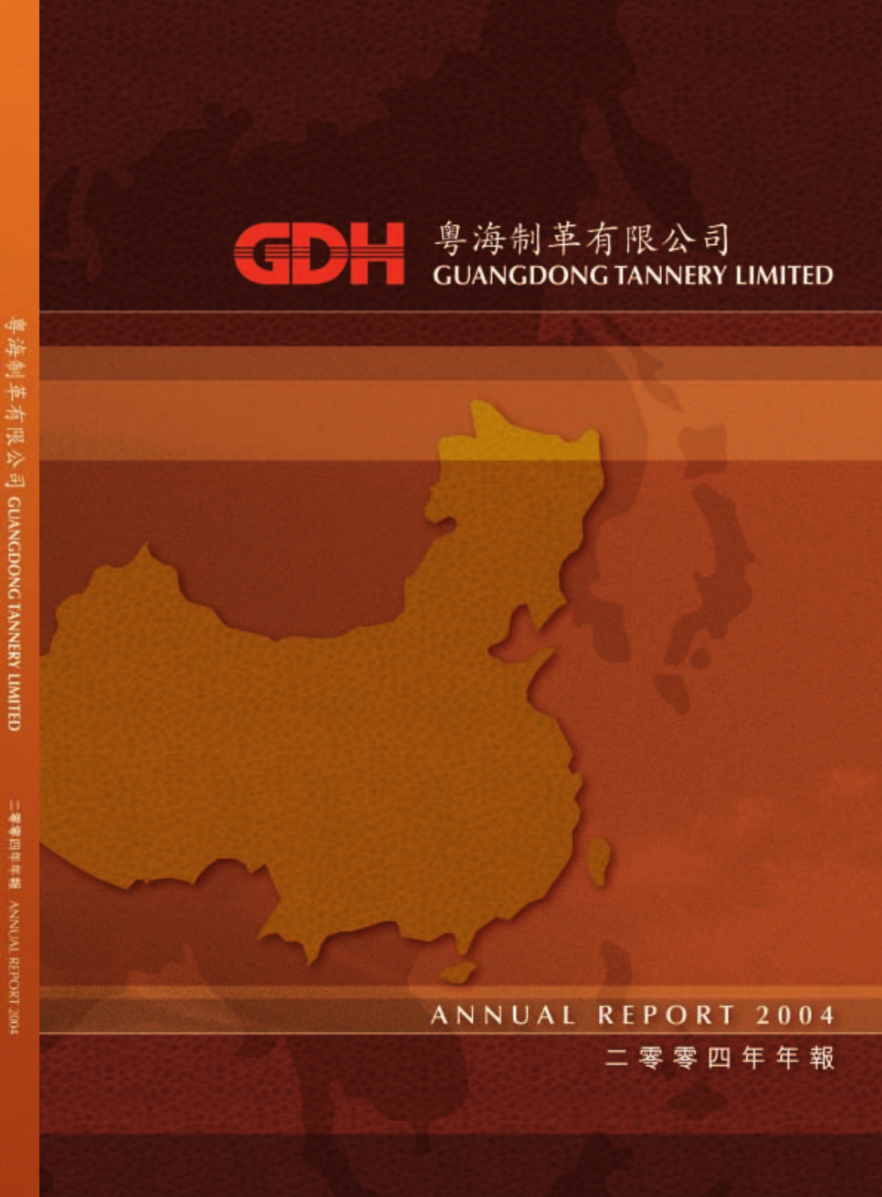GDH 粵海制革有限公司

GUANGDONG TANNERY LIMITED

ANNUAL REPORT 2004

二零零四年年報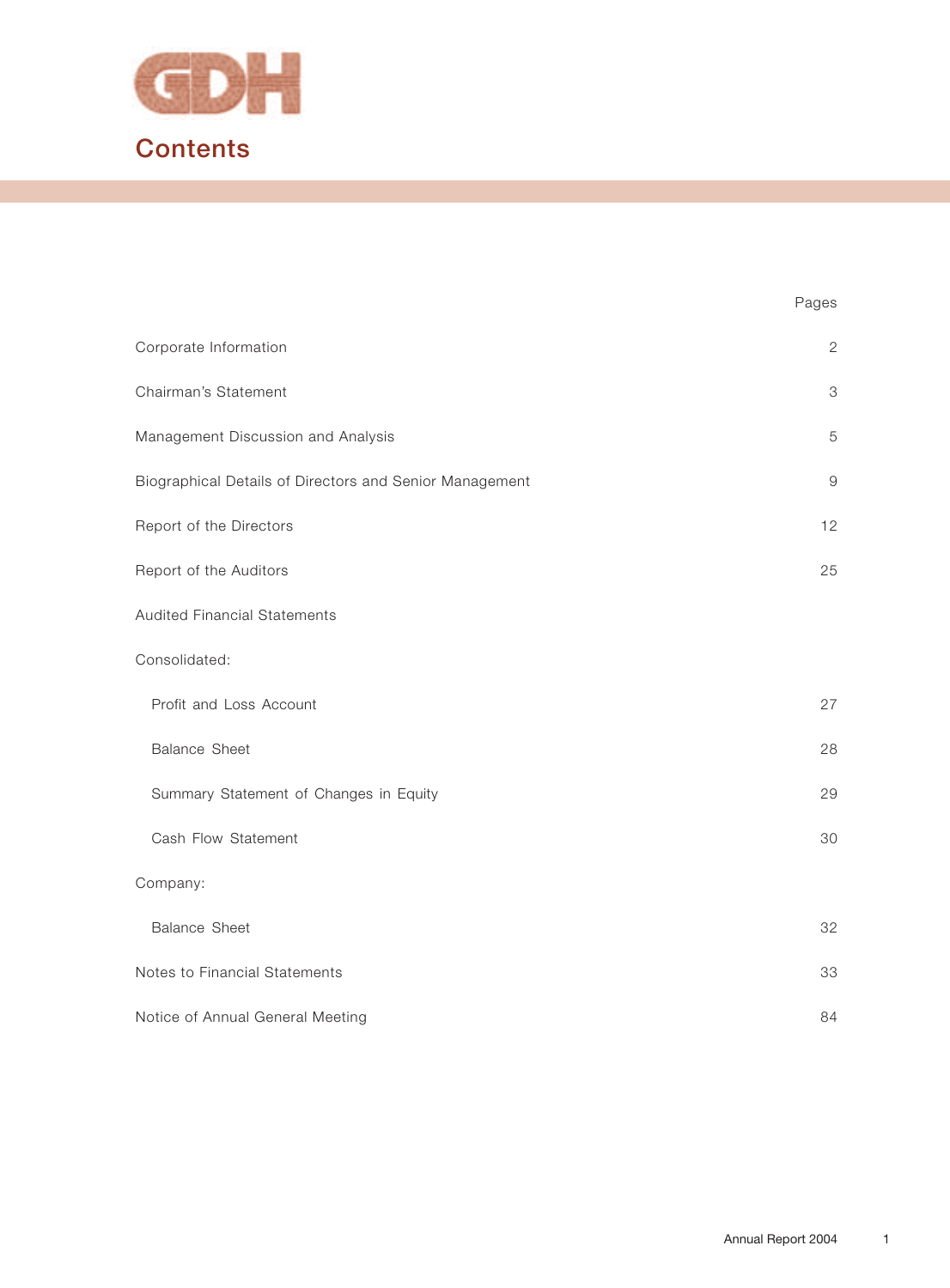# Contents

| | Pages |
|---|---|
| Corporate Information | 2 |
| Chairman's Statement | 3 |
| Management Discussion and Analysis | 5 |
| Biographical Details of Directors and Senior Management | 9 |
| Report of the Directors | 12 |
| Report of the Auditors | 25 |
| Audited Financial Statements | |
| Consolidated: | |
| Profit and Loss Account | 27 |
| Balance Sheet | 28 |
| Summary Statement of Changes in Equity | 29 |
| Cash Flow Statement | 30 |
| Company: | |
| Balance Sheet | 32 |
| Notes to Financial Statements | 33 |
| Notice of Annual General Meeting | 84 |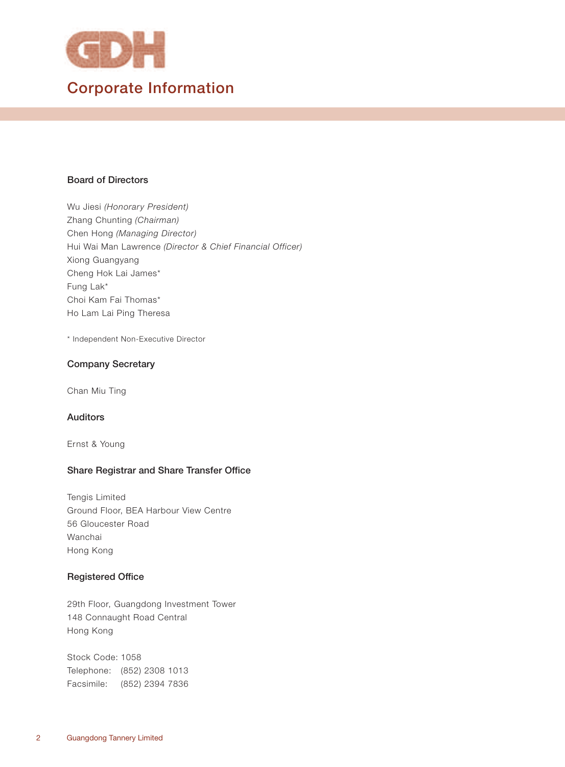GDH

# Corporate Information

## Board of Directors

Wu Jiesi *(Honorary President)*
Zhang Chunting *(Chairman)*
Chen Hong *(Managing Director)*
Hui Wai Man Lawrence *(Director & Chief Financial Officer)*
Xiong Guangyang
Cheng Hok Lai James*
Fung Lak*
Choi Kam Fai Thomas*
Ho Lam Lai Ping Theresa

* Independent Non-Executive Director

## Company Secretary

Chan Miu Ting

## Auditors

Ernst & Young

## Share Registrar and Share Transfer Office

Tengis Limited
Ground Floor, BEA Harbour View Centre
56 Gloucester Road
Wanchai
Hong Kong

## Registered Office

29th Floor, Guangdong Investment Tower
148 Connaught Road Central
Hong Kong

Stock Code: 1058
Telephone: (852) 2308 1013
Facsimile: (852) 2394 7836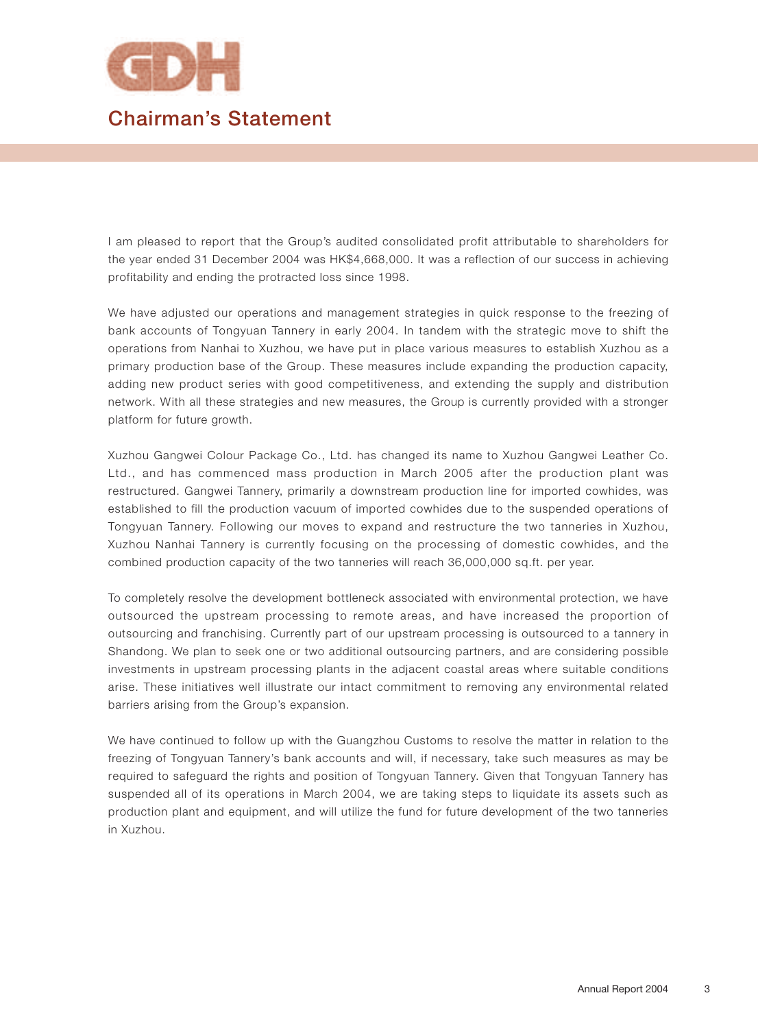# Chairman's Statement

I am pleased to report that the Group's audited consolidated profit attributable to shareholders for the year ended 31 December 2004 was HK$4,668,000. It was a reflection of our success in achieving profitability and ending the protracted loss since 1998.

We have adjusted our operations and management strategies in quick response to the freezing of bank accounts of Tongyuan Tannery in early 2004. In tandem with the strategic move to shift the operations from Nanhai to Xuzhou, we have put in place various measures to establish Xuzhou as a primary production base of the Group. These measures include expanding the production capacity, adding new product series with good competitiveness, and extending the supply and distribution network. With all these strategies and new measures, the Group is currently provided with a stronger platform for future growth.

Xuzhou Gangwei Colour Package Co., Ltd. has changed its name to Xuzhou Gangwei Leather Co. Ltd., and has commenced mass production in March 2005 after the production plant was restructured. Gangwei Tannery, primarily a downstream production line for imported cowhides, was established to fill the production vacuum of imported cowhides due to the suspended operations of Tongyuan Tannery. Following our moves to expand and restructure the two tanneries in Xuzhou, Xuzhou Nanhai Tannery is currently focusing on the processing of domestic cowhides, and the combined production capacity of the two tanneries will reach 36,000,000 sq.ft. per year.

To completely resolve the development bottleneck associated with environmental protection, we have outsourced the upstream processing to remote areas, and have increased the proportion of outsourcing and franchising. Currently part of our upstream processing is outsourced to a tannery in Shandong. We plan to seek one or two additional outsourcing partners, and are considering possible investments in upstream processing plants in the adjacent coastal areas where suitable conditions arise. These initiatives well illustrate our intact commitment to removing any environmental related barriers arising from the Group's expansion.

We have continued to follow up with the Guangzhou Customs to resolve the matter in relation to the freezing of Tongyuan Tannery's bank accounts and will, if necessary, take such measures as may be required to safeguard the rights and position of Tongyuan Tannery. Given that Tongyuan Tannery has suspended all of its operations in March 2004, we are taking steps to liquidate its assets such as production plant and equipment, and will utilize the fund for future development of the two tanneries in Xuzhou.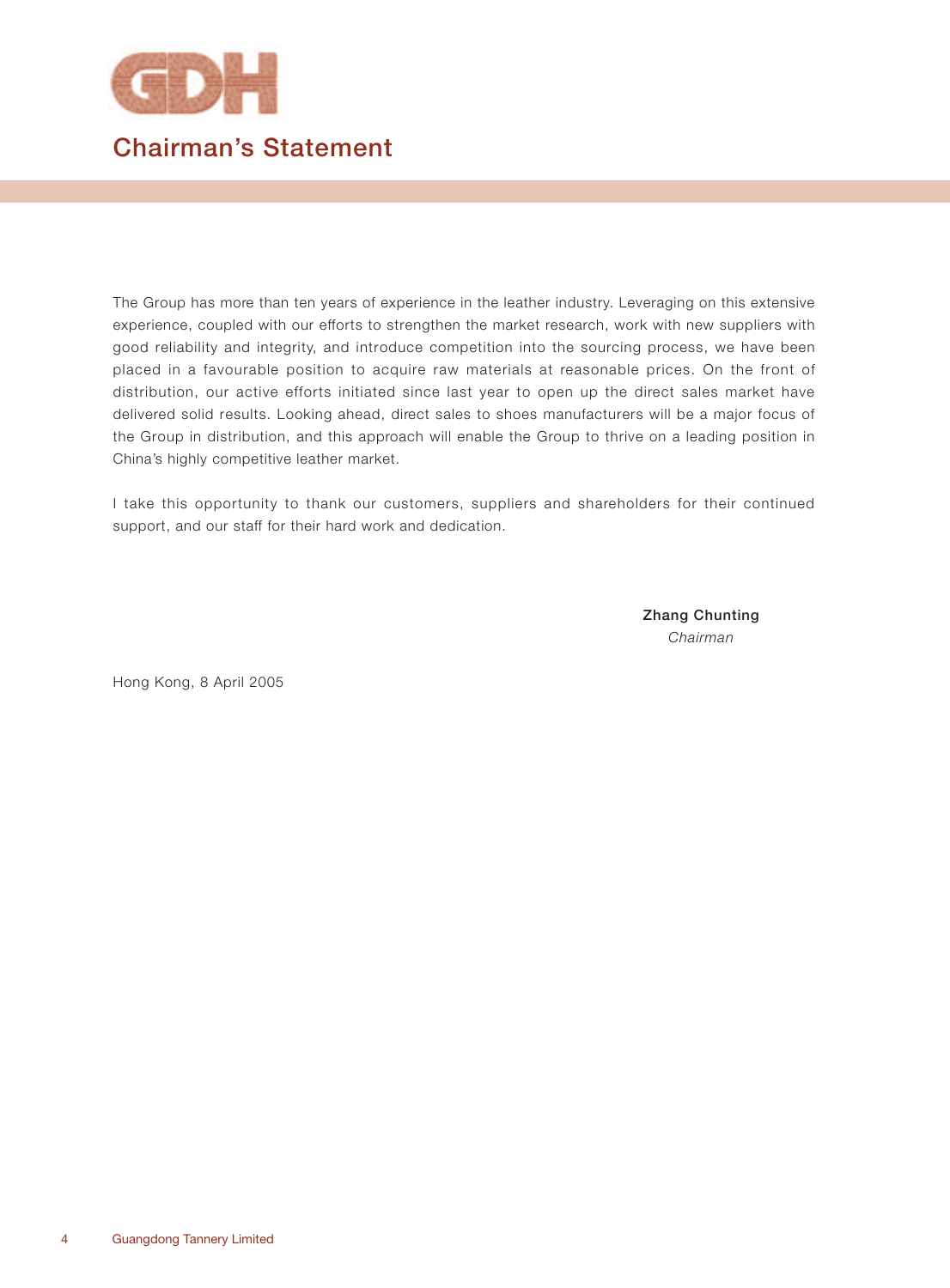# Chairman's Statement

The Group has more than ten years of experience in the leather industry. Leveraging on this extensive experience, coupled with our efforts to strengthen the market research, work with new suppliers with good reliability and integrity, and introduce competition into the sourcing process, we have been placed in a favourable position to acquire raw materials at reasonable prices. On the front of distribution, our active efforts initiated since last year to open up the direct sales market have delivered solid results. Looking ahead, direct sales to shoes manufacturers will be a major focus of the Group in distribution, and this approach will enable the Group to thrive on a leading position in China's highly competitive leather market.

I take this opportunity to thank our customers, suppliers and shareholders for their continued support, and our staff for their hard work and dedication.

**Zhang Chunting**
*Chairman*

Hong Kong, 8 April 2005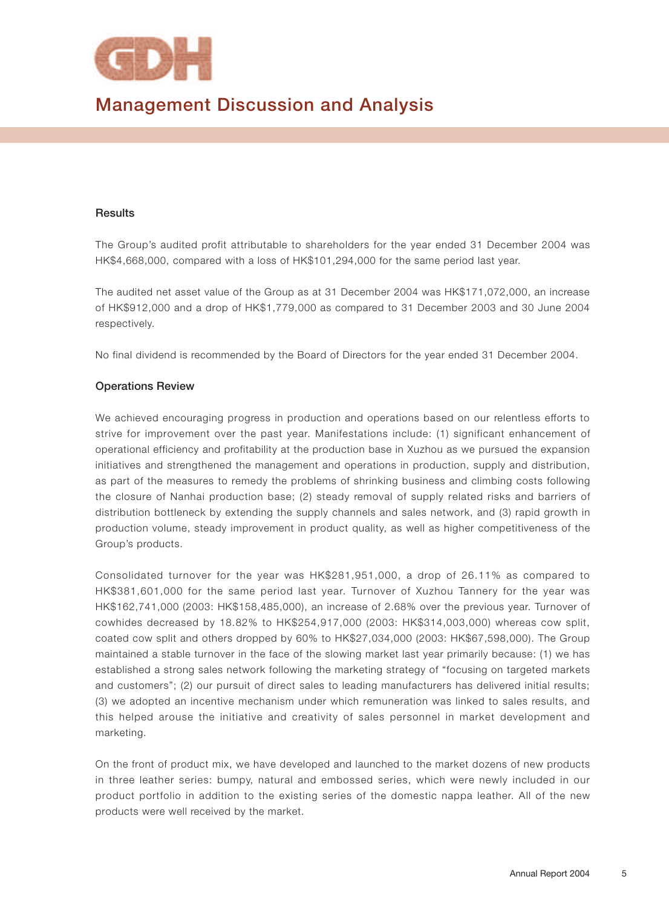# Management Discussion and Analysis

### Results

The Group's audited profit attributable to shareholders for the year ended 31 December 2004 was HK$4,668,000, compared with a loss of HK$101,294,000 for the same period last year.

The audited net asset value of the Group as at 31 December 2004 was HK$171,072,000, an increase of HK$912,000 and a drop of HK$1,779,000 as compared to 31 December 2003 and 30 June 2004 respectively.

No final dividend is recommended by the Board of Directors for the year ended 31 December 2004.

### Operations Review

We achieved encouraging progress in production and operations based on our relentless efforts to strive for improvement over the past year. Manifestations include: (1) significant enhancement of operational efficiency and profitability at the production base in Xuzhou as we pursued the expansion initiatives and strengthened the management and operations in production, supply and distribution, as part of the measures to remedy the problems of shrinking business and climbing costs following the closure of Nanhai production base; (2) steady removal of supply related risks and barriers of distribution bottleneck by extending the supply channels and sales network, and (3) rapid growth in production volume, steady improvement in product quality, as well as higher competitiveness of the Group's products.

Consolidated turnover for the year was HK$281,951,000, a drop of 26.11% as compared to HK$381,601,000 for the same period last year. Turnover of Xuzhou Tannery for the year was HK$162,741,000 (2003: HK$158,485,000), an increase of 2.68% over the previous year. Turnover of cowhides decreased by 18.82% to HK$254,917,000 (2003: HK$314,003,000) whereas cow split, coated cow split and others dropped by 60% to HK$27,034,000 (2003: HK$67,598,000). The Group maintained a stable turnover in the face of the slowing market last year primarily because: (1) we has established a strong sales network following the marketing strategy of "focusing on targeted markets and customers"; (2) our pursuit of direct sales to leading manufacturers has delivered initial results; (3) we adopted an incentive mechanism under which remuneration was linked to sales results, and this helped arouse the initiative and creativity of sales personnel in market development and marketing.

On the front of product mix, we have developed and launched to the market dozens of new products in three leather series: bumpy, natural and embossed series, which were newly included in our product portfolio in addition to the existing series of the domestic nappa leather. All of the new products were well received by the market.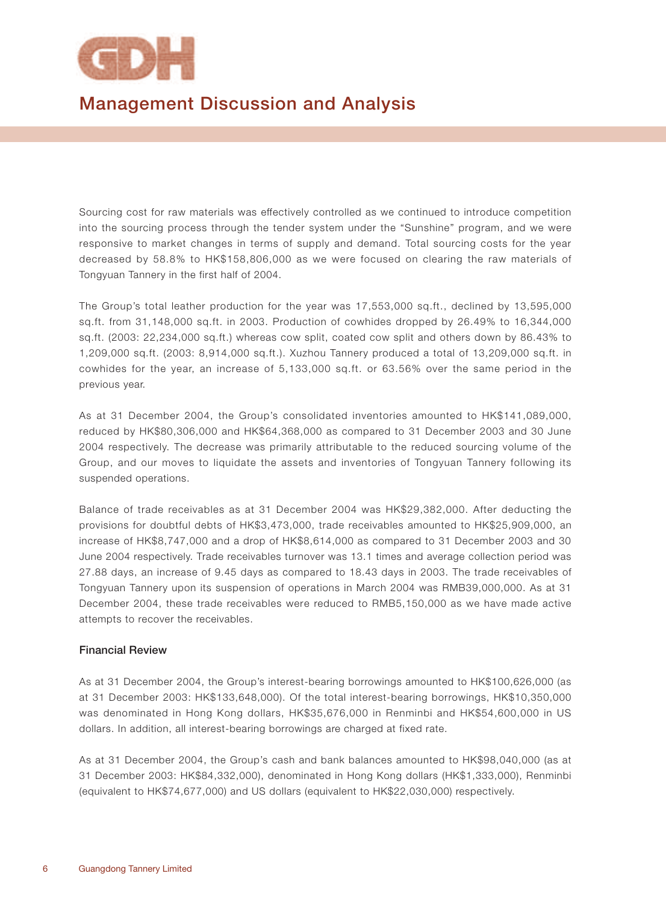# Management Discussion and Analysis

Sourcing cost for raw materials was effectively controlled as we continued to introduce competition into the sourcing process through the tender system under the "Sunshine" program, and we were responsive to market changes in terms of supply and demand. Total sourcing costs for the year decreased by 58.8% to HK$158,806,000 as we were focused on clearing the raw materials of Tongyuan Tannery in the first half of 2004.

The Group's total leather production for the year was 17,553,000 sq.ft., declined by 13,595,000 sq.ft. from 31,148,000 sq.ft. in 2003. Production of cowhides dropped by 26.49% to 16,344,000 sq.ft. (2003: 22,234,000 sq.ft.) whereas cow split, coated cow split and others down by 86.43% to 1,209,000 sq.ft. (2003: 8,914,000 sq.ft.). Xuzhou Tannery produced a total of 13,209,000 sq.ft. in cowhides for the year, an increase of 5,133,000 sq.ft. or 63.56% over the same period in the previous year.

As at 31 December 2004, the Group's consolidated inventories amounted to HK$141,089,000, reduced by HK$80,306,000 and HK$64,368,000 as compared to 31 December 2003 and 30 June 2004 respectively. The decrease was primarily attributable to the reduced sourcing volume of the Group, and our moves to liquidate the assets and inventories of Tongyuan Tannery following its suspended operations.

Balance of trade receivables as at 31 December 2004 was HK$29,382,000. After deducting the provisions for doubtful debts of HK$3,473,000, trade receivables amounted to HK$25,909,000, an increase of HK$8,747,000 and a drop of HK$8,614,000 as compared to 31 December 2003 and 30 June 2004 respectively. Trade receivables turnover was 13.1 times and average collection period was 27.88 days, an increase of 9.45 days as compared to 18.43 days in 2003. The trade receivables of Tongyuan Tannery upon its suspension of operations in March 2004 was RMB39,000,000. As at 31 December 2004, these trade receivables were reduced to RMB5,150,000 as we have made active attempts to recover the receivables.

### Financial Review

As at 31 December 2004, the Group's interest-bearing borrowings amounted to HK$100,626,000 (as at 31 December 2003: HK$133,648,000). Of the total interest-bearing borrowings, HK$10,350,000 was denominated in Hong Kong dollars, HK$35,676,000 in Renminbi and HK$54,600,000 in US dollars. In addition, all interest-bearing borrowings are charged at fixed rate.

As at 31 December 2004, the Group's cash and bank balances amounted to HK$98,040,000 (as at 31 December 2003: HK$84,332,000), denominated in Hong Kong dollars (HK$1,333,000), Renminbi (equivalent to HK$74,677,000) and US dollars (equivalent to HK$22,030,000) respectively.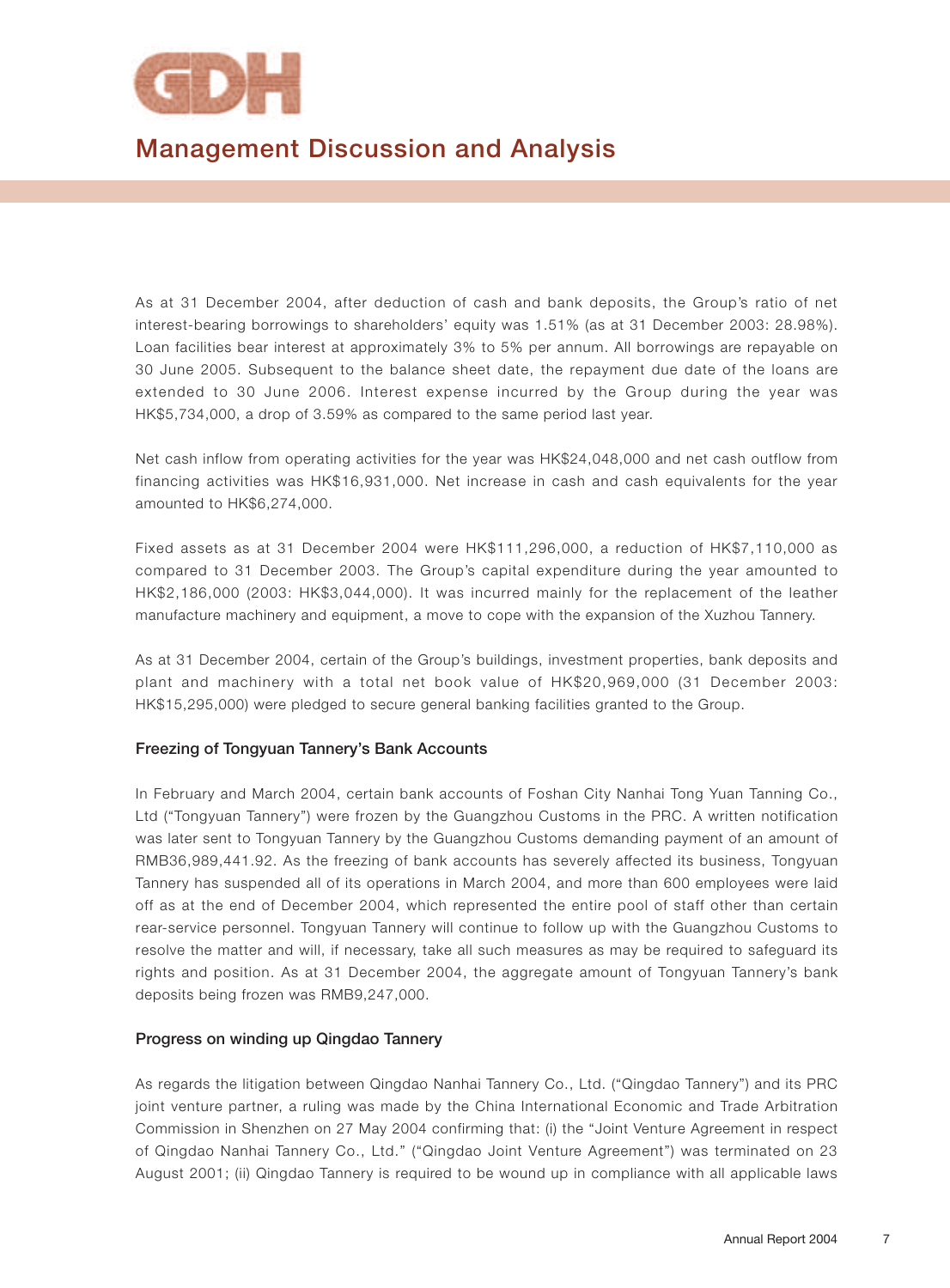As at 31 December 2004, after deduction of cash and bank deposits, the Group's ratio of net interest-bearing borrowings to shareholders' equity was 1.51% (as at 31 December 2003: 28.98%). Loan facilities bear interest at approximately 3% to 5% per annum. All borrowings are repayable on 30 June 2005. Subsequent to the balance sheet date, the repayment due date of the loans are extended to 30 June 2006. Interest expense incurred by the Group during the year was HK$5,734,000, a drop of 3.59% as compared to the same period last year.

Net cash inflow from operating activities for the year was HK$24,048,000 and net cash outflow from financing activities was HK$16,931,000. Net increase in cash and cash equivalents for the year amounted to HK$6,274,000.

Fixed assets as at 31 December 2004 were HK$111,296,000, a reduction of HK$7,110,000 as compared to 31 December 2003. The Group's capital expenditure during the year amounted to HK$2,186,000 (2003: HK$3,044,000). It was incurred mainly for the replacement of the leather manufacture machinery and equipment, a move to cope with the expansion of the Xuzhou Tannery.

As at 31 December 2004, certain of the Group's buildings, investment properties, bank deposits and plant and machinery with a total net book value of HK$20,969,000 (31 December 2003: HK$15,295,000) were pledged to secure general banking facilities granted to the Group.

### Freezing of Tongyuan Tannery's Bank Accounts

In February and March 2004, certain bank accounts of Foshan City Nanhai Tong Yuan Tanning Co., Ltd ("Tongyuan Tannery") were frozen by the Guangzhou Customs in the PRC. A written notification was later sent to Tongyuan Tannery by the Guangzhou Customs demanding payment of an amount of RMB36,989,441.92. As the freezing of bank accounts has severely affected its business, Tongyuan Tannery has suspended all of its operations in March 2004, and more than 600 employees were laid off as at the end of December 2004, which represented the entire pool of staff other than certain rear-service personnel. Tongyuan Tannery will continue to follow up with the Guangzhou Customs to resolve the matter and will, if necessary, take all such measures as may be required to safeguard its rights and position. As at 31 December 2004, the aggregate amount of Tongyuan Tannery's bank deposits being frozen was RMB9,247,000.

### Progress on winding up Qingdao Tannery

As regards the litigation between Qingdao Nanhai Tannery Co., Ltd. ("Qingdao Tannery") and its PRC joint venture partner, a ruling was made by the China International Economic and Trade Arbitration Commission in Shenzhen on 27 May 2004 confirming that: (i) the "Joint Venture Agreement in respect of Qingdao Nanhai Tannery Co., Ltd." ("Qingdao Joint Venture Agreement") was terminated on 23 August 2001; (ii) Qingdao Tannery is required to be wound up in compliance with all applicable laws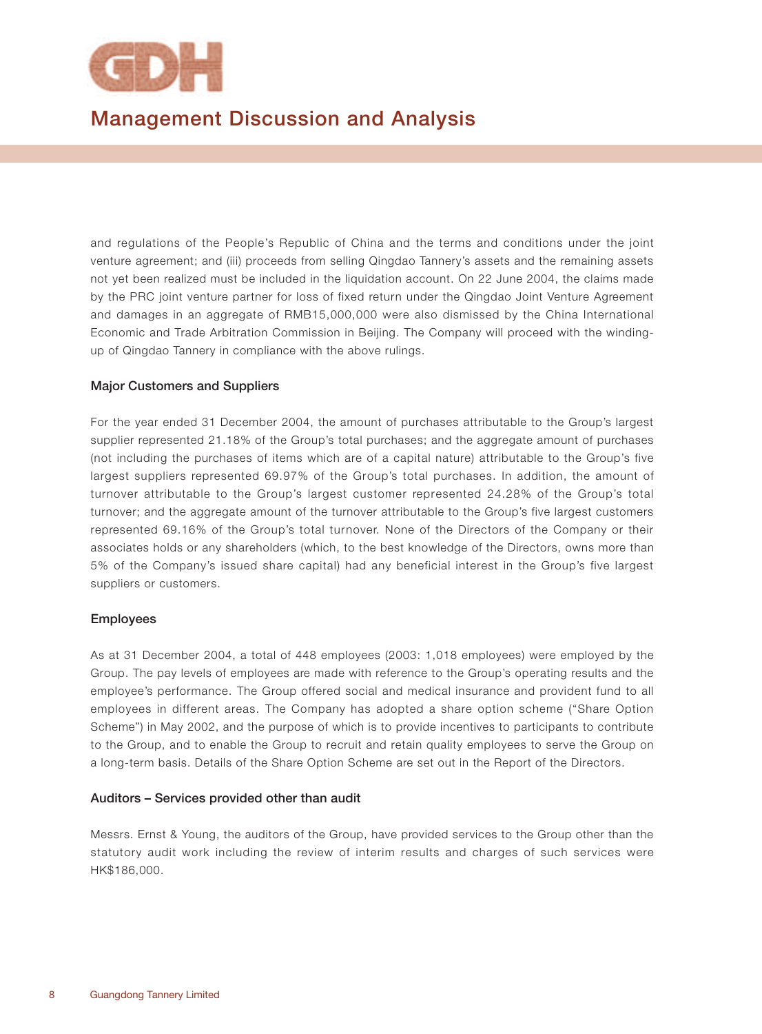and regulations of the People's Republic of China and the terms and conditions under the joint venture agreement; and (iii) proceeds from selling Qingdao Tannery's assets and the remaining assets not yet been realized must be included in the liquidation account. On 22 June 2004, the claims made by the PRC joint venture partner for loss of fixed return under the Qingdao Joint Venture Agreement and damages in an aggregate of RMB15,000,000 were also dismissed by the China International Economic and Trade Arbitration Commission in Beijing. The Company will proceed with the winding-up of Qingdao Tannery in compliance with the above rulings.

### Major Customers and Suppliers

For the year ended 31 December 2004, the amount of purchases attributable to the Group's largest supplier represented 21.18% of the Group's total purchases; and the aggregate amount of purchases (not including the purchases of items which are of a capital nature) attributable to the Group's five largest suppliers represented 69.97% of the Group's total purchases. In addition, the amount of turnover attributable to the Group's largest customer represented 24.28% of the Group's total turnover; and the aggregate amount of the turnover attributable to the Group's five largest customers represented 69.16% of the Group's total turnover. None of the Directors of the Company or their associates holds or any shareholders (which, to the best knowledge of the Directors, owns more than 5% of the Company's issued share capital) had any beneficial interest in the Group's five largest suppliers or customers.

### Employees

As at 31 December 2004, a total of 448 employees (2003: 1,018 employees) were employed by the Group. The pay levels of employees are made with reference to the Group's operating results and the employee's performance. The Group offered social and medical insurance and provident fund to all employees in different areas. The Company has adopted a share option scheme ("Share Option Scheme") in May 2002, and the purpose of which is to provide incentives to participants to contribute to the Group, and to enable the Group to recruit and retain quality employees to serve the Group on a long-term basis. Details of the Share Option Scheme are set out in the Report of the Directors.

### Auditors – Services provided other than audit

Messrs. Ernst & Young, the auditors of the Group, have provided services to the Group other than the statutory audit work including the review of interim results and charges of such services were HK$186,000.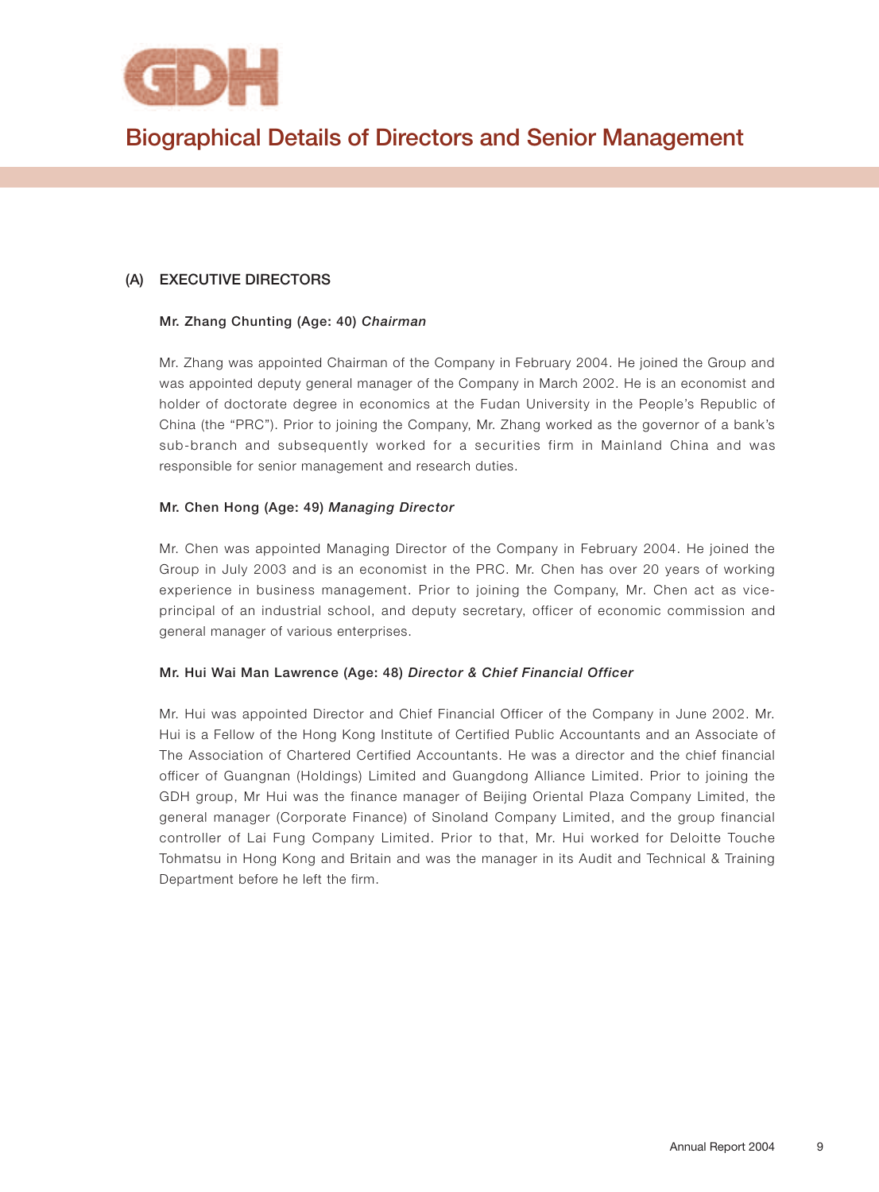# Biographical Details of Directors and Senior Management

## (A) EXECUTIVE DIRECTORS

**Mr. Zhang Chunting (Age: 40)** ***Chairman***

Mr. Zhang was appointed Chairman of the Company in February 2004. He joined the Group and was appointed deputy general manager of the Company in March 2002. He is an economist and holder of doctorate degree in economics at the Fudan University in the People's Republic of China (the "PRC"). Prior to joining the Company, Mr. Zhang worked as the governor of a bank's sub-branch and subsequently worked for a securities firm in Mainland China and was responsible for senior management and research duties.

**Mr. Chen Hong (Age: 49)** ***Managing Director***

Mr. Chen was appointed Managing Director of the Company in February 2004. He joined the Group in July 2003 and is an economist in the PRC. Mr. Chen has over 20 years of working experience in business management. Prior to joining the Company, Mr. Chen act as vice-principal of an industrial school, and deputy secretary, officer of economic commission and general manager of various enterprises.

**Mr. Hui Wai Man Lawrence (Age: 48)** ***Director & Chief Financial Officer***

Mr. Hui was appointed Director and Chief Financial Officer of the Company in June 2002. Mr. Hui is a Fellow of the Hong Kong Institute of Certified Public Accountants and an Associate of The Association of Chartered Certified Accountants. He was a director and the chief financial officer of Guangnan (Holdings) Limited and Guangdong Alliance Limited. Prior to joining the GDH group, Mr Hui was the finance manager of Beijing Oriental Plaza Company Limited, the general manager (Corporate Finance) of Sinoland Company Limited, and the group financial controller of Lai Fung Company Limited. Prior to that, Mr. Hui worked for Deloitte Touche Tohmatsu in Hong Kong and Britain and was the manager in its Audit and Technical & Training Department before he left the firm.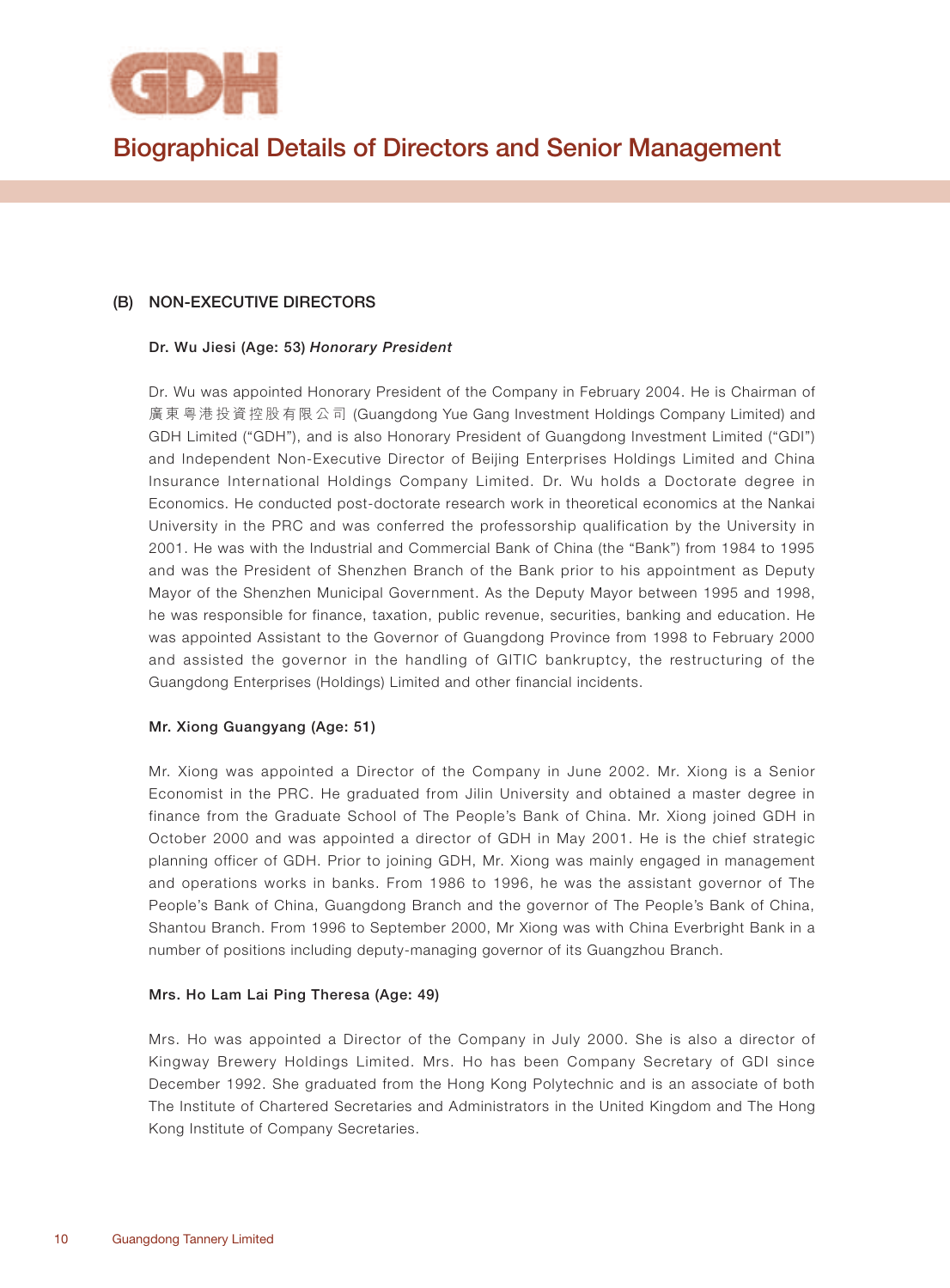# Biographical Details of Directors and Senior Management

## (B) NON-EXECUTIVE DIRECTORS

### Dr. Wu Jiesi (Age: 53) *Honorary President*

Dr. Wu was appointed Honorary President of the Company in February 2004. He is Chairman of 廣東粵港投資控股有限公司 (Guangdong Yue Gang Investment Holdings Company Limited) and GDH Limited ("GDH"), and is also Honorary President of Guangdong Investment Limited ("GDI") and Independent Non-Executive Director of Beijing Enterprises Holdings Limited and China Insurance International Holdings Company Limited. Dr. Wu holds a Doctorate degree in Economics. He conducted post-doctorate research work in theoretical economics at the Nankai University in the PRC and was conferred the professorship qualification by the University in 2001. He was with the Industrial and Commercial Bank of China (the "Bank") from 1984 to 1995 and was the President of Shenzhen Branch of the Bank prior to his appointment as Deputy Mayor of the Shenzhen Municipal Government. As the Deputy Mayor between 1995 and 1998, he was responsible for finance, taxation, public revenue, securities, banking and education. He was appointed Assistant to the Governor of Guangdong Province from 1998 to February 2000 and assisted the governor in the handling of GITIC bankruptcy, the restructuring of the Guangdong Enterprises (Holdings) Limited and other financial incidents.

### Mr. Xiong Guangyang (Age: 51)

Mr. Xiong was appointed a Director of the Company in June 2002. Mr. Xiong is a Senior Economist in the PRC. He graduated from Jilin University and obtained a master degree in finance from the Graduate School of The People's Bank of China. Mr. Xiong joined GDH in October 2000 and was appointed a director of GDH in May 2001. He is the chief strategic planning officer of GDH. Prior to joining GDH, Mr. Xiong was mainly engaged in management and operations works in banks. From 1986 to 1996, he was the assistant governor of The People's Bank of China, Guangdong Branch and the governor of The People's Bank of China, Shantou Branch. From 1996 to September 2000, Mr Xiong was with China Everbright Bank in a number of positions including deputy-managing governor of its Guangzhou Branch.

### Mrs. Ho Lam Lai Ping Theresa (Age: 49)

Mrs. Ho was appointed a Director of the Company in July 2000. She is also a director of Kingway Brewery Holdings Limited. Mrs. Ho has been Company Secretary of GDI since December 1992. She graduated from the Hong Kong Polytechnic and is an associate of both The Institute of Chartered Secretaries and Administrators in the United Kingdom and The Hong Kong Institute of Company Secretaries.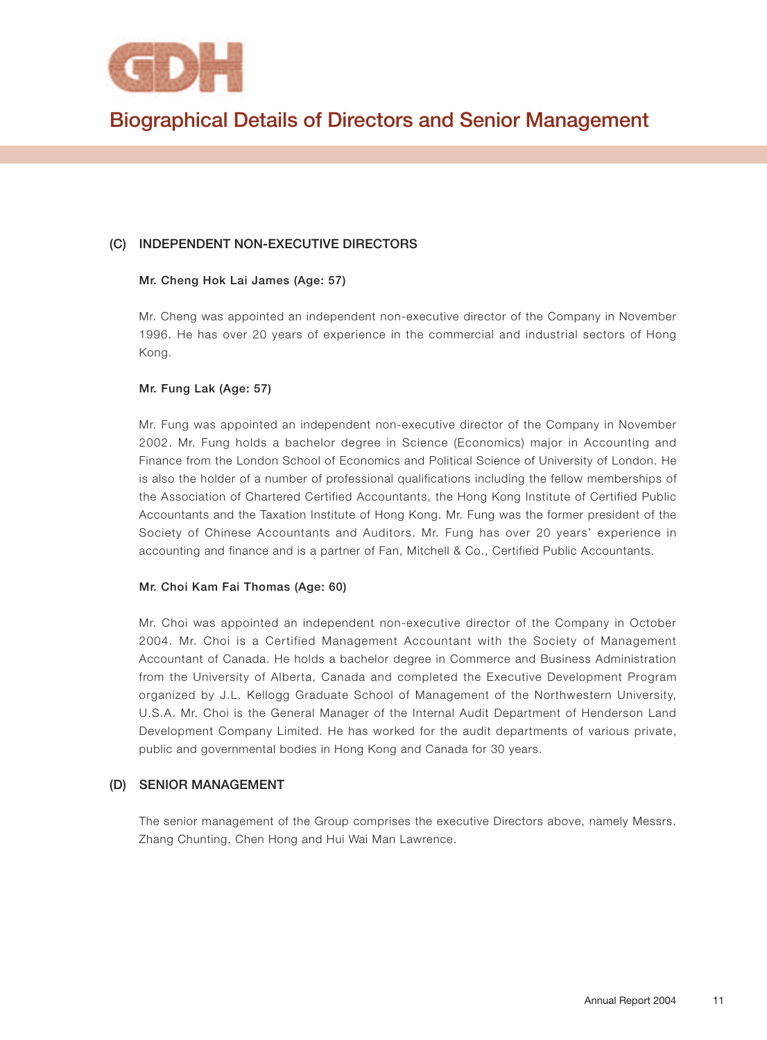# Biographical Details of Directors and Senior Management

## (C) INDEPENDENT NON-EXECUTIVE DIRECTORS

**Mr. Cheng Hok Lai James (Age: 57)**

Mr. Cheng was appointed an independent non-executive director of the Company in November 1996. He has over 20 years of experience in the commercial and industrial sectors of Hong Kong.

**Mr. Fung Lak (Age: 57)**

Mr. Fung was appointed an independent non-executive director of the Company in November 2002. Mr. Fung holds a bachelor degree in Science (Economics) major in Accounting and Finance from the London School of Economics and Political Science of University of London. He is also the holder of a number of professional qualifications including the fellow memberships of the Association of Chartered Certified Accountants, the Hong Kong Institute of Certified Public Accountants and the Taxation Institute of Hong Kong. Mr. Fung was the former president of the Society of Chinese Accountants and Auditors. Mr. Fung has over 20 years' experience in accounting and finance and is a partner of Fan, Mitchell & Co., Certified Public Accountants.

**Mr. Choi Kam Fai Thomas (Age: 60)**

Mr. Choi was appointed an independent non-executive director of the Company in October 2004. Mr. Choi is a Certified Management Accountant with the Society of Management Accountant of Canada. He holds a bachelor degree in Commerce and Business Administration from the University of Alberta, Canada and completed the Executive Development Program organized by J.L. Kellogg Graduate School of Management of the Northwestern University, U.S.A. Mr. Choi is the General Manager of the Internal Audit Department of Henderson Land Development Company Limited. He has worked for the audit departments of various private, public and governmental bodies in Hong Kong and Canada for 30 years.

## (D) SENIOR MANAGEMENT

The senior management of the Group comprises the executive Directors above, namely Messrs. Zhang Chunting, Chen Hong and Hui Wai Man Lawrence.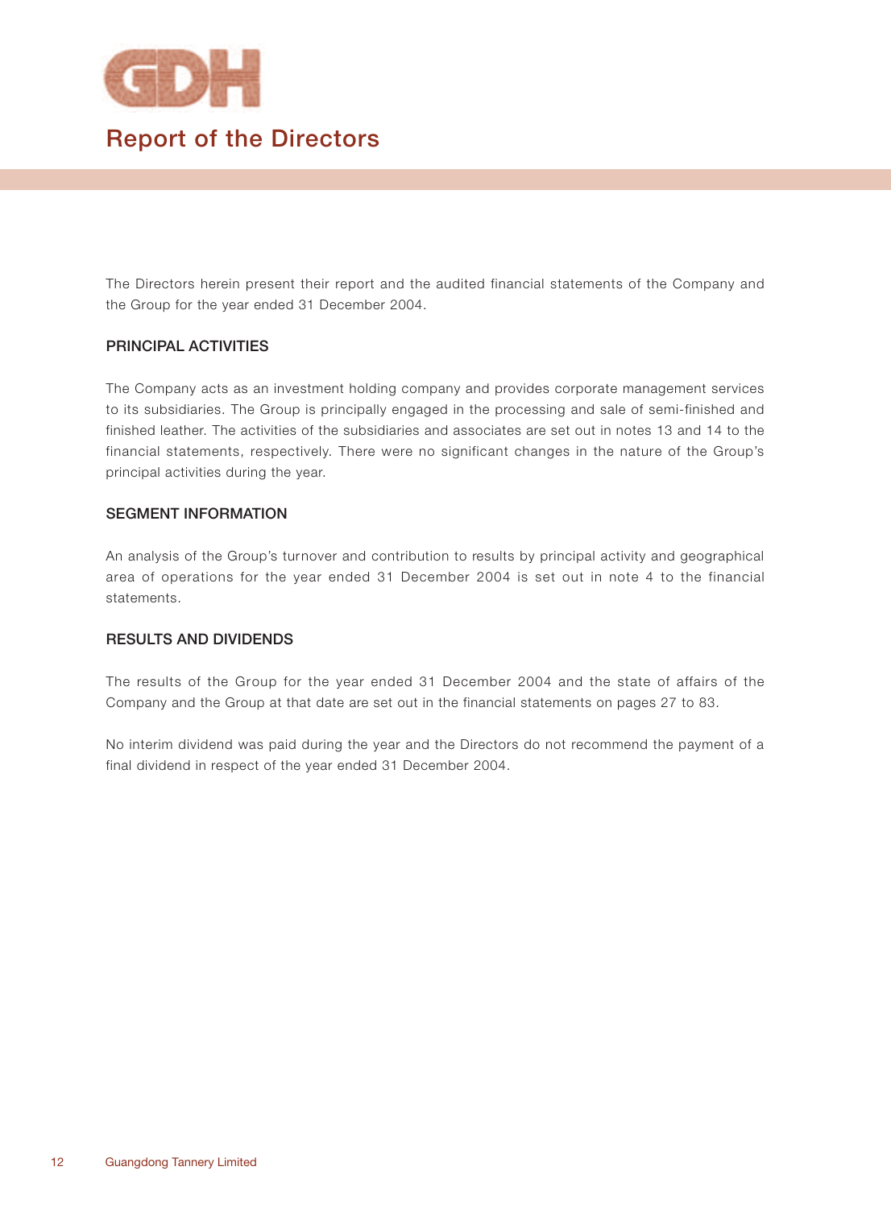# Report of the Directors

The Directors herein present their report and the audited financial statements of the Company and the Group for the year ended 31 December 2004.

## PRINCIPAL ACTIVITIES

The Company acts as an investment holding company and provides corporate management services to its subsidiaries. The Group is principally engaged in the processing and sale of semi-finished and finished leather. The activities of the subsidiaries and associates are set out in notes 13 and 14 to the financial statements, respectively. There were no significant changes in the nature of the Group's principal activities during the year.

## SEGMENT INFORMATION

An analysis of the Group's turnover and contribution to results by principal activity and geographical area of operations for the year ended 31 December 2004 is set out in note 4 to the financial statements.

## RESULTS AND DIVIDENDS

The results of the Group for the year ended 31 December 2004 and the state of affairs of the Company and the Group at that date are set out in the financial statements on pages 27 to 83.

No interim dividend was paid during the year and the Directors do not recommend the payment of a final dividend in respect of the year ended 31 December 2004.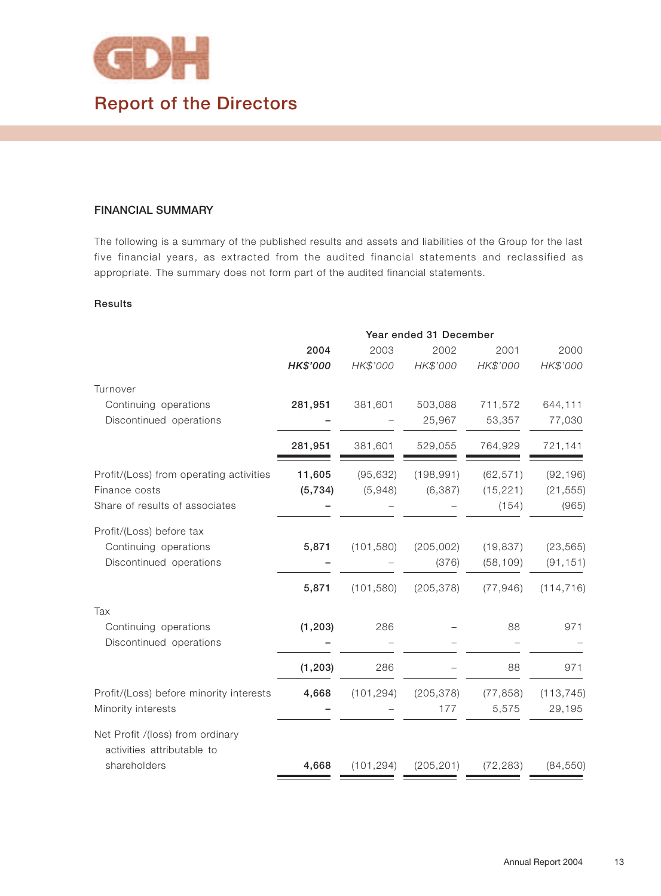# Report of the Directors

## FINANCIAL SUMMARY

The following is a summary of the published results and assets and liabilities of the Group for the last five financial years, as extracted from the audited financial statements and reclassified as appropriate. The summary does not form part of the audited financial statements.

### Results

| | Year ended 31 December | | | | |
|---|---|---|---|---|---|
| | **2004** | 2003 | 2002 | 2001 | 2000 |
| | ***HK$'000*** | *HK$'000* | *HK$'000* | *HK$'000* | *HK$'000* |
| Turnover | | | | | |
| Continuing operations | **281,951** | 381,601 | 503,088 | 711,572 | 644,111 |
| Discontinued operations | **–** | – | 25,967 | 53,357 | 77,030 |
| | **281,951** | 381,601 | 529,055 | 764,929 | 721,141 |
| Profit/(Loss) from operating activities | **11,605** | (95,632) | (198,991) | (62,571) | (92,196) |
| Finance costs | **(5,734)** | (5,948) | (6,387) | (15,221) | (21,555) |
| Share of results of associates | **–** | – | – | (154) | (965) |
| Profit/(Loss) before tax | | | | | |
| Continuing operations | **5,871** | (101,580) | (205,002) | (19,837) | (23,565) |
| Discontinued operations | **–** | – | (376) | (58,109) | (91,151) |
| | **5,871** | (101,580) | (205,378) | (77,946) | (114,716) |
| Tax | | | | | |
| Continuing operations | **(1,203)** | 286 | – | 88 | 971 |
| Discontinued operations | **–** | – | – | – | – |
| | **(1,203)** | 286 | – | 88 | 971 |
| Profit/(Loss) before minority interests | **4,668** | (101,294) | (205,378) | (77,858) | (113,745) |
| Minority interests | **–** | – | 177 | 5,575 | 29,195 |
| Net Profit /(loss) from ordinary activities attributable to shareholders | **4,668** | (101,294) | (205,201) | (72,283) | (84,550) |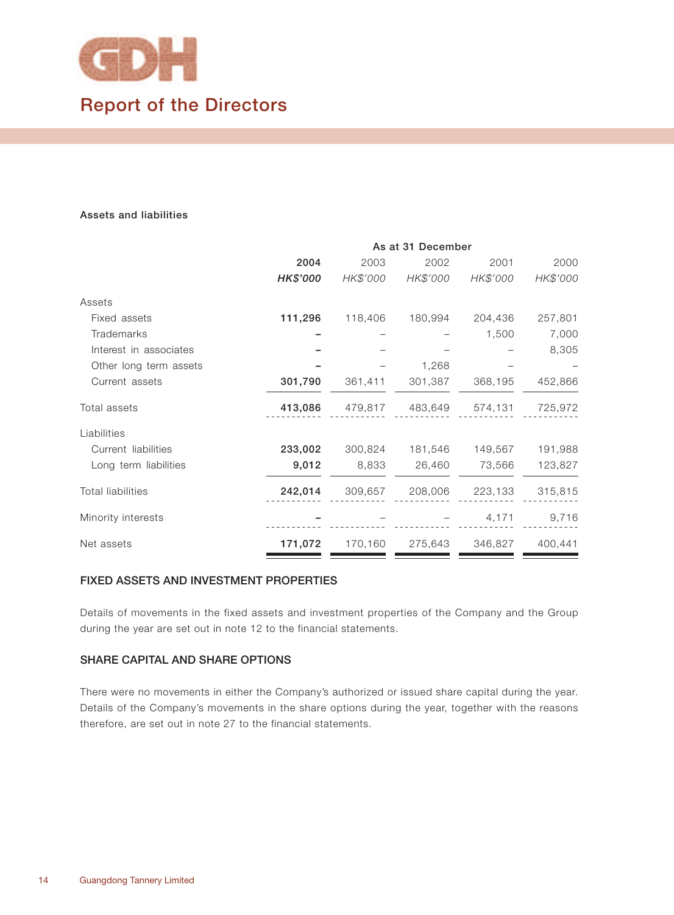# Report of the Directors

**Assets and liabilities**

| | As at 31 December | | | | |
|---|---|---|---|---|---|
| | **2004** | 2003 | 2002 | 2001 | 2000 |
| | ***HK$'000*** | *HK$'000* | *HK$'000* | *HK$'000* | *HK$'000* |
| Assets | | | | | |
| Fixed assets | **111,296** | 118,406 | 180,994 | 204,436 | 257,801 |
| Trademarks | **–** | – | – | 1,500 | 7,000 |
| Interest in associates | **–** | – | – | – | 8,305 |
| Other long term assets | **–** | – | 1,268 | – | – |
| Current assets | **301,790** | 361,411 | 301,387 | 368,195 | 452,866 |
| Total assets | **413,086** | 479,817 | 483,649 | 574,131 | 725,972 |
| Liabilities | | | | | |
| Current liabilities | **233,002** | 300,824 | 181,546 | 149,567 | 191,988 |
| Long term liabilities | **9,012** | 8,833 | 26,460 | 73,566 | 123,827 |
| Total liabilities | **242,014** | 309,657 | 208,006 | 223,133 | 315,815 |
| Minority interests | **–** | – | – | 4,171 | 9,716 |
| Net assets | **171,072** | 170,160 | 275,643 | 346,827 | 400,441 |

## FIXED ASSETS AND INVESTMENT PROPERTIES

Details of movements in the fixed assets and investment properties of the Company and the Group during the year are set out in note 12 to the financial statements.

## SHARE CAPITAL AND SHARE OPTIONS

There were no movements in either the Company's authorized or issued share capital during the year. Details of the Company's movements in the share options during the year, together with the reasons therefore, are set out in note 27 to the financial statements.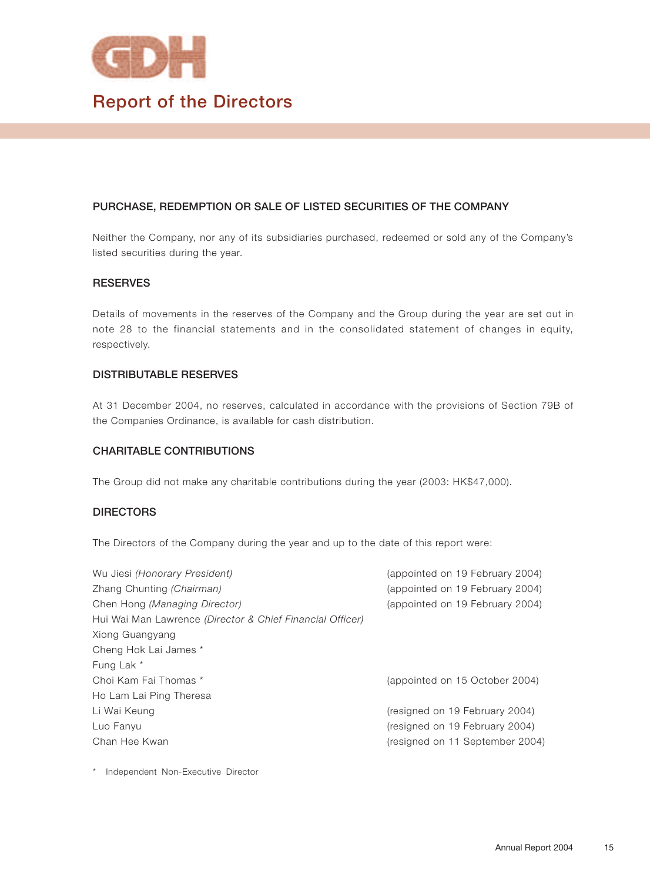# Report of the Directors

## PURCHASE, REDEMPTION OR SALE OF LISTED SECURITIES OF THE COMPANY

Neither the Company, nor any of its subsidiaries purchased, redeemed or sold any of the Company's listed securities during the year.

## RESERVES

Details of movements in the reserves of the Company and the Group during the year are set out in note 28 to the financial statements and in the consolidated statement of changes in equity, respectively.

## DISTRIBUTABLE RESERVES

At 31 December 2004, no reserves, calculated in accordance with the provisions of Section 79B of the Companies Ordinance, is available for cash distribution.

## CHARITABLE CONTRIBUTIONS

The Group did not make any charitable contributions during the year (2003: HK$47,000).

## DIRECTORS

The Directors of the Company during the year and up to the date of this report were:

| | |
|---|---|
| Wu Jiesi *(Honorary President)* | (appointed on 19 February 2004) |
| Zhang Chunting *(Chairman)* | (appointed on 19 February 2004) |
| Chen Hong *(Managing Director)* | (appointed on 19 February 2004) |
| Hui Wai Man Lawrence *(Director & Chief Financial Officer)* | |
| Xiong Guangyang | |
| Cheng Hok Lai James * | |
| Fung Lak * | |
| Choi Kam Fai Thomas * | (appointed on 15 October 2004) |
| Ho Lam Lai Ping Theresa | |
| Li Wai Keung | (resigned on 19 February 2004) |
| Luo Fanyu | (resigned on 19 February 2004) |
| Chan Hee Kwan | (resigned on 11 September 2004) |

\* Independent Non-Executive Director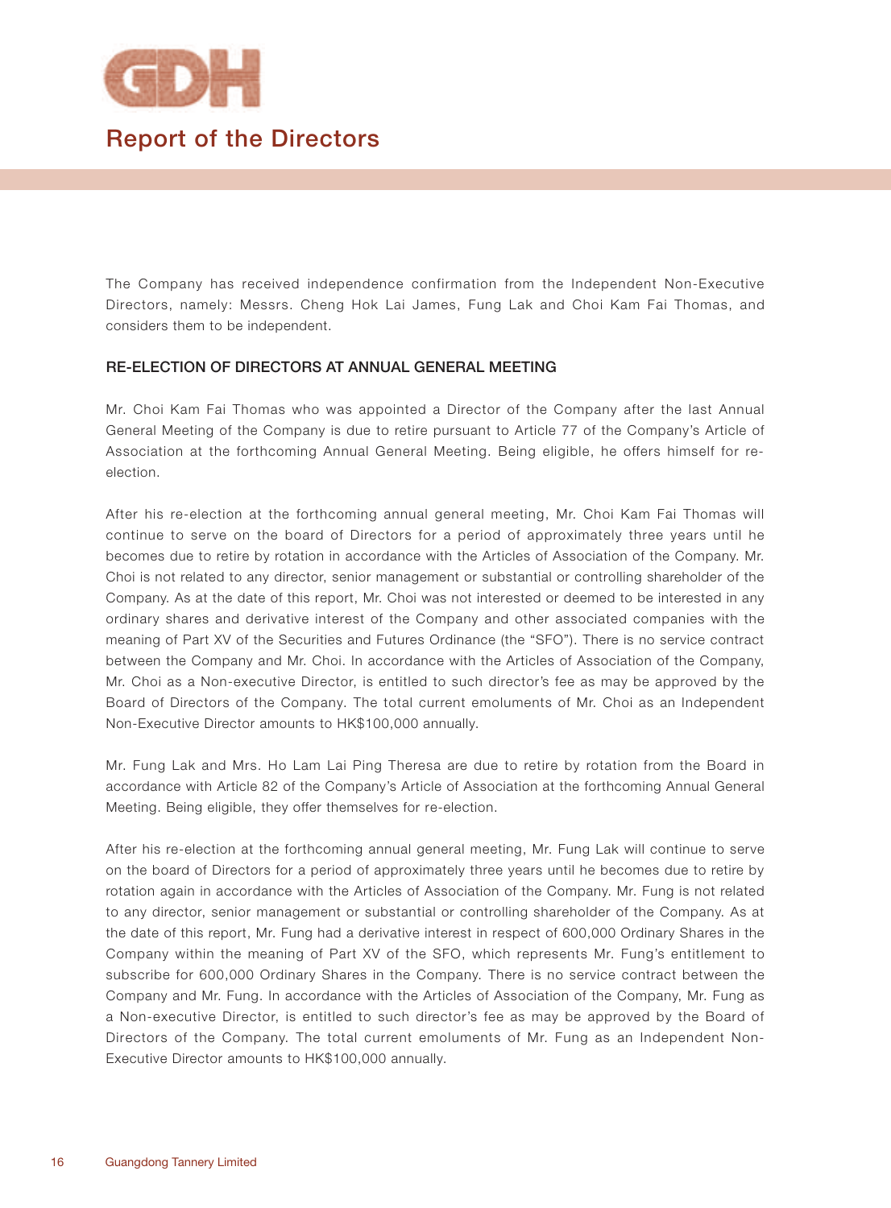The Company has received independence confirmation from the Independent Non-Executive Directors, namely: Messrs. Cheng Hok Lai James, Fung Lak and Choi Kam Fai Thomas, and considers them to be independent.

## RE-ELECTION OF DIRECTORS AT ANNUAL GENERAL MEETING

Mr. Choi Kam Fai Thomas who was appointed a Director of the Company after the last Annual General Meeting of the Company is due to retire pursuant to Article 77 of the Company's Article of Association at the forthcoming Annual General Meeting. Being eligible, he offers himself for re-election.

After his re-election at the forthcoming annual general meeting, Mr. Choi Kam Fai Thomas will continue to serve on the board of Directors for a period of approximately three years until he becomes due to retire by rotation in accordance with the Articles of Association of the Company. Mr. Choi is not related to any director, senior management or substantial or controlling shareholder of the Company. As at the date of this report, Mr. Choi was not interested or deemed to be interested in any ordinary shares and derivative interest of the Company and other associated companies with the meaning of Part XV of the Securities and Futures Ordinance (the "SFO"). There is no service contract between the Company and Mr. Choi. In accordance with the Articles of Association of the Company, Mr. Choi as a Non-executive Director, is entitled to such director's fee as may be approved by the Board of Directors of the Company. The total current emoluments of Mr. Choi as an Independent Non-Executive Director amounts to HK$100,000 annually.

Mr. Fung Lak and Mrs. Ho Lam Lai Ping Theresa are due to retire by rotation from the Board in accordance with Article 82 of the Company's Article of Association at the forthcoming Annual General Meeting. Being eligible, they offer themselves for re-election.

After his re-election at the forthcoming annual general meeting, Mr. Fung Lak will continue to serve on the board of Directors for a period of approximately three years until he becomes due to retire by rotation again in accordance with the Articles of Association of the Company. Mr. Fung is not related to any director, senior management or substantial or controlling shareholder of the Company. As at the date of this report, Mr. Fung had a derivative interest in respect of 600,000 Ordinary Shares in the Company within the meaning of Part XV of the SFO, which represents Mr. Fung's entitlement to subscribe for 600,000 Ordinary Shares in the Company. There is no service contract between the Company and Mr. Fung. In accordance with the Articles of Association of the Company, Mr. Fung as a Non-executive Director, is entitled to such director's fee as may be approved by the Board of Directors of the Company. The total current emoluments of Mr. Fung as an Independent Non-Executive Director amounts to HK$100,000 annually.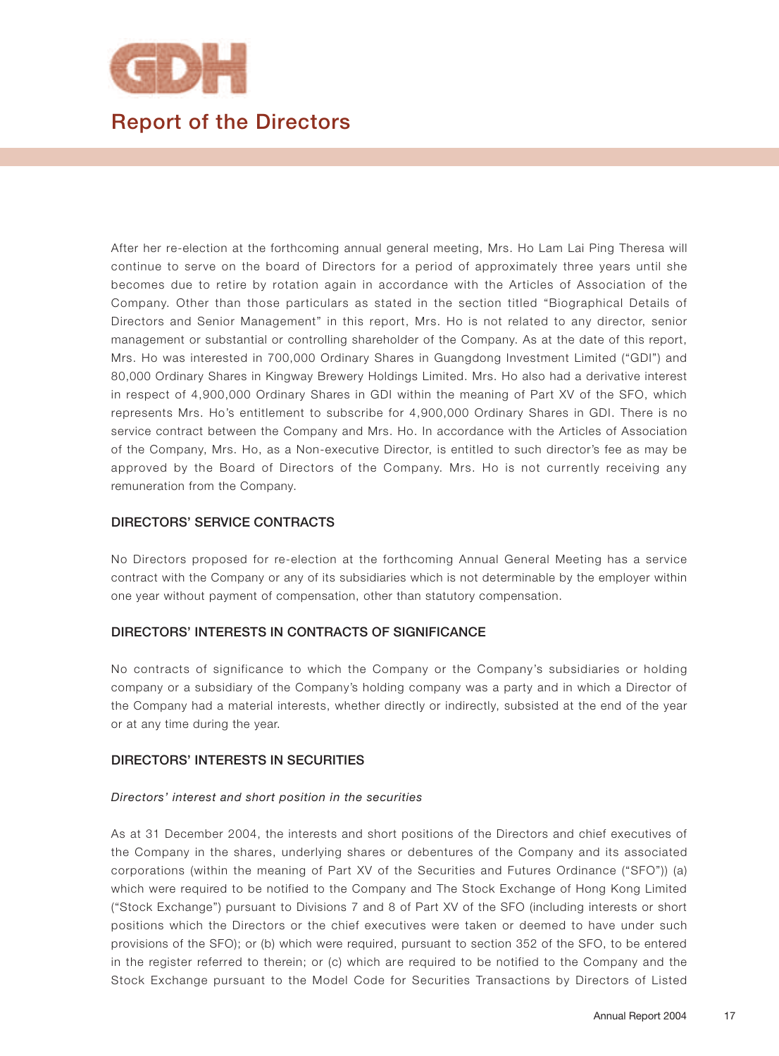After her re-election at the forthcoming annual general meeting, Mrs. Ho Lam Lai Ping Theresa will continue to serve on the board of Directors for a period of approximately three years until she becomes due to retire by rotation again in accordance with the Articles of Association of the Company. Other than those particulars as stated in the section titled "Biographical Details of Directors and Senior Management" in this report, Mrs. Ho is not related to any director, senior management or substantial or controlling shareholder of the Company. As at the date of this report, Mrs. Ho was interested in 700,000 Ordinary Shares in Guangdong Investment Limited ("GDI") and 80,000 Ordinary Shares in Kingway Brewery Holdings Limited. Mrs. Ho also had a derivative interest in respect of 4,900,000 Ordinary Shares in GDI within the meaning of Part XV of the SFO, which represents Mrs. Ho's entitlement to subscribe for 4,900,000 Ordinary Shares in GDI. There is no service contract between the Company and Mrs. Ho. In accordance with the Articles of Association of the Company, Mrs. Ho, as a Non-executive Director, is entitled to such director's fee as may be approved by the Board of Directors of the Company. Mrs. Ho is not currently receiving any remuneration from the Company.

## DIRECTORS' SERVICE CONTRACTS

No Directors proposed for re-election at the forthcoming Annual General Meeting has a service contract with the Company or any of its subsidiaries which is not determinable by the employer within one year without payment of compensation, other than statutory compensation.

## DIRECTORS' INTERESTS IN CONTRACTS OF SIGNIFICANCE

No contracts of significance to which the Company or the Company's subsidiaries or holding company or a subsidiary of the Company's holding company was a party and in which a Director of the Company had a material interests, whether directly or indirectly, subsisted at the end of the year or at any time during the year.

## DIRECTORS' INTERESTS IN SECURITIES

*Directors' interest and short position in the securities*

As at 31 December 2004, the interests and short positions of the Directors and chief executives of the Company in the shares, underlying shares or debentures of the Company and its associated corporations (within the meaning of Part XV of the Securities and Futures Ordinance ("SFO")) (a) which were required to be notified to the Company and The Stock Exchange of Hong Kong Limited ("Stock Exchange") pursuant to Divisions 7 and 8 of Part XV of the SFO (including interests or short positions which the Directors or the chief executives were taken or deemed to have under such provisions of the SFO); or (b) which were required, pursuant to section 352 of the SFO, to be entered in the register referred to therein; or (c) which are required to be notified to the Company and the Stock Exchange pursuant to the Model Code for Securities Transactions by Directors of Listed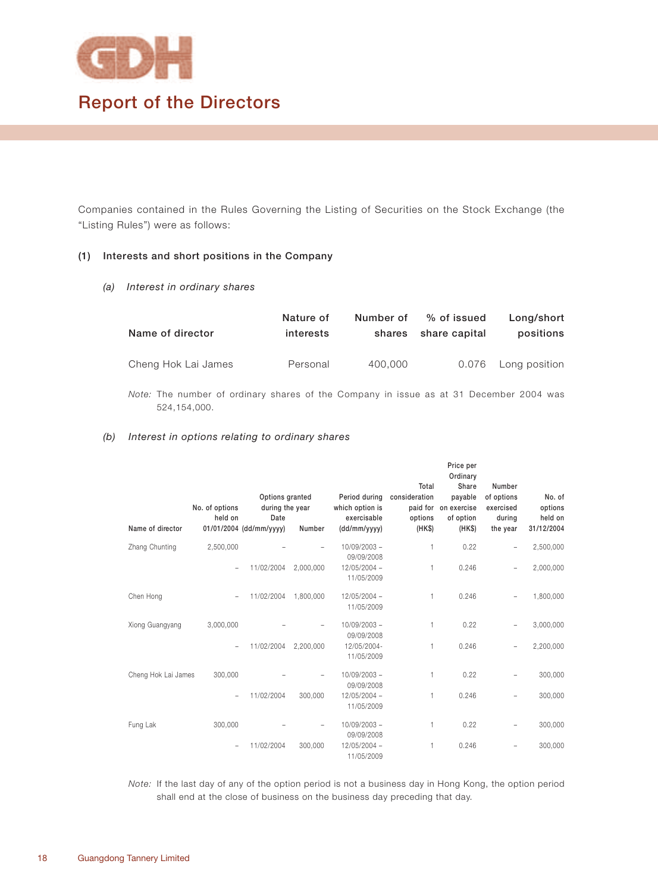# Report of the Directors

Companies contained in the Rules Governing the Listing of Securities on the Stock Exchange (the "Listing Rules") were as follows:

**(1) Interests and short positions in the Company**

*(a) Interest in ordinary shares*

| Name of director | Nature of interests | Number of shares | % of issued share capital | Long/short positions |
|---|---|---|---|---|
| Cheng Hok Lai James | Personal | 400,000 | 0.076 | Long position |

*Note:* The number of ordinary shares of the Company in issue as at 31 December 2004 was 524,154,000.

*(b) Interest in options relating to ordinary shares*

| Name of director | No. of options held on 01/01/2004 | Options granted during the year Date (dd/mm/yyyy) | Number | Period during which option is exercisable (dd/mm/yyyy) | Total consideration paid for options (HK$) | Price per Ordinary Share payable on exercise of option (HK$) | Number of options exercised during the year | No. of options held on 31/12/2004 |
|---|---|---|---|---|---|---|---|---|
| Zhang Chunting | 2,500,000 | – | – | 10/09/2003 – 09/09/2008 | 1 | 0.22 | – | 2,500,000 |
| | – | 11/02/2004 | 2,000,000 | 12/05/2004 – 11/05/2009 | 1 | 0.246 | – | 2,000,000 |
| Chen Hong | – | 11/02/2004 | 1,800,000 | 12/05/2004 – 11/05/2009 | 1 | 0.246 | – | 1,800,000 |
| Xiong Guangyang | 3,000,000 | – | – | 10/09/2003 – 09/09/2008 | 1 | 0.22 | – | 3,000,000 |
| | – | 11/02/2004 | 2,200,000 | 12/05/2004- 11/05/2009 | 1 | 0.246 | – | 2,200,000 |
| Cheng Hok Lai James | 300,000 | – | – | 10/09/2003 – 09/09/2008 | 1 | 0.22 | – | 300,000 |
| | – | 11/02/2004 | 300,000 | 12/05/2004 – 11/05/2009 | 1 | 0.246 | – | 300,000 |
| Fung Lak | 300,000 | – | – | 10/09/2003 – 09/09/2008 | 1 | 0.22 | – | 300,000 |
| | – | 11/02/2004 | 300,000 | 12/05/2004 – 11/05/2009 | 1 | 0.246 | – | 300,000 |

*Note:* If the last day of any of the option period is not a business day in Hong Kong, the option period shall end at the close of business on the business day preceding that day.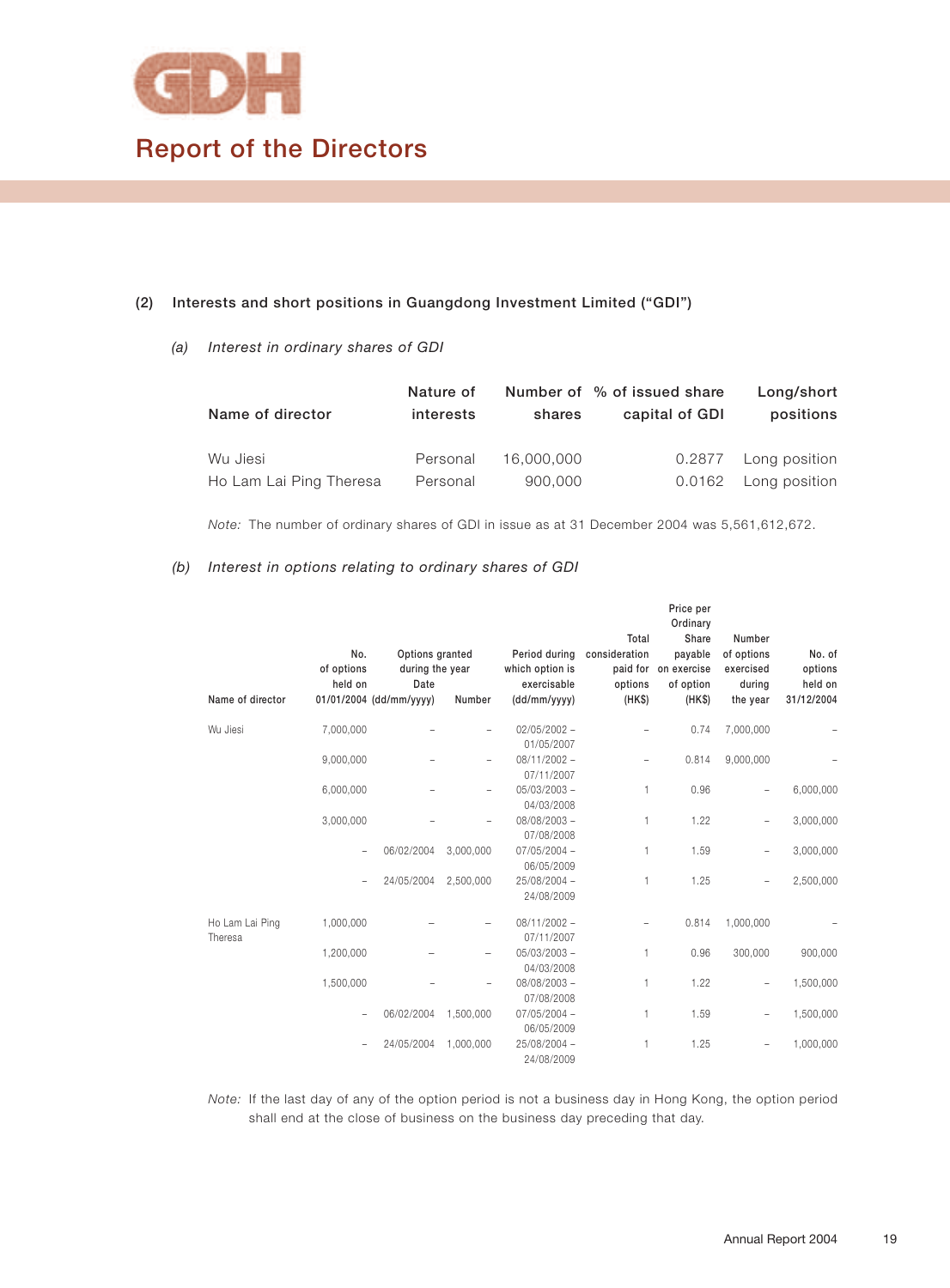# Report of the Directors

## (2) Interests and short positions in Guangdong Investment Limited ("GDI")

### *(a) Interest in ordinary shares of GDI*

| Name of director | Nature of interests | Number of shares | % of issued share capital of GDI | Long/short positions |
|---|---|---|---|---|
| Wu Jiesi | Personal | 16,000,000 | 0.2877 | Long position |
| Ho Lam Lai Ping Theresa | Personal | 900,000 | 0.0162 | Long position |

*Note:* The number of ordinary shares of GDI in issue as at 31 December 2004 was 5,561,612,672.

### *(b) Interest in options relating to ordinary shares of GDI*

| Name of director | No. of options held on 01/01/2004 | Options granted during the year Date (dd/mm/yyyy) | Options granted during the year Number | Period during which option is exercisable (dd/mm/yyyy) | Total consideration paid for options (HK$) | Price per Ordinary Share payable on exercise of option (HK$) | Number of options exercised during the year | No. of options held on 31/12/2004 |
|---|---|---|---|---|---|---|---|---|
| Wu Jiesi | 7,000,000 | – | – | 02/05/2002 – 01/05/2007 | – | 0.74 | 7,000,000 | – |
| | 9,000,000 | – | – | 08/11/2002 – 07/11/2007 | – | 0.814 | 9,000,000 | – |
| | 6,000,000 | – | – | 05/03/2003 – 04/03/2008 | 1 | 0.96 | – | 6,000,000 |
| | 3,000,000 | – | – | 08/08/2003 – 07/08/2008 | 1 | 1.22 | – | 3,000,000 |
| | – | 06/02/2004 | 3,000,000 | 07/05/2004 – 06/05/2009 | 1 | 1.59 | – | 3,000,000 |
| | – | 24/05/2004 | 2,500,000 | 25/08/2004 – 24/08/2009 | 1 | 1.25 | – | 2,500,000 |
| Ho Lam Lai Ping Theresa | 1,000,000 | – | – | 08/11/2002 – 07/11/2007 | – | 0.814 | 1,000,000 | – |
| | 1,200,000 | – | – | 05/03/2003 – 04/03/2008 | 1 | 0.96 | 300,000 | 900,000 |
| | 1,500,000 | – | – | 08/08/2003 – 07/08/2008 | 1 | 1.22 | – | 1,500,000 |
| | – | 06/02/2004 | 1,500,000 | 07/05/2004 – 06/05/2009 | 1 | 1.59 | – | 1,500,000 |
| | – | 24/05/2004 | 1,000,000 | 25/08/2004 – 24/08/2009 | 1 | 1.25 | – | 1,000,000 |

*Note:* If the last day of any of the option period is not a business day in Hong Kong, the option period shall end at the close of business on the business day preceding that day.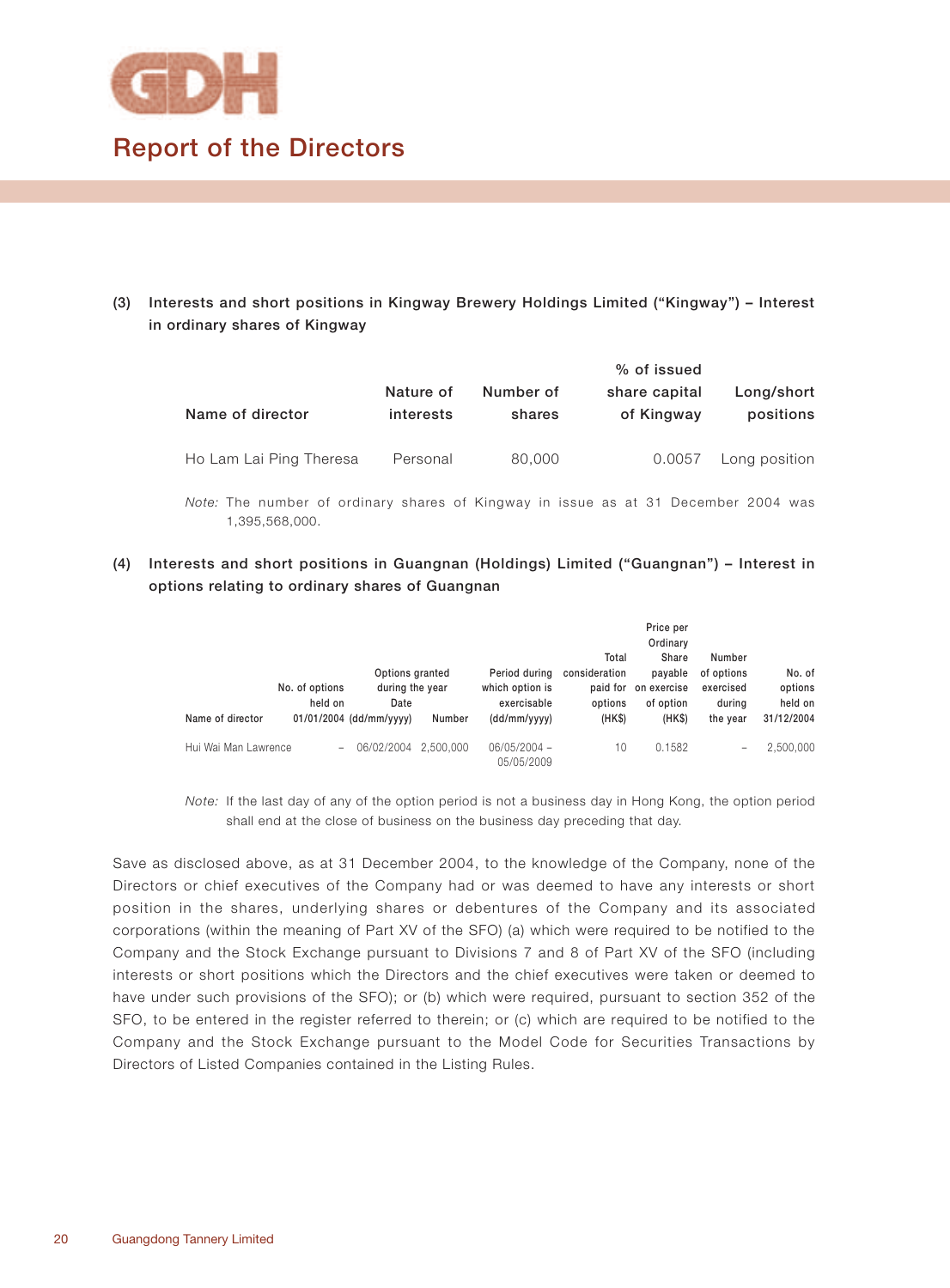**(3) Interests and short positions in Kingway Brewery Holdings Limited ("Kingway") – Interest in ordinary shares of Kingway**

| Name of director | Nature of interests | Number of shares | % of issued share capital of Kingway | Long/short positions |
|---|---|---|---|---|
| Ho Lam Lai Ping Theresa | Personal | 80,000 | 0.0057 | Long position |

*Note:* The number of ordinary shares of Kingway in issue as at 31 December 2004 was 1,395,568,000.

**(4) Interests and short positions in Guangnan (Holdings) Limited ("Guangnan") – Interest in options relating to ordinary shares of Guangnan**

| Name of director | No. of options held on 01/01/2004 | Options granted during the year Date (dd/mm/yyyy) | Number | Period during which option is exercisable (dd/mm/yyyy) | Total consideration paid for options (HK$) | Price per Ordinary Share payable on exercise of option (HK$) | Number of options exercised during the year | No. of options held on 31/12/2004 |
|---|---|---|---|---|---|---|---|---|
| Hui Wai Man Lawrence | – | 06/02/2004 | 2,500,000 | 06/05/2004 – 05/05/2009 | 10 | 0.1582 | – | 2,500,000 |

*Note:* If the last day of any of the option period is not a business day in Hong Kong, the option period shall end at the close of business on the business day preceding that day.

Save as disclosed above, as at 31 December 2004, to the knowledge of the Company, none of the Directors or chief executives of the Company had or was deemed to have any interests or short position in the shares, underlying shares or debentures of the Company and its associated corporations (within the meaning of Part XV of the SFO) (a) which were required to be notified to the Company and the Stock Exchange pursuant to Divisions 7 and 8 of Part XV of the SFO (including interests or short positions which the Directors and the chief executives were taken or deemed to have under such provisions of the SFO); or (b) which were required, pursuant to section 352 of the SFO, to be entered in the register referred to therein; or (c) which are required to be notified to the Company and the Stock Exchange pursuant to the Model Code for Securities Transactions by Directors of Listed Companies contained in the Listing Rules.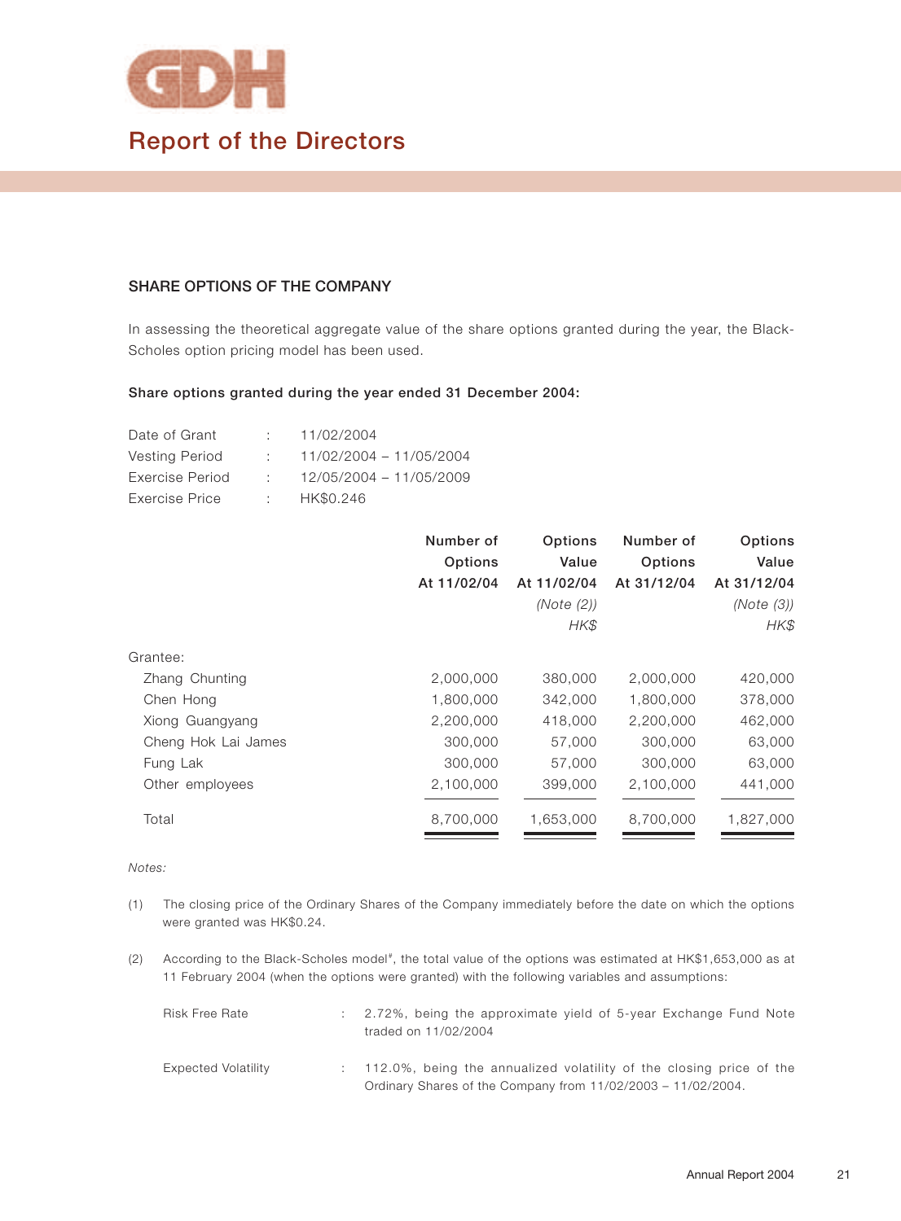# Report of the Directors

## SHARE OPTIONS OF THE COMPANY

In assessing the theoretical aggregate value of the share options granted during the year, the Black-Scholes option pricing model has been used.

**Share options granted during the year ended 31 December 2004:**

| | | |
|---|---|---|
| Date of Grant | : | 11/02/2004 |
| Vesting Period | : | 11/02/2004 – 11/05/2004 |
| Exercise Period | : | 12/05/2004 – 11/05/2009 |
| Exercise Price | : | HK$0.246 |

| | Number of Options At 11/02/04 | Options Value At 11/02/04 *(Note (2))* *HK$* | Number of Options At 31/12/04 | Options Value At 31/12/04 *(Note (3))* *HK$* |
|---|---|---|---|---|
| Grantee: | | | | |
| Zhang Chunting | 2,000,000 | 380,000 | 2,000,000 | 420,000 |
| Chen Hong | 1,800,000 | 342,000 | 1,800,000 | 378,000 |
| Xiong Guangyang | 2,200,000 | 418,000 | 2,200,000 | 462,000 |
| Cheng Hok Lai James | 300,000 | 57,000 | 300,000 | 63,000 |
| Fung Lak | 300,000 | 57,000 | 300,000 | 63,000 |
| Other employees | 2,100,000 | 399,000 | 2,100,000 | 441,000 |
| Total | 8,700,000 | 1,653,000 | 8,700,000 | 1,827,000 |

*Notes:*

(1) The closing price of the Ordinary Shares of the Company immediately before the date on which the options were granted was HK$0.24.

(2) According to the Black-Scholes model#, the total value of the options was estimated at HK$1,653,000 as at 11 February 2004 (when the options were granted) with the following variables and assumptions:

| | | |
|---|---|---|
| Risk Free Rate | : | 2.72%, being the approximate yield of 5-year Exchange Fund Note traded on 11/02/2004 |
| Expected Volatility | : | 112.0%, being the annualized volatility of the closing price of the Ordinary Shares of the Company from 11/02/2003 – 11/02/2004. |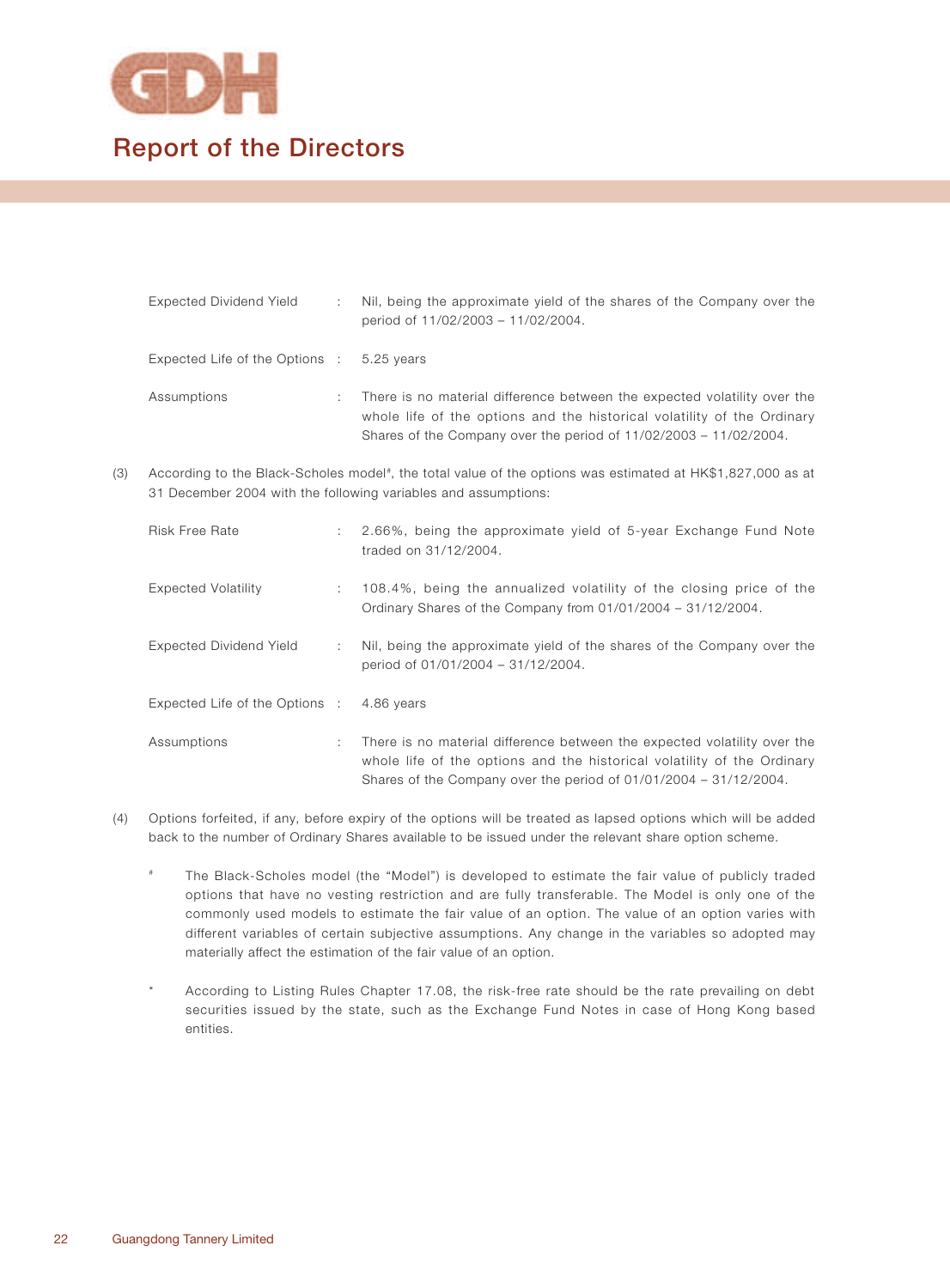# Report of the Directors

Expected Dividend Yield : Nil, being the approximate yield of the shares of the Company over the period of 11/02/2003 – 11/02/2004.

Expected Life of the Options : 5.25 years

Assumptions : There is no material difference between the expected volatility over the whole life of the options and the historical volatility of the Ordinary Shares of the Company over the period of 11/02/2003 – 11/02/2004.

(3) According to the Black-Scholes model#, the total value of the options was estimated at HK$1,827,000 as at 31 December 2004 with the following variables and assumptions:

Risk Free Rate : 2.66%, being the approximate yield of 5-year Exchange Fund Note traded on 31/12/2004.

Expected Volatility : 108.4%, being the annualized volatility of the closing price of the Ordinary Shares of the Company from 01/01/2004 – 31/12/2004.

Expected Dividend Yield : Nil, being the approximate yield of the shares of the Company over the period of 01/01/2004 – 31/12/2004.

Expected Life of the Options : 4.86 years

Assumptions : There is no material difference between the expected volatility over the whole life of the options and the historical volatility of the Ordinary Shares of the Company over the period of 01/01/2004 – 31/12/2004.

(4) Options forfeited, if any, before expiry of the options will be treated as lapsed options which will be added back to the number of Ordinary Shares available to be issued under the relevant share option scheme.

# The Black-Scholes model (the "Model") is developed to estimate the fair value of publicly traded options that have no vesting restriction and are fully transferable. The Model is only one of the commonly used models to estimate the fair value of an option. The value of an option varies with different variables of certain subjective assumptions. Any change in the variables so adopted may materially affect the estimation of the fair value of an option.

\* According to Listing Rules Chapter 17.08, the risk-free rate should be the rate prevailing on debt securities issued by the state, such as the Exchange Fund Notes in case of Hong Kong based entities.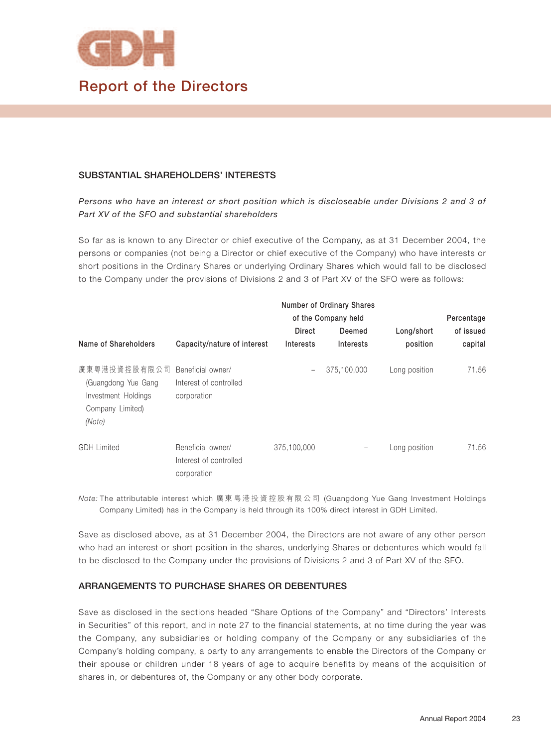# Report of the Directors

## SUBSTANTIAL SHAREHOLDERS' INTERESTS

*Persons who have an interest or short position which is discloseable under Divisions 2 and 3 of Part XV of the SFO and substantial shareholders*

So far as is known to any Director or chief executive of the Company, as at 31 December 2004, the persons or companies (not being a Director or chief executive of the Company) who have interests or short positions in the Ordinary Shares or underlying Ordinary Shares which would fall to be disclosed to the Company under the provisions of Divisions 2 and 3 of Part XV of the SFO were as follows:

| Name of Shareholders | Capacity/nature of interest | Number of Ordinary Shares of the Company held | | Long/short position | Percentage of issued capital |
|---|---|---|---|---|---|
| | | Direct Interests | Deemed Interests | | |
| 廣東粵港投資控股有限公司 (Guangdong Yue Gang Investment Holdings Company Limited) *(Note)* | Beneficial owner/ Interest of controlled corporation | – | 375,100,000 | Long position | 71.56 |
| GDH Limited | Beneficial owner/ Interest of controlled corporation | 375,100,000 | – | Long position | 71.56 |

*Note:* The attributable interest which 廣東粵港投資控股有限公司 (Guangdong Yue Gang Investment Holdings Company Limited) has in the Company is held through its 100% direct interest in GDH Limited.

Save as disclosed above, as at 31 December 2004, the Directors are not aware of any other person who had an interest or short position in the shares, underlying Shares or debentures which would fall to be disclosed to the Company under the provisions of Divisions 2 and 3 of Part XV of the SFO.

## ARRANGEMENTS TO PURCHASE SHARES OR DEBENTURES

Save as disclosed in the sections headed "Share Options of the Company" and "Directors' Interests in Securities" of this report, and in note 27 to the financial statements, at no time during the year was the Company, any subsidiaries or holding company of the Company or any subsidiaries of the Company's holding company, a party to any arrangements to enable the Directors of the Company or their spouse or children under 18 years of age to acquire benefits by means of the acquisition of shares in, or debentures of, the Company or any other body corporate.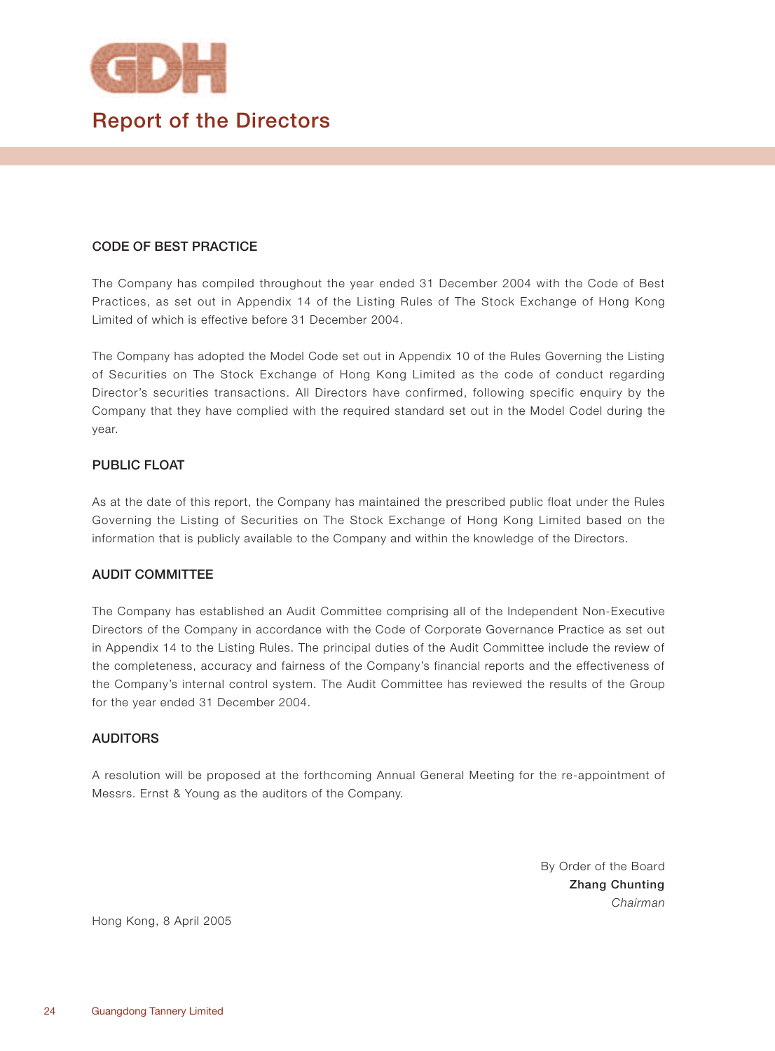# Report of the Directors

## CODE OF BEST PRACTICE

The Company has compiled throughout the year ended 31 December 2004 with the Code of Best Practices, as set out in Appendix 14 of the Listing Rules of The Stock Exchange of Hong Kong Limited of which is effective before 31 December 2004.

The Company has adopted the Model Code set out in Appendix 10 of the Rules Governing the Listing of Securities on The Stock Exchange of Hong Kong Limited as the code of conduct regarding Director's securities transactions. All Directors have confirmed, following specific enquiry by the Company that they have complied with the required standard set out in the Model Codel during the year.

## PUBLIC FLOAT

As at the date of this report, the Company has maintained the prescribed public float under the Rules Governing the Listing of Securities on The Stock Exchange of Hong Kong Limited based on the information that is publicly available to the Company and within the knowledge of the Directors.

## AUDIT COMMITTEE

The Company has established an Audit Committee comprising all of the Independent Non-Executive Directors of the Company in accordance with the Code of Corporate Governance Practice as set out in Appendix 14 to the Listing Rules. The principal duties of the Audit Committee include the review of the completeness, accuracy and fairness of the Company's financial reports and the effectiveness of the Company's internal control system. The Audit Committee has reviewed the results of the Group for the year ended 31 December 2004.

## AUDITORS

A resolution will be proposed at the forthcoming Annual General Meeting for the re-appointment of Messrs. Ernst & Young as the auditors of the Company.

By Order of the Board
**Zhang Chunting**
*Chairman*

Hong Kong, 8 April 2005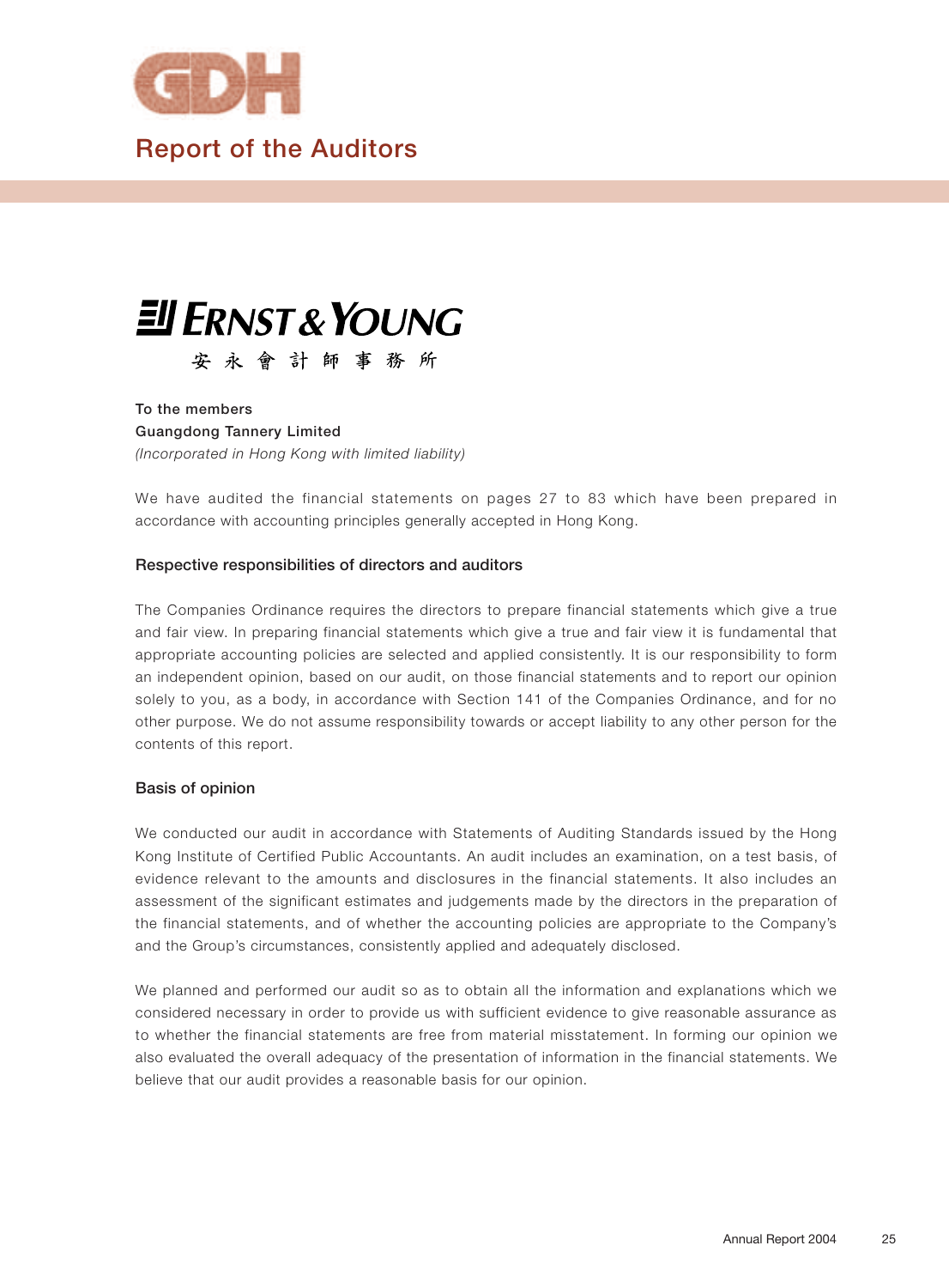# Report of the Auditors

ERNST & YOUNG

安永會計師事務所

**To the members**
**Guangdong Tannery Limited**
*(Incorporated in Hong Kong with limited liability)*

We have audited the financial statements on pages 27 to 83 which have been prepared in accordance with accounting principles generally accepted in Hong Kong.

### Respective responsibilities of directors and auditors

The Companies Ordinance requires the directors to prepare financial statements which give a true and fair view. In preparing financial statements which give a true and fair view it is fundamental that appropriate accounting policies are selected and applied consistently. It is our responsibility to form an independent opinion, based on our audit, on those financial statements and to report our opinion solely to you, as a body, in accordance with Section 141 of the Companies Ordinance, and for no other purpose. We do not assume responsibility towards or accept liability to any other person for the contents of this report.

### Basis of opinion

We conducted our audit in accordance with Statements of Auditing Standards issued by the Hong Kong Institute of Certified Public Accountants. An audit includes an examination, on a test basis, of evidence relevant to the amounts and disclosures in the financial statements. It also includes an assessment of the significant estimates and judgements made by the directors in the preparation of the financial statements, and of whether the accounting policies are appropriate to the Company's and the Group's circumstances, consistently applied and adequately disclosed.

We planned and performed our audit so as to obtain all the information and explanations which we considered necessary in order to provide us with sufficient evidence to give reasonable assurance as to whether the financial statements are free from material misstatement. In forming our opinion we also evaluated the overall adequacy of the presentation of information in the financial statements. We believe that our audit provides a reasonable basis for our opinion.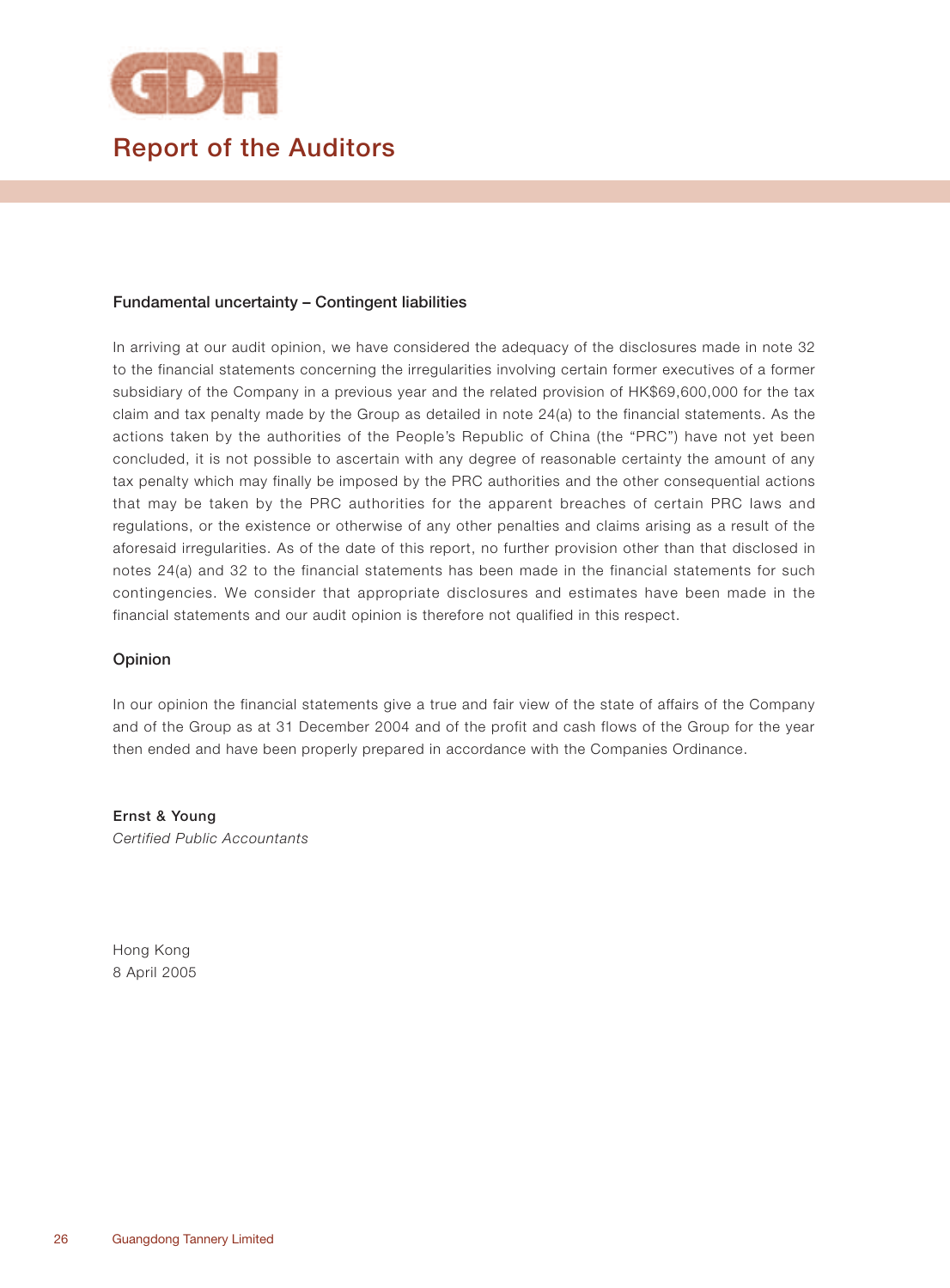# Report of the Auditors

### Fundamental uncertainty – Contingent liabilities

In arriving at our audit opinion, we have considered the adequacy of the disclosures made in note 32 to the financial statements concerning the irregularities involving certain former executives of a former subsidiary of the Company in a previous year and the related provision of HK$69,600,000 for the tax claim and tax penalty made by the Group as detailed in note 24(a) to the financial statements. As the actions taken by the authorities of the People's Republic of China (the "PRC") have not yet been concluded, it is not possible to ascertain with any degree of reasonable certainty the amount of any tax penalty which may finally be imposed by the PRC authorities and the other consequential actions that may be taken by the PRC authorities for the apparent breaches of certain PRC laws and regulations, or the existence or otherwise of any other penalties and claims arising as a result of the aforesaid irregularities. As of the date of this report, no further provision other than that disclosed in notes 24(a) and 32 to the financial statements has been made in the financial statements for such contingencies. We consider that appropriate disclosures and estimates have been made in the financial statements and our audit opinion is therefore not qualified in this respect.

### Opinion

In our opinion the financial statements give a true and fair view of the state of affairs of the Company and of the Group as at 31 December 2004 and of the profit and cash flows of the Group for the year then ended and have been properly prepared in accordance with the Companies Ordinance.

**Ernst & Young**
*Certified Public Accountants*

Hong Kong
8 April 2005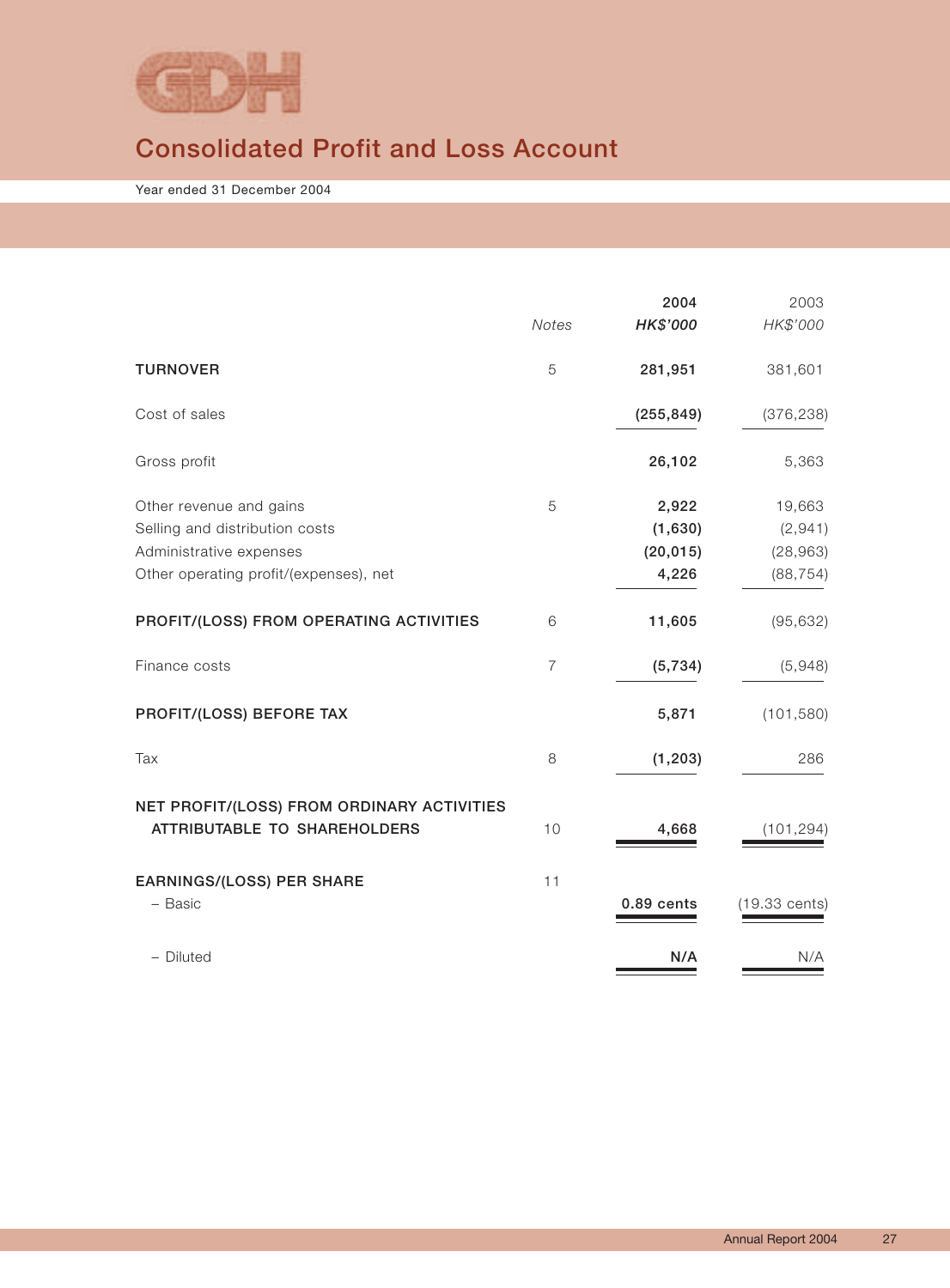# Consolidated Profit and Loss Account

Year ended 31 December 2004

| | Notes | 2004 *HK$'000* | 2003 *HK$'000* |
|---|---|---|---|
| **TURNOVER** | 5 | **281,951** | 381,601 |
| Cost of sales | | **(255,849)** | (376,238) |
| Gross profit | | **26,102** | 5,363 |
| Other revenue and gains | 5 | **2,922** | 19,663 |
| Selling and distribution costs | | **(1,630)** | (2,941) |
| Administrative expenses | | **(20,015)** | (28,963) |
| Other operating profit/(expenses), net | | **4,226** | (88,754) |
| **PROFIT/(LOSS) FROM OPERATING ACTIVITIES** | 6 | **11,605** | (95,632) |
| Finance costs | 7 | **(5,734)** | (5,948) |
| **PROFIT/(LOSS) BEFORE TAX** | | **5,871** | (101,580) |
| Tax | 8 | **(1,203)** | 286 |
| **NET PROFIT/(LOSS) FROM ORDINARY ACTIVITIES ATTRIBUTABLE TO SHAREHOLDERS** | 10 | **4,668** | (101,294) |
| **EARNINGS/(LOSS) PER SHARE** | 11 | | |
| – Basic | | **0.89 cents** | (19.33 cents) |
| – Diluted | | **N/A** | N/A |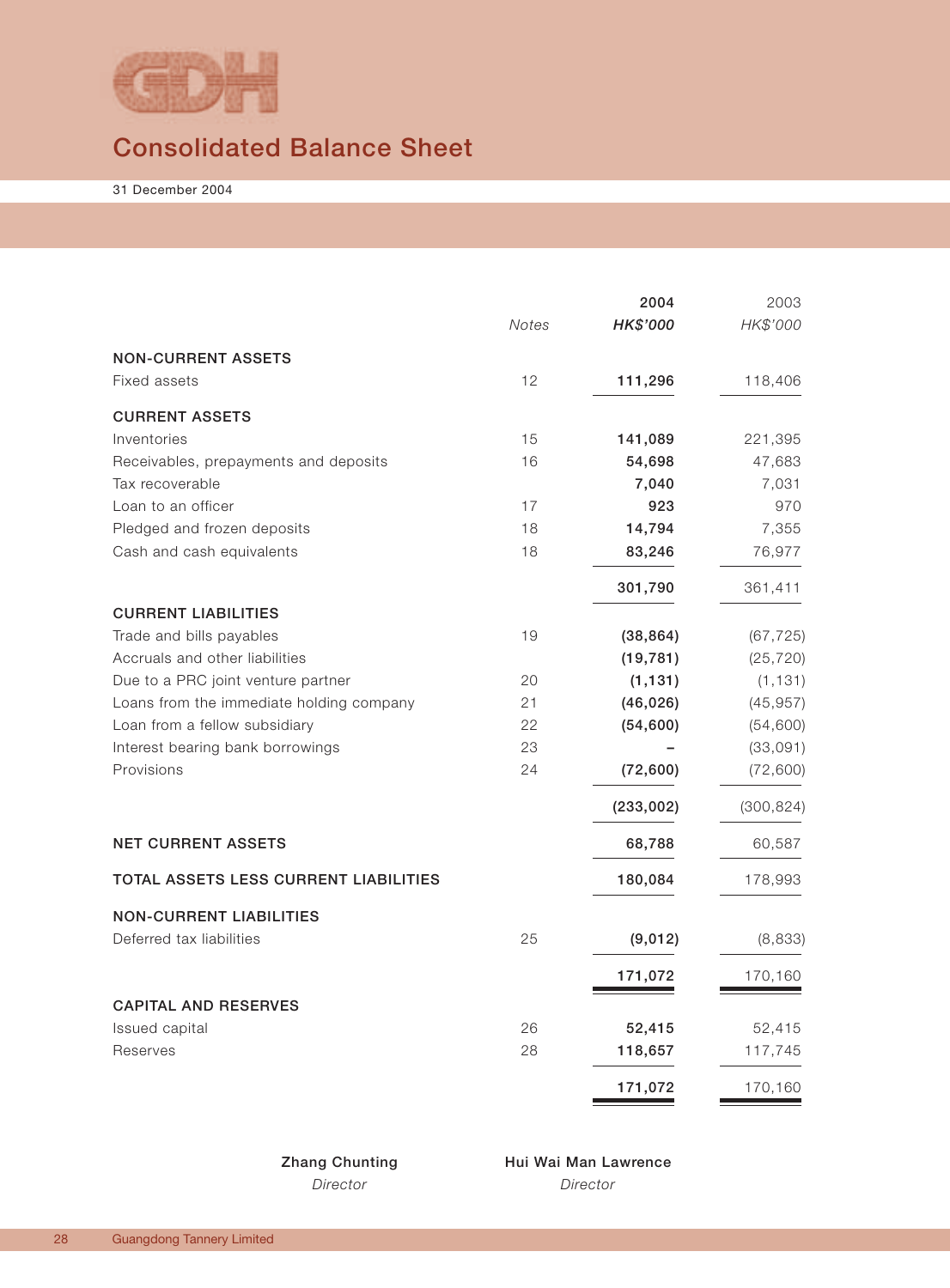# Consolidated Balance Sheet

31 December 2004

| | Notes | 2004<br>*HK$'000* | 2003<br>*HK$'000* |
|---|---|---|---|
| **NON-CURRENT ASSETS** | | | |
| Fixed assets | 12 | **111,296** | 118,406 |
| **CURRENT ASSETS** | | | |
| Inventories | 15 | **141,089** | 221,395 |
| Receivables, prepayments and deposits | 16 | **54,698** | 47,683 |
| Tax recoverable | | **7,040** | 7,031 |
| Loan to an officer | 17 | **923** | 970 |
| Pledged and frozen deposits | 18 | **14,794** | 7,355 |
| Cash and cash equivalents | 18 | **83,246** | 76,977 |
| | | **301,790** | 361,411 |
| **CURRENT LIABILITIES** | | | |
| Trade and bills payables | 19 | **(38,864)** | (67,725) |
| Accruals and other liabilities | | **(19,781)** | (25,720) |
| Due to a PRC joint venture partner | 20 | **(1,131)** | (1,131) |
| Loans from the immediate holding company | 21 | **(46,026)** | (45,957) |
| Loan from a fellow subsidiary | 22 | **(54,600)** | (54,600) |
| Interest bearing bank borrowings | 23 | **–** | (33,091) |
| Provisions | 24 | **(72,600)** | (72,600) |
| | | **(233,002)** | (300,824) |
| **NET CURRENT ASSETS** | | **68,788** | 60,587 |
| **TOTAL ASSETS LESS CURRENT LIABILITIES** | | **180,084** | 178,993 |
| **NON-CURRENT LIABILITIES** | | | |
| Deferred tax liabilities | 25 | **(9,012)** | (8,833) |
| | | **171,072** | 170,160 |
| **CAPITAL AND RESERVES** | | | |
| Issued capital | 26 | **52,415** | 52,415 |
| Reserves | 28 | **118,657** | 117,745 |
| | | **171,072** | 170,160 |

**Zhang Chunting**
*Director*

**Hui Wai Man Lawrence**
*Director*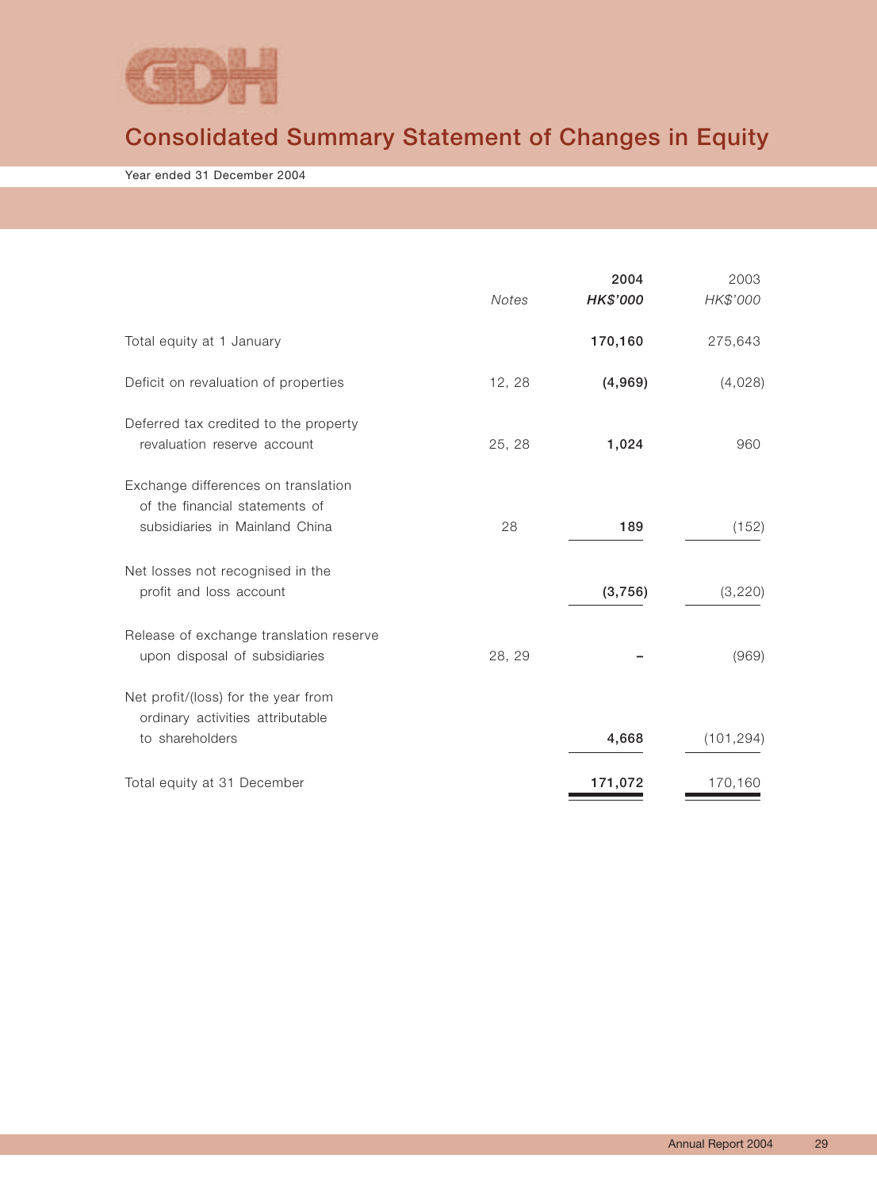# Consolidated Summary Statement of Changes in Equity

Year ended 31 December 2004

| | Notes | 2004<br>*HK$'000* | 2003<br>*HK$'000* |
|---|---|---|---|
| Total equity at 1 January | | **170,160** | 275,643 |
| Deficit on revaluation of properties | 12, 28 | **(4,969)** | (4,028) |
| Deferred tax credited to the property revaluation reserve account | 25, 28 | **1,024** | 960 |
| Exchange differences on translation of the financial statements of subsidiaries in Mainland China | 28 | **189** | (152) |
| Net losses not recognised in the profit and loss account | | **(3,756)** | (3,220) |
| Release of exchange translation reserve upon disposal of subsidiaries | 28, 29 | **–** | (969) |
| Net profit/(loss) for the year from ordinary activities attributable to shareholders | | **4,668** | (101,294) |
| Total equity at 31 December | | **171,072** | 170,160 |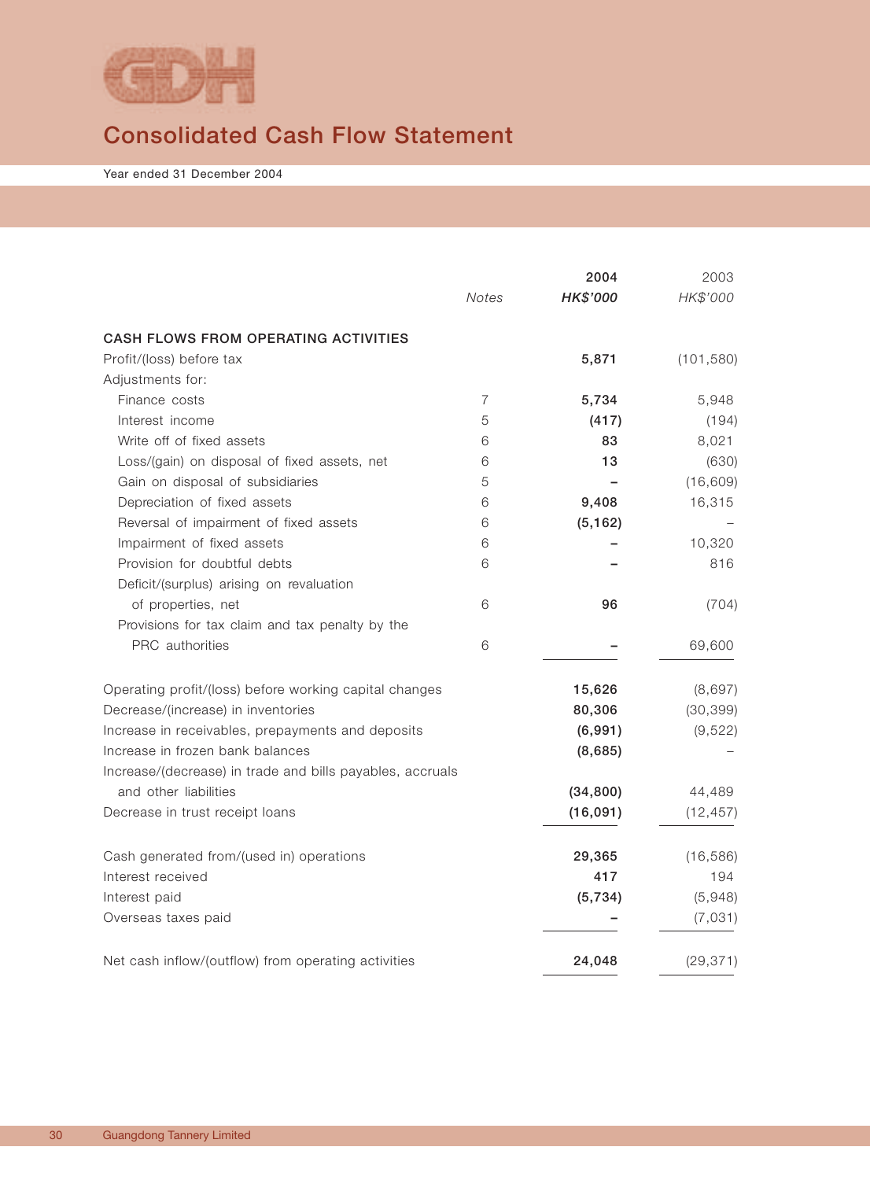# Consolidated Cash Flow Statement

Year ended 31 December 2004

| | Notes | 2004 HK$'000 | 2003 HK$'000 |
|---|---|---|---|
| **CASH FLOWS FROM OPERATING ACTIVITIES** | | | |
| Profit/(loss) before tax | | **5,871** | (101,580) |
| Adjustments for: | | | |
| Finance costs | 7 | **5,734** | 5,948 |
| Interest income | 5 | **(417)** | (194) |
| Write off of fixed assets | 6 | **83** | 8,021 |
| Loss/(gain) on disposal of fixed assets, net | 6 | **13** | (630) |
| Gain on disposal of subsidiaries | 5 | **–** | (16,609) |
| Depreciation of fixed assets | 6 | **9,408** | 16,315 |
| Reversal of impairment of fixed assets | 6 | **(5,162)** | – |
| Impairment of fixed assets | 6 | **–** | 10,320 |
| Provision for doubtful debts | 6 | **–** | 816 |
| Deficit/(surplus) arising on revaluation of properties, net | 6 | **96** | (704) |
| Provisions for tax claim and tax penalty by the PRC authorities | 6 | **–** | 69,600 |
| Operating profit/(loss) before working capital changes | | **15,626** | (8,697) |
| Decrease/(increase) in inventories | | **80,306** | (30,399) |
| Increase in receivables, prepayments and deposits | | **(6,991)** | (9,522) |
| Increase in frozen bank balances | | **(8,685)** | – |
| Increase/(decrease) in trade and bills payables, accruals and other liabilities | | **(34,800)** | 44,489 |
| Decrease in trust receipt loans | | **(16,091)** | (12,457) |
| Cash generated from/(used in) operations | | **29,365** | (16,586) |
| Interest received | | **417** | 194 |
| Interest paid | | **(5,734)** | (5,948) |
| Overseas taxes paid | | **–** | (7,031) |
| Net cash inflow/(outflow) from operating activities | | **24,048** | (29,371) |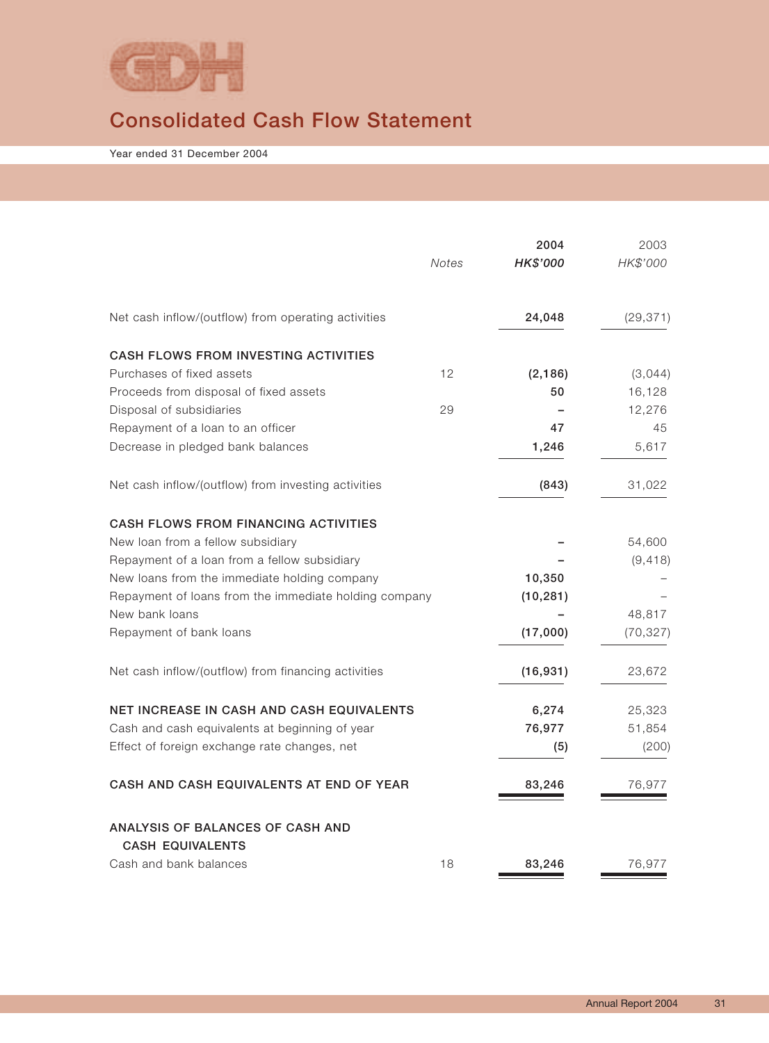# Consolidated Cash Flow Statement

Year ended 31 December 2004

| | Notes | 2004<br>*HK$'000* | 2003<br>*HK$'000* |
|---|---|---|---|
| Net cash inflow/(outflow) from operating activities | | **24,048** | (29,371) |
| **CASH FLOWS FROM INVESTING ACTIVITIES** | | | |
| Purchases of fixed assets | 12 | **(2,186)** | (3,044) |
| Proceeds from disposal of fixed assets | | **50** | 16,128 |
| Disposal of subsidiaries | 29 | **–** | 12,276 |
| Repayment of a loan to an officer | | **47** | 45 |
| Decrease in pledged bank balances | | **1,246** | 5,617 |
| Net cash inflow/(outflow) from investing activities | | **(843)** | 31,022 |
| **CASH FLOWS FROM FINANCING ACTIVITIES** | | | |
| New loan from a fellow subsidiary | | **–** | 54,600 |
| Repayment of a loan from a fellow subsidiary | | **–** | (9,418) |
| New loans from the immediate holding company | | **10,350** | – |
| Repayment of loans from the immediate holding company | | **(10,281)** | – |
| New bank loans | | **–** | 48,817 |
| Repayment of bank loans | | **(17,000)** | (70,327) |
| Net cash inflow/(outflow) from financing activities | | **(16,931)** | 23,672 |
| **NET INCREASE IN CASH AND CASH EQUIVALENTS** | | **6,274** | 25,323 |
| Cash and cash equivalents at beginning of year | | **76,977** | 51,854 |
| Effect of foreign exchange rate changes, net | | **(5)** | (200) |
| **CASH AND CASH EQUIVALENTS AT END OF YEAR** | | **83,246** | 76,977 |
| **ANALYSIS OF BALANCES OF CASH AND CASH EQUIVALENTS** | | | |
| Cash and bank balances | 18 | **83,246** | 76,977 |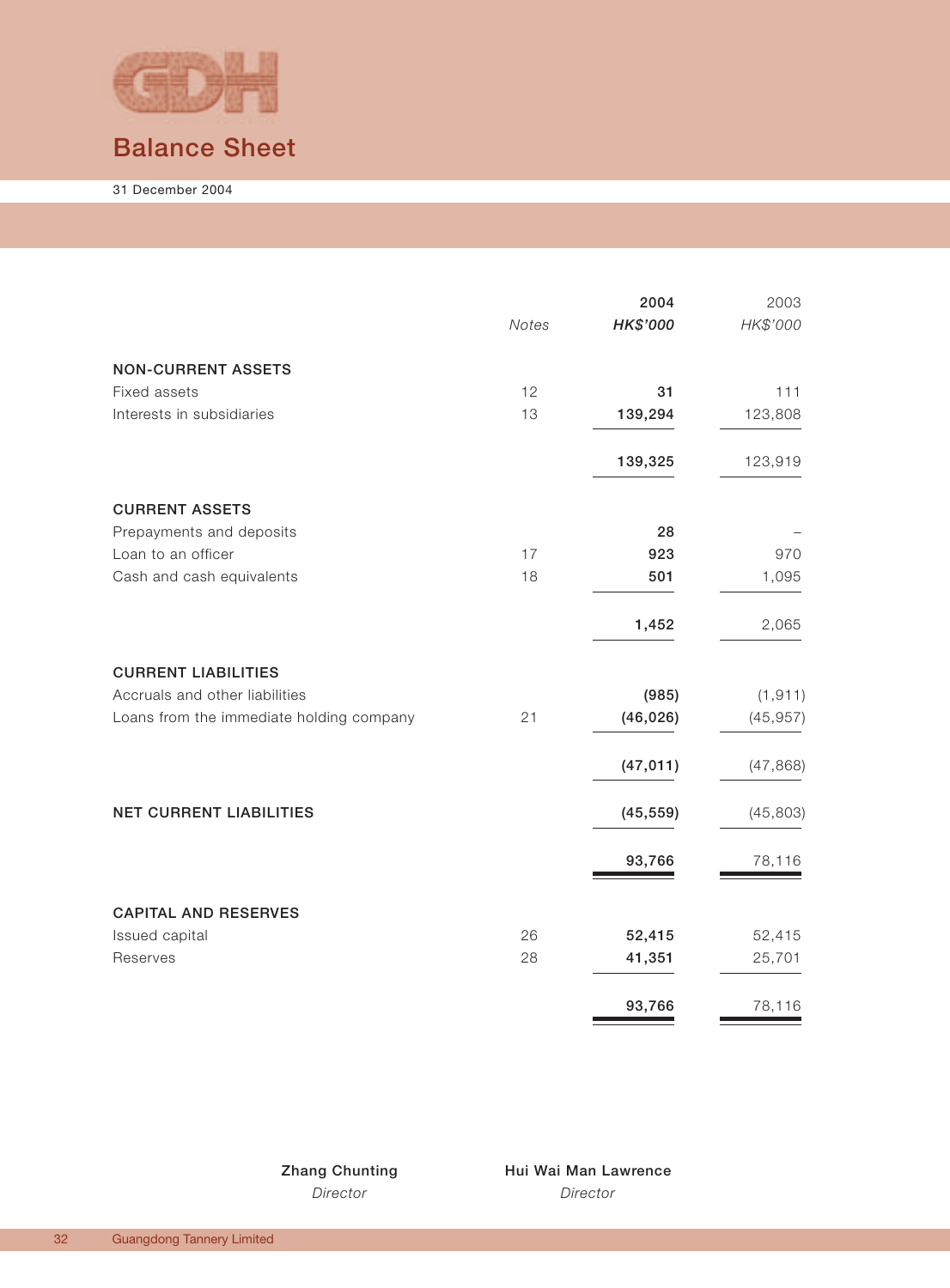# Balance Sheet

31 December 2004

| | Notes | 2004 HK$'000 | 2003 HK$'000 |
|---|---|---|---|
| **NON-CURRENT ASSETS** | | | |
| Fixed assets | 12 | **31** | 111 |
| Interests in subsidiaries | 13 | **139,294** | 123,808 |
| | | **139,325** | 123,919 |
| **CURRENT ASSETS** | | | |
| Prepayments and deposits | | **28** | – |
| Loan to an officer | 17 | **923** | 970 |
| Cash and cash equivalents | 18 | **501** | 1,095 |
| | | **1,452** | 2,065 |
| **CURRENT LIABILITIES** | | | |
| Accruals and other liabilities | | **(985)** | (1,911) |
| Loans from the immediate holding company | 21 | **(46,026)** | (45,957) |
| | | **(47,011)** | (47,868) |
| **NET CURRENT LIABILITIES** | | **(45,559)** | (45,803) |
| | | **93,766** | 78,116 |
| **CAPITAL AND RESERVES** | | | |
| Issued capital | 26 | **52,415** | 52,415 |
| Reserves | 28 | **41,351** | 25,701 |
| | | **93,766** | 78,116 |

**Zhang Chunting**
*Director*

**Hui Wai Man Lawrence**
*Director*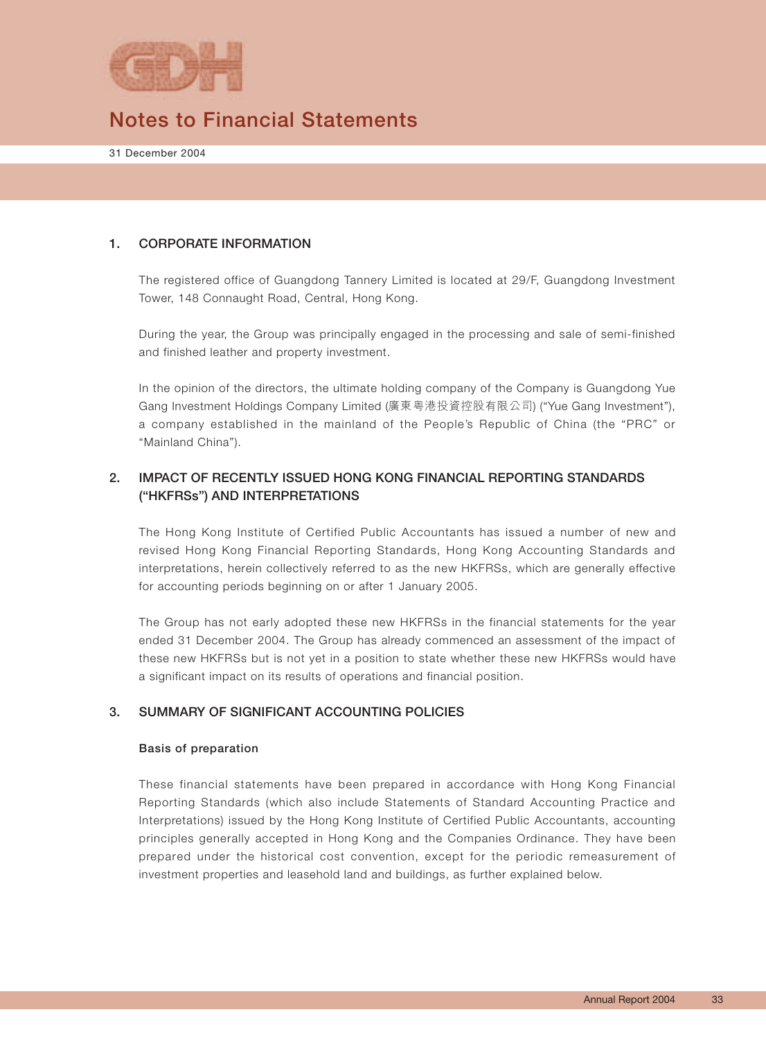# Notes to Financial Statements

31 December 2004

## 1. CORPORATE INFORMATION

The registered office of Guangdong Tannery Limited is located at 29/F, Guangdong Investment Tower, 148 Connaught Road, Central, Hong Kong.

During the year, the Group was principally engaged in the processing and sale of semi-finished and finished leather and property investment.

In the opinion of the directors, the ultimate holding company of the Company is Guangdong Yue Gang Investment Holdings Company Limited (廣東粵港投資控股有限公司) ("Yue Gang Investment"), a company established in the mainland of the People's Republic of China (the "PRC" or "Mainland China").

## 2. IMPACT OF RECENTLY ISSUED HONG KONG FINANCIAL REPORTING STANDARDS ("HKFRSs") AND INTERPRETATIONS

The Hong Kong Institute of Certified Public Accountants has issued a number of new and revised Hong Kong Financial Reporting Standards, Hong Kong Accounting Standards and interpretations, herein collectively referred to as the new HKFRSs, which are generally effective for accounting periods beginning on or after 1 January 2005.

The Group has not early adopted these new HKFRSs in the financial statements for the year ended 31 December 2004. The Group has already commenced an assessment of the impact of these new HKFRSs but is not yet in a position to state whether these new HKFRSs would have a significant impact on its results of operations and financial position.

## 3. SUMMARY OF SIGNIFICANT ACCOUNTING POLICIES

### Basis of preparation

These financial statements have been prepared in accordance with Hong Kong Financial Reporting Standards (which also include Statements of Standard Accounting Practice and Interpretations) issued by the Hong Kong Institute of Certified Public Accountants, accounting principles generally accepted in Hong Kong and the Companies Ordinance. They have been prepared under the historical cost convention, except for the periodic remeasurement of investment properties and leasehold land and buildings, as further explained below.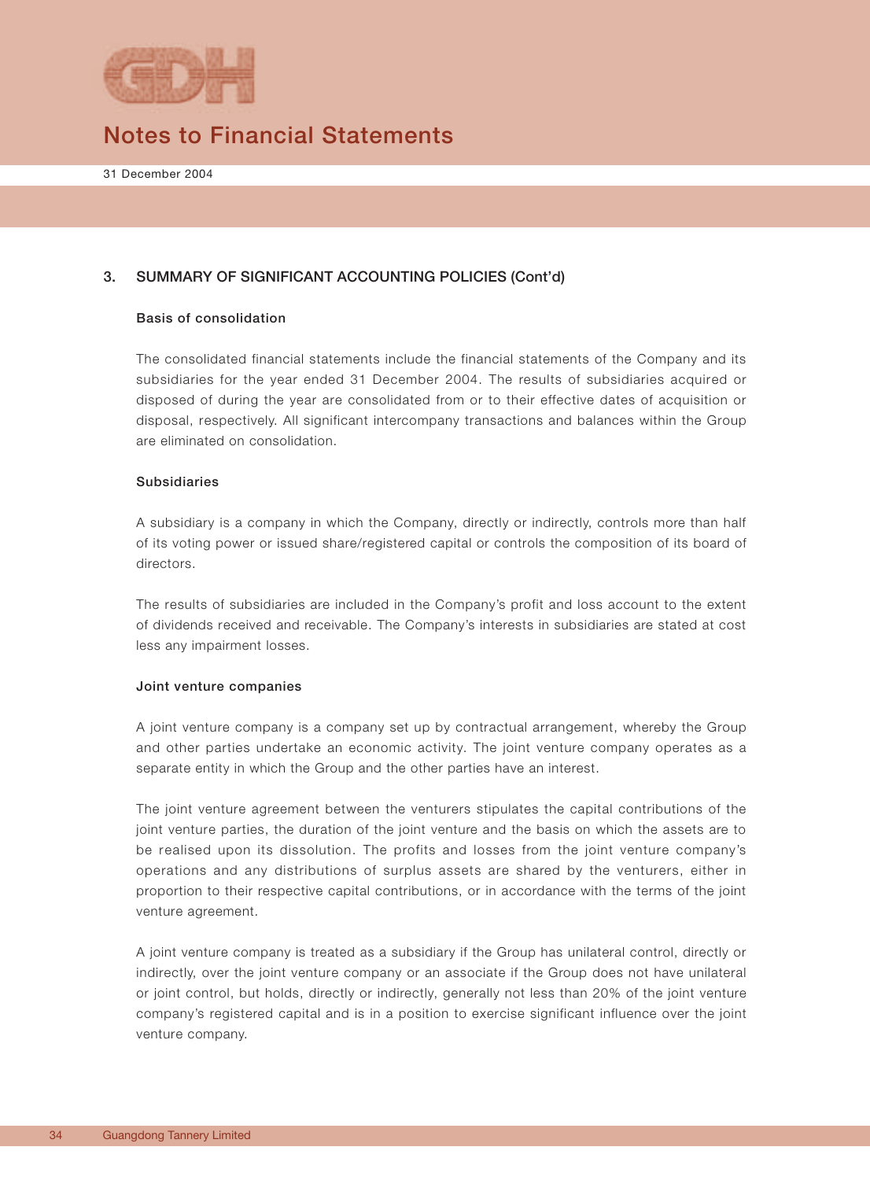## 3. SUMMARY OF SIGNIFICANT ACCOUNTING POLICIES (Cont'd)

### Basis of consolidation

The consolidated financial statements include the financial statements of the Company and its subsidiaries for the year ended 31 December 2004. The results of subsidiaries acquired or disposed of during the year are consolidated from or to their effective dates of acquisition or disposal, respectively. All significant intercompany transactions and balances within the Group are eliminated on consolidation.

### Subsidiaries

A subsidiary is a company in which the Company, directly or indirectly, controls more than half of its voting power or issued share/registered capital or controls the composition of its board of directors.

The results of subsidiaries are included in the Company's profit and loss account to the extent of dividends received and receivable. The Company's interests in subsidiaries are stated at cost less any impairment losses.

### Joint venture companies

A joint venture company is a company set up by contractual arrangement, whereby the Group and other parties undertake an economic activity. The joint venture company operates as a separate entity in which the Group and the other parties have an interest.

The joint venture agreement between the venturers stipulates the capital contributions of the joint venture parties, the duration of the joint venture and the basis on which the assets are to be realised upon its dissolution. The profits and losses from the joint venture company's operations and any distributions of surplus assets are shared by the venturers, either in proportion to their respective capital contributions, or in accordance with the terms of the joint venture agreement.

A joint venture company is treated as a subsidiary if the Group has unilateral control, directly or indirectly, over the joint venture company or an associate if the Group does not have unilateral or joint control, but holds, directly or indirectly, generally not less than 20% of the joint venture company's registered capital and is in a position to exercise significant influence over the joint venture company.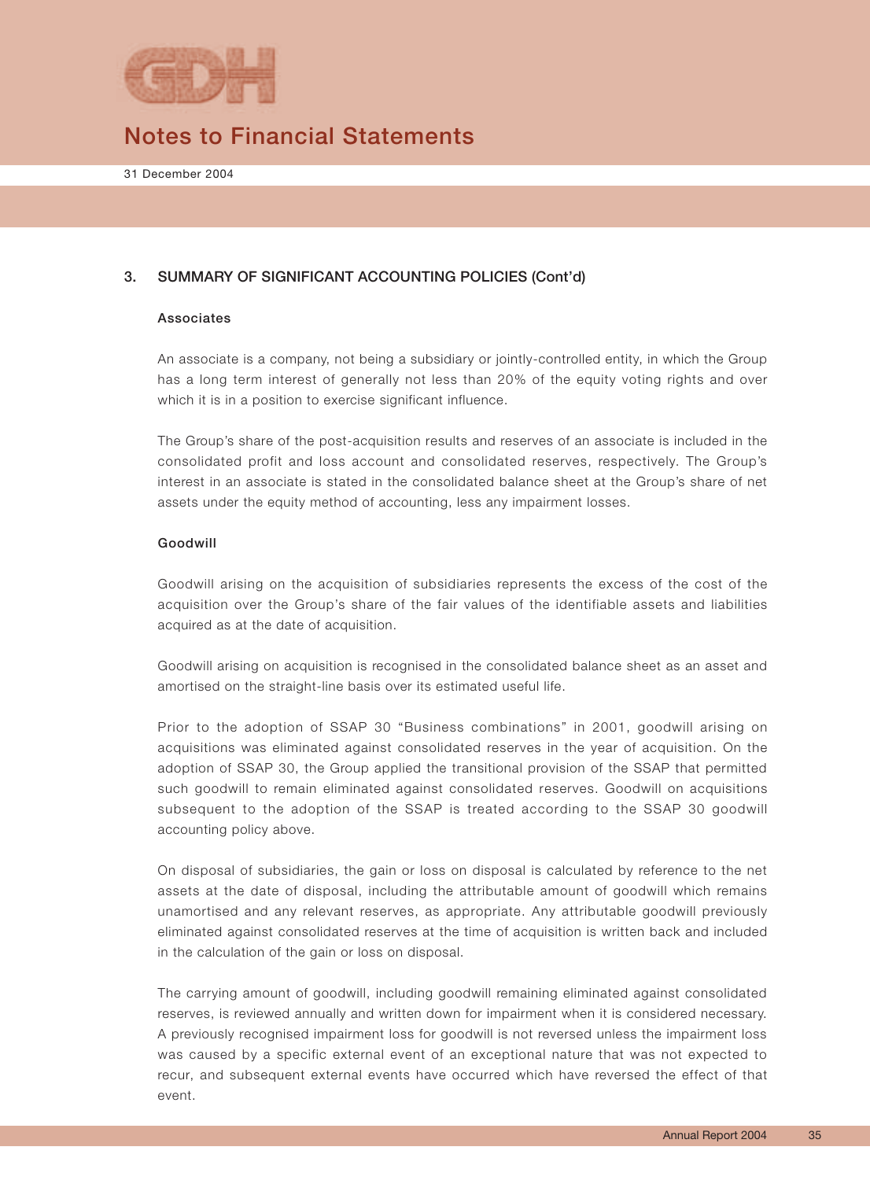## 3. SUMMARY OF SIGNIFICANT ACCOUNTING POLICIES (Cont'd)

### Associates

An associate is a company, not being a subsidiary or jointly-controlled entity, in which the Group has a long term interest of generally not less than 20% of the equity voting rights and over which it is in a position to exercise significant influence.

The Group's share of the post-acquisition results and reserves of an associate is included in the consolidated profit and loss account and consolidated reserves, respectively. The Group's interest in an associate is stated in the consolidated balance sheet at the Group's share of net assets under the equity method of accounting, less any impairment losses.

### Goodwill

Goodwill arising on the acquisition of subsidiaries represents the excess of the cost of the acquisition over the Group's share of the fair values of the identifiable assets and liabilities acquired as at the date of acquisition.

Goodwill arising on acquisition is recognised in the consolidated balance sheet as an asset and amortised on the straight-line basis over its estimated useful life.

Prior to the adoption of SSAP 30 "Business combinations" in 2001, goodwill arising on acquisitions was eliminated against consolidated reserves in the year of acquisition. On the adoption of SSAP 30, the Group applied the transitional provision of the SSAP that permitted such goodwill to remain eliminated against consolidated reserves. Goodwill on acquisitions subsequent to the adoption of the SSAP is treated according to the SSAP 30 goodwill accounting policy above.

On disposal of subsidiaries, the gain or loss on disposal is calculated by reference to the net assets at the date of disposal, including the attributable amount of goodwill which remains unamortised and any relevant reserves, as appropriate. Any attributable goodwill previously eliminated against consolidated reserves at the time of acquisition is written back and included in the calculation of the gain or loss on disposal.

The carrying amount of goodwill, including goodwill remaining eliminated against consolidated reserves, is reviewed annually and written down for impairment when it is considered necessary. A previously recognised impairment loss for goodwill is not reversed unless the impairment loss was caused by a specific external event of an exceptional nature that was not expected to recur, and subsequent external events have occurred which have reversed the effect of that event.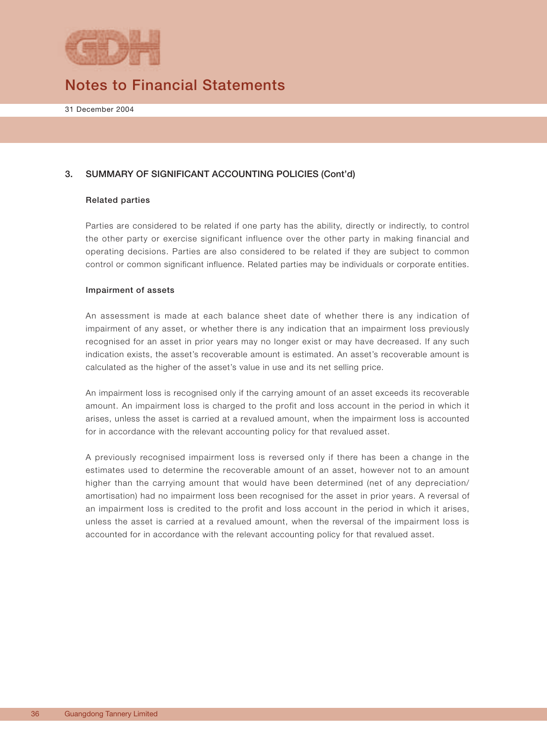## 3. SUMMARY OF SIGNIFICANT ACCOUNTING POLICIES (Cont'd)

### Related parties

Parties are considered to be related if one party has the ability, directly or indirectly, to control the other party or exercise significant influence over the other party in making financial and operating decisions. Parties are also considered to be related if they are subject to common control or common significant influence. Related parties may be individuals or corporate entities.

### Impairment of assets

An assessment is made at each balance sheet date of whether there is any indication of impairment of any asset, or whether there is any indication that an impairment loss previously recognised for an asset in prior years may no longer exist or may have decreased. If any such indication exists, the asset's recoverable amount is estimated. An asset's recoverable amount is calculated as the higher of the asset's value in use and its net selling price.

An impairment loss is recognised only if the carrying amount of an asset exceeds its recoverable amount. An impairment loss is charged to the profit and loss account in the period in which it arises, unless the asset is carried at a revalued amount, when the impairment loss is accounted for in accordance with the relevant accounting policy for that revalued asset.

A previously recognised impairment loss is reversed only if there has been a change in the estimates used to determine the recoverable amount of an asset, however not to an amount higher than the carrying amount that would have been determined (net of any depreciation/amortisation) had no impairment loss been recognised for the asset in prior years. A reversal of an impairment loss is credited to the profit and loss account in the period in which it arises, unless the asset is carried at a revalued amount, when the reversal of the impairment loss is accounted for in accordance with the relevant accounting policy for that revalued asset.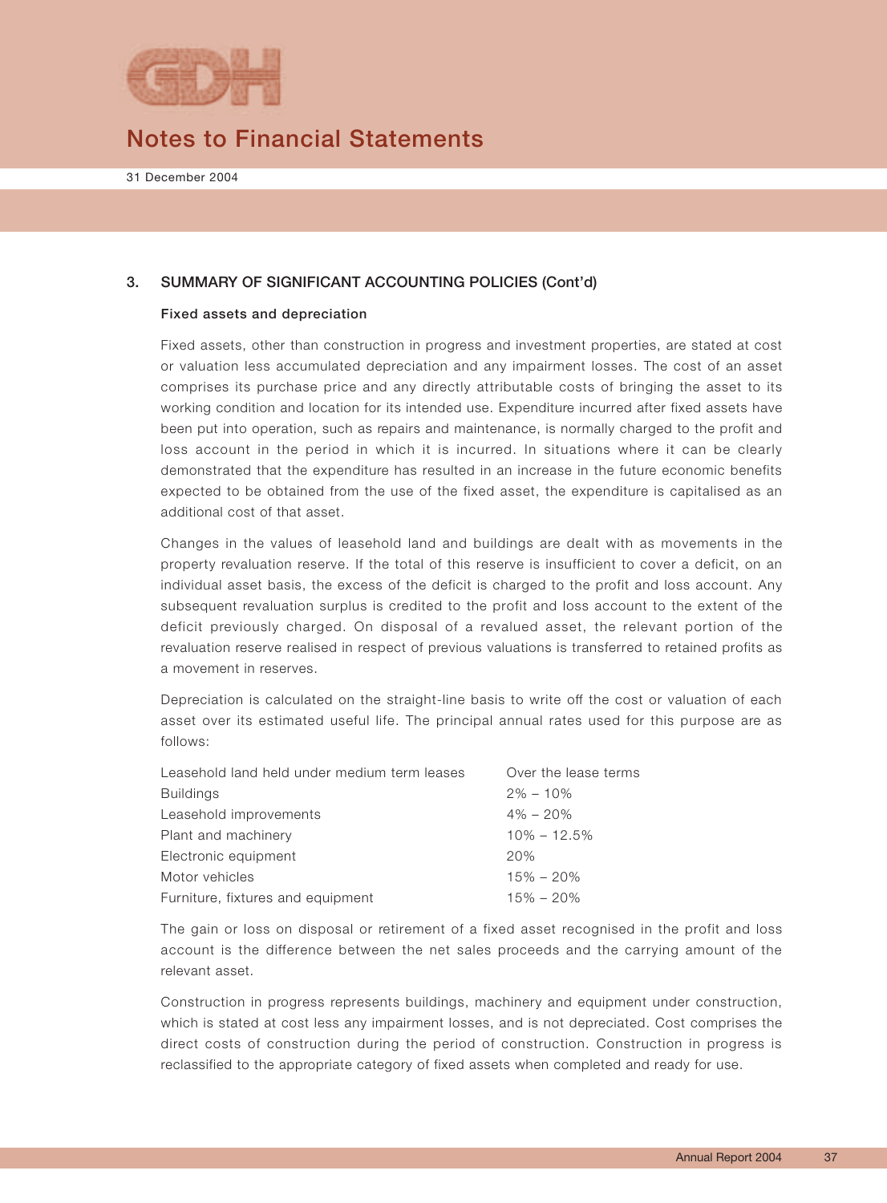## 3. SUMMARY OF SIGNIFICANT ACCOUNTING POLICIES (Cont'd)

### Fixed assets and depreciation

Fixed assets, other than construction in progress and investment properties, are stated at cost or valuation less accumulated depreciation and any impairment losses. The cost of an asset comprises its purchase price and any directly attributable costs of bringing the asset to its working condition and location for its intended use. Expenditure incurred after fixed assets have been put into operation, such as repairs and maintenance, is normally charged to the profit and loss account in the period in which it is incurred. In situations where it can be clearly demonstrated that the expenditure has resulted in an increase in the future economic benefits expected to be obtained from the use of the fixed asset, the expenditure is capitalised as an additional cost of that asset.

Changes in the values of leasehold land and buildings are dealt with as movements in the property revaluation reserve. If the total of this reserve is insufficient to cover a deficit, on an individual asset basis, the excess of the deficit is charged to the profit and loss account. Any subsequent revaluation surplus is credited to the profit and loss account to the extent of the deficit previously charged. On disposal of a revalued asset, the relevant portion of the revaluation reserve realised in respect of previous valuations is transferred to retained profits as a movement in reserves.

Depreciation is calculated on the straight-line basis to write off the cost or valuation of each asset over its estimated useful life. The principal annual rates used for this purpose are as follows:

| | |
|---|---|
| Leasehold land held under medium term leases | Over the lease terms |
| Buildings | 2% – 10% |
| Leasehold improvements | 4% – 20% |
| Plant and machinery | 10% – 12.5% |
| Electronic equipment | 20% |
| Motor vehicles | 15% – 20% |
| Furniture, fixtures and equipment | 15% – 20% |

The gain or loss on disposal or retirement of a fixed asset recognised in the profit and loss account is the difference between the net sales proceeds and the carrying amount of the relevant asset.

Construction in progress represents buildings, machinery and equipment under construction, which is stated at cost less any impairment losses, and is not depreciated. Cost comprises the direct costs of construction during the period of construction. Construction in progress is reclassified to the appropriate category of fixed assets when completed and ready for use.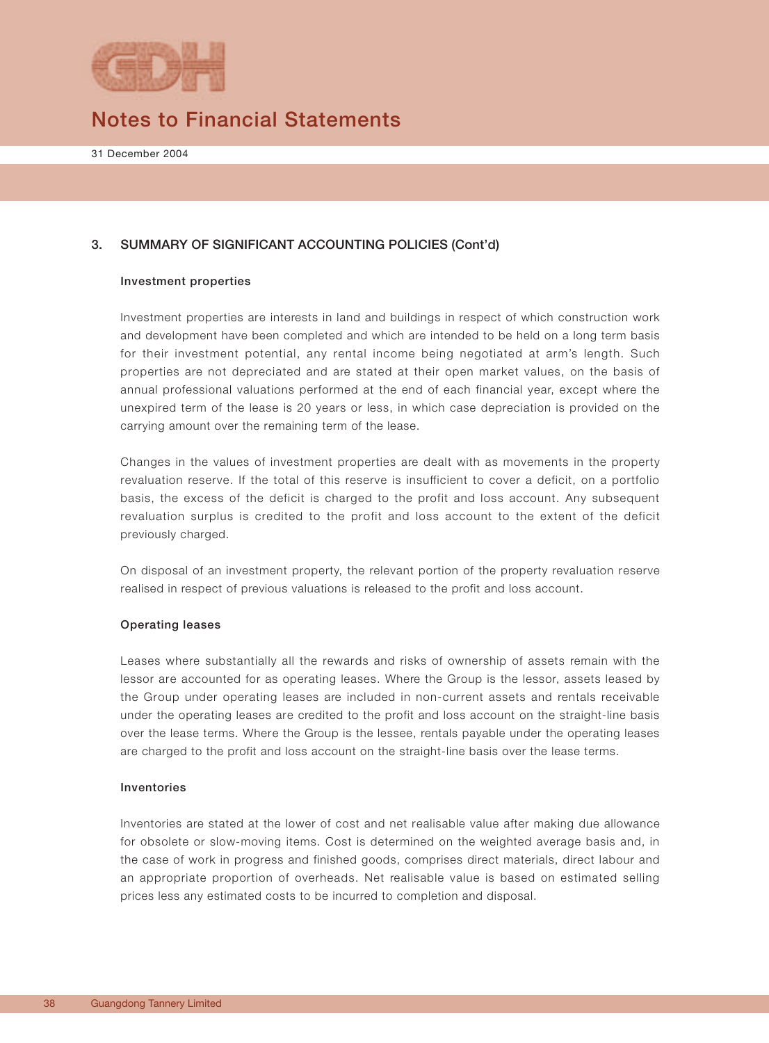## 3. SUMMARY OF SIGNIFICANT ACCOUNTING POLICIES (Cont'd)

### Investment properties

Investment properties are interests in land and buildings in respect of which construction work and development have been completed and which are intended to be held on a long term basis for their investment potential, any rental income being negotiated at arm's length. Such properties are not depreciated and are stated at their open market values, on the basis of annual professional valuations performed at the end of each financial year, except where the unexpired term of the lease is 20 years or less, in which case depreciation is provided on the carrying amount over the remaining term of the lease.

Changes in the values of investment properties are dealt with as movements in the property revaluation reserve. If the total of this reserve is insufficient to cover a deficit, on a portfolio basis, the excess of the deficit is charged to the profit and loss account. Any subsequent revaluation surplus is credited to the profit and loss account to the extent of the deficit previously charged.

On disposal of an investment property, the relevant portion of the property revaluation reserve realised in respect of previous valuations is released to the profit and loss account.

### Operating leases

Leases where substantially all the rewards and risks of ownership of assets remain with the lessor are accounted for as operating leases. Where the Group is the lessor, assets leased by the Group under operating leases are included in non-current assets and rentals receivable under the operating leases are credited to the profit and loss account on the straight-line basis over the lease terms. Where the Group is the lessee, rentals payable under the operating leases are charged to the profit and loss account on the straight-line basis over the lease terms.

### Inventories

Inventories are stated at the lower of cost and net realisable value after making due allowance for obsolete or slow-moving items. Cost is determined on the weighted average basis and, in the case of work in progress and finished goods, comprises direct materials, direct labour and an appropriate proportion of overheads. Net realisable value is based on estimated selling prices less any estimated costs to be incurred to completion and disposal.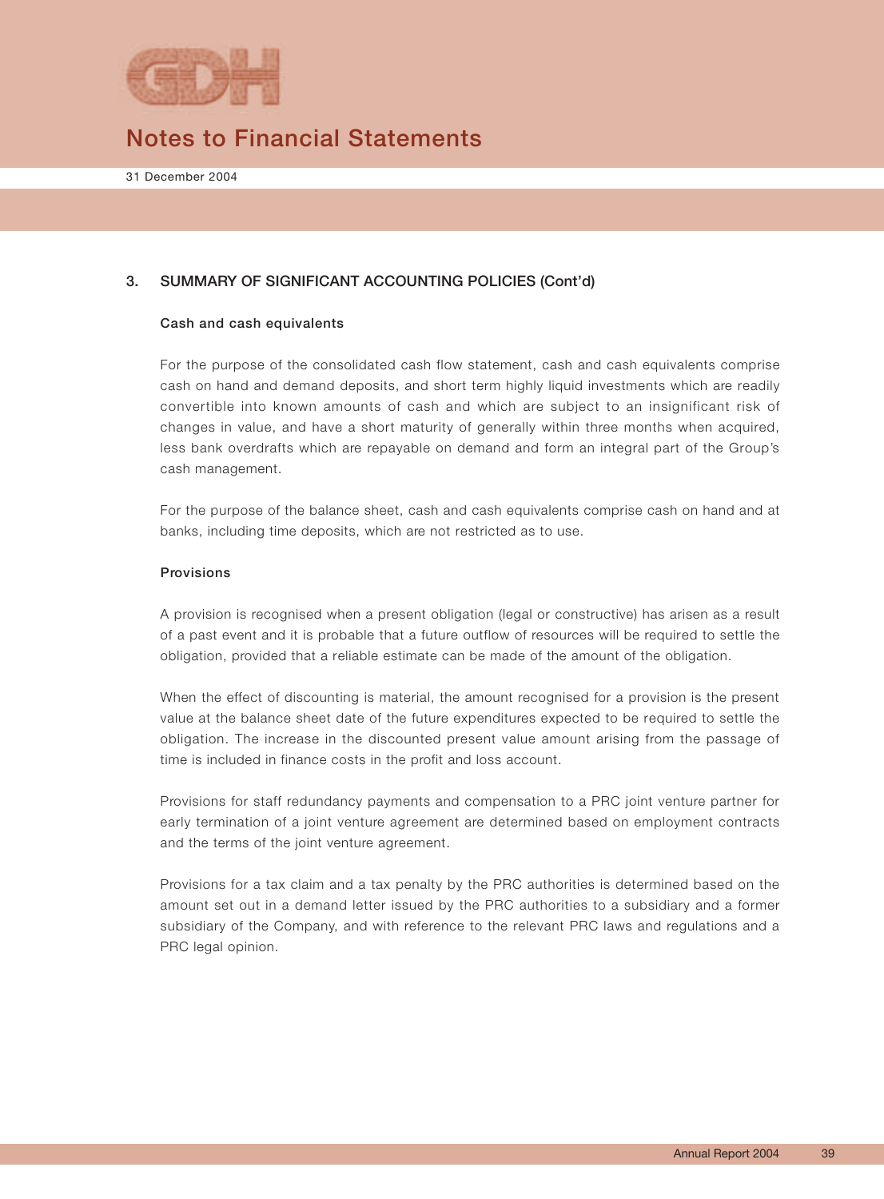## 3. SUMMARY OF SIGNIFICANT ACCOUNTING POLICIES (Cont'd)

### Cash and cash equivalents

For the purpose of the consolidated cash flow statement, cash and cash equivalents comprise cash on hand and demand deposits, and short term highly liquid investments which are readily convertible into known amounts of cash and which are subject to an insignificant risk of changes in value, and have a short maturity of generally within three months when acquired, less bank overdrafts which are repayable on demand and form an integral part of the Group's cash management.

For the purpose of the balance sheet, cash and cash equivalents comprise cash on hand and at banks, including time deposits, which are not restricted as to use.

### Provisions

A provision is recognised when a present obligation (legal or constructive) has arisen as a result of a past event and it is probable that a future outflow of resources will be required to settle the obligation, provided that a reliable estimate can be made of the amount of the obligation.

When the effect of discounting is material, the amount recognised for a provision is the present value at the balance sheet date of the future expenditures expected to be required to settle the obligation. The increase in the discounted present value amount arising from the passage of time is included in finance costs in the profit and loss account.

Provisions for staff redundancy payments and compensation to a PRC joint venture partner for early termination of a joint venture agreement are determined based on employment contracts and the terms of the joint venture agreement.

Provisions for a tax claim and a tax penalty by the PRC authorities is determined based on the amount set out in a demand letter issued by the PRC authorities to a subsidiary and a former subsidiary of the Company, and with reference to the relevant PRC laws and regulations and a PRC legal opinion.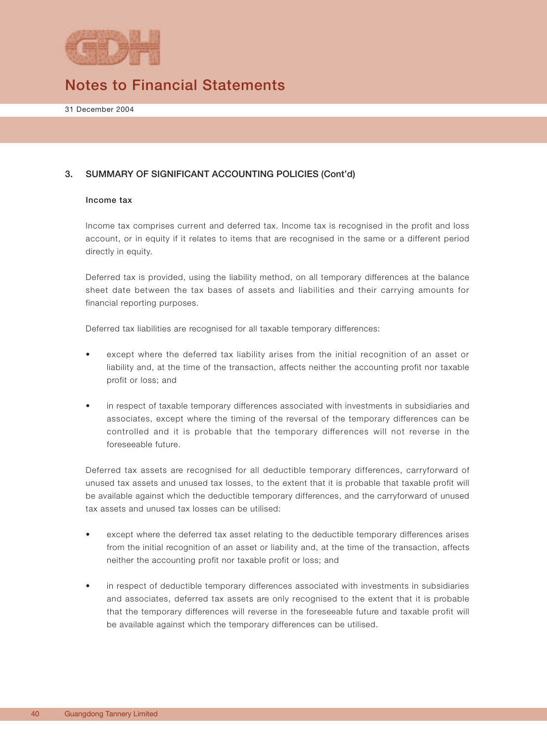## 3. SUMMARY OF SIGNIFICANT ACCOUNTING POLICIES (Cont'd)

### Income tax

Income tax comprises current and deferred tax. Income tax is recognised in the profit and loss account, or in equity if it relates to items that are recognised in the same or a different period directly in equity.

Deferred tax is provided, using the liability method, on all temporary differences at the balance sheet date between the tax bases of assets and liabilities and their carrying amounts for financial reporting purposes.

Deferred tax liabilities are recognised for all taxable temporary differences:

- except where the deferred tax liability arises from the initial recognition of an asset or liability and, at the time of the transaction, affects neither the accounting profit nor taxable profit or loss; and
- in respect of taxable temporary differences associated with investments in subsidiaries and associates, except where the timing of the reversal of the temporary differences can be controlled and it is probable that the temporary differences will not reverse in the foreseeable future.

Deferred tax assets are recognised for all deductible temporary differences, carryforward of unused tax assets and unused tax losses, to the extent that it is probable that taxable profit will be available against which the deductible temporary differences, and the carryforward of unused tax assets and unused tax losses can be utilised:

- except where the deferred tax asset relating to the deductible temporary differences arises from the initial recognition of an asset or liability and, at the time of the transaction, affects neither the accounting profit nor taxable profit or loss; and
- in respect of deductible temporary differences associated with investments in subsidiaries and associates, deferred tax assets are only recognised to the extent that it is probable that the temporary differences will reverse in the foreseeable future and taxable profit will be available against which the temporary differences can be utilised.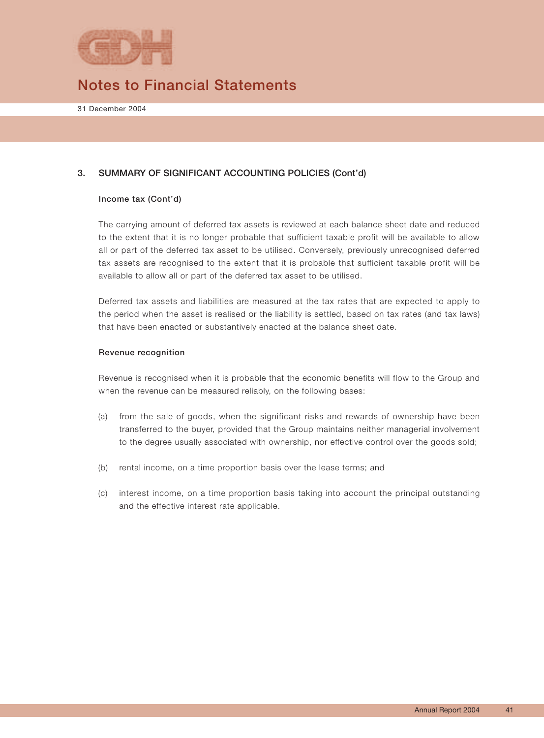## 3. SUMMARY OF SIGNIFICANT ACCOUNTING POLICIES (Cont'd)

### Income tax (Cont'd)

The carrying amount of deferred tax assets is reviewed at each balance sheet date and reduced to the extent that it is no longer probable that sufficient taxable profit will be available to allow all or part of the deferred tax asset to be utilised. Conversely, previously unrecognised deferred tax assets are recognised to the extent that it is probable that sufficient taxable profit will be available to allow all or part of the deferred tax asset to be utilised.

Deferred tax assets and liabilities are measured at the tax rates that are expected to apply to the period when the asset is realised or the liability is settled, based on tax rates (and tax laws) that have been enacted or substantively enacted at the balance sheet date.

### Revenue recognition

Revenue is recognised when it is probable that the economic benefits will flow to the Group and when the revenue can be measured reliably, on the following bases:

(a) from the sale of goods, when the significant risks and rewards of ownership have been transferred to the buyer, provided that the Group maintains neither managerial involvement to the degree usually associated with ownership, nor effective control over the goods sold;

(b) rental income, on a time proportion basis over the lease terms; and

(c) interest income, on a time proportion basis taking into account the principal outstanding and the effective interest rate applicable.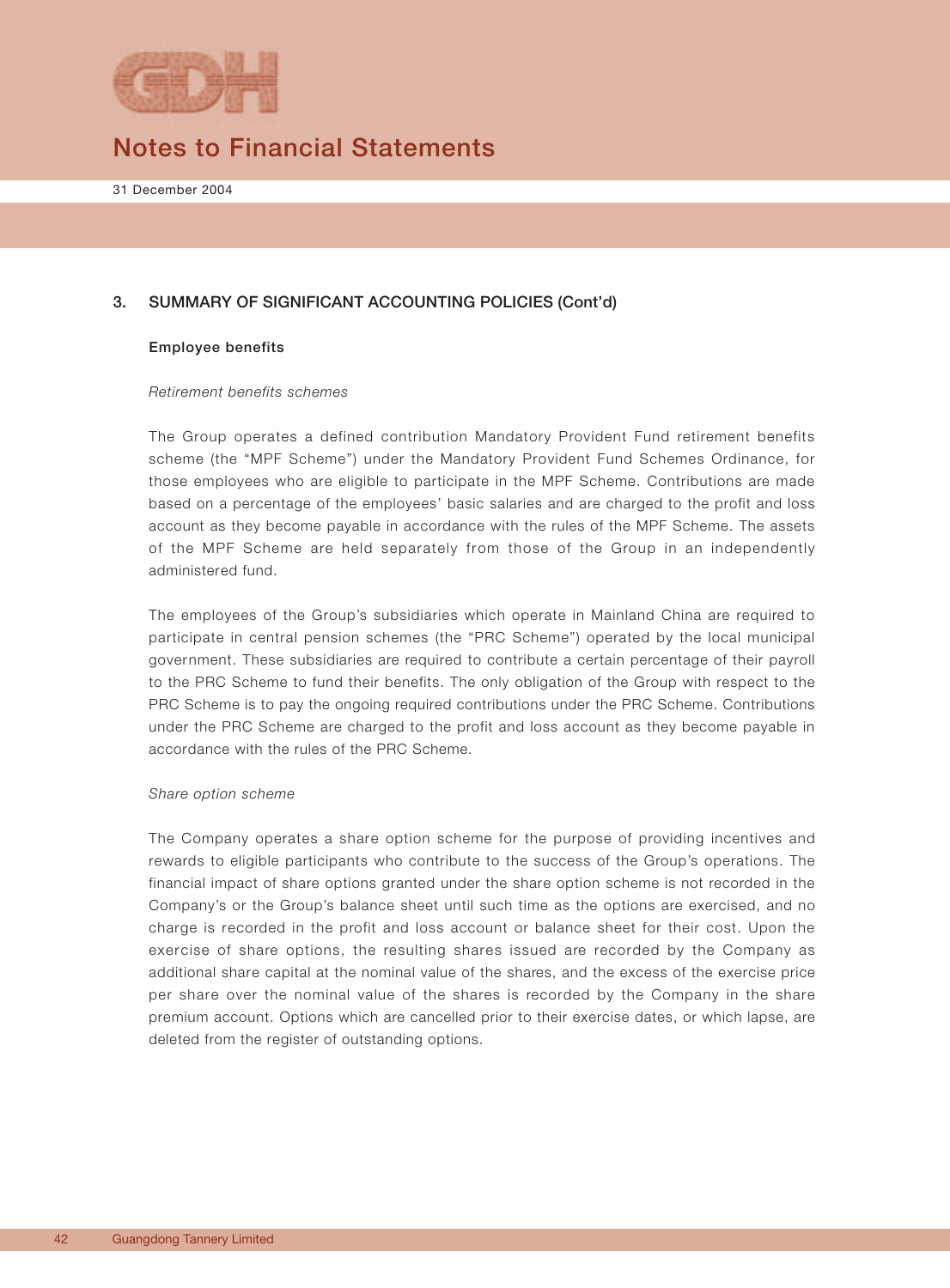## 3. SUMMARY OF SIGNIFICANT ACCOUNTING POLICIES (Cont'd)

### Employee benefits

*Retirement benefits schemes*

The Group operates a defined contribution Mandatory Provident Fund retirement benefits scheme (the "MPF Scheme") under the Mandatory Provident Fund Schemes Ordinance, for those employees who are eligible to participate in the MPF Scheme. Contributions are made based on a percentage of the employees' basic salaries and are charged to the profit and loss account as they become payable in accordance with the rules of the MPF Scheme. The assets of the MPF Scheme are held separately from those of the Group in an independently administered fund.

The employees of the Group's subsidiaries which operate in Mainland China are required to participate in central pension schemes (the "PRC Scheme") operated by the local municipal government. These subsidiaries are required to contribute a certain percentage of their payroll to the PRC Scheme to fund their benefits. The only obligation of the Group with respect to the PRC Scheme is to pay the ongoing required contributions under the PRC Scheme. Contributions under the PRC Scheme are charged to the profit and loss account as they become payable in accordance with the rules of the PRC Scheme.

*Share option scheme*

The Company operates a share option scheme for the purpose of providing incentives and rewards to eligible participants who contribute to the success of the Group's operations. The financial impact of share options granted under the share option scheme is not recorded in the Company's or the Group's balance sheet until such time as the options are exercised, and no charge is recorded in the profit and loss account or balance sheet for their cost. Upon the exercise of share options, the resulting shares issued are recorded by the Company as additional share capital at the nominal value of the shares, and the excess of the exercise price per share over the nominal value of the shares is recorded by the Company in the share premium account. Options which are cancelled prior to their exercise dates, or which lapse, are deleted from the register of outstanding options.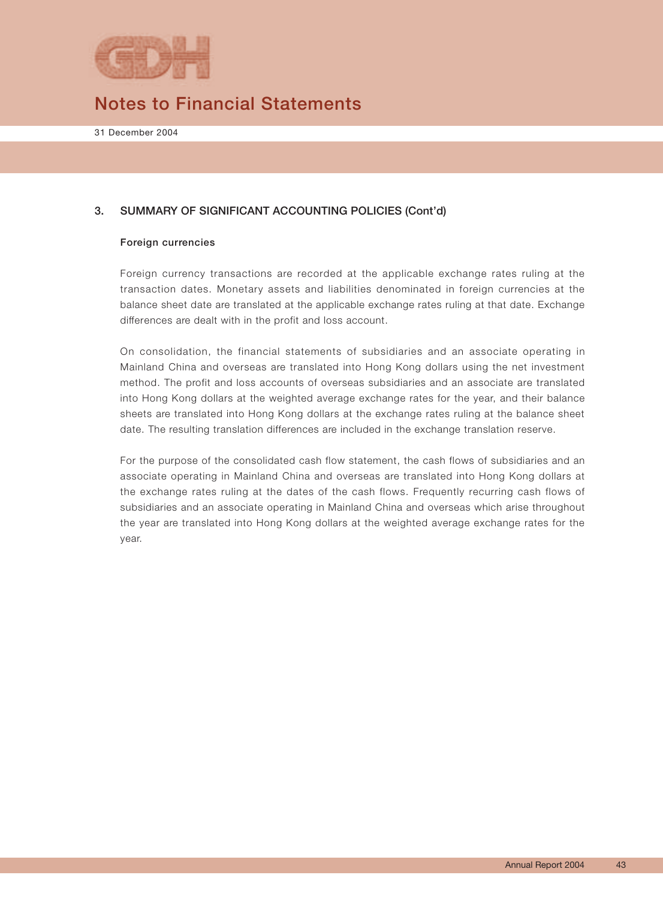## 3. SUMMARY OF SIGNIFICANT ACCOUNTING POLICIES (Cont'd)

### Foreign currencies

Foreign currency transactions are recorded at the applicable exchange rates ruling at the transaction dates. Monetary assets and liabilities denominated in foreign currencies at the balance sheet date are translated at the applicable exchange rates ruling at that date. Exchange differences are dealt with in the profit and loss account.

On consolidation, the financial statements of subsidiaries and an associate operating in Mainland China and overseas are translated into Hong Kong dollars using the net investment method. The profit and loss accounts of overseas subsidiaries and an associate are translated into Hong Kong dollars at the weighted average exchange rates for the year, and their balance sheets are translated into Hong Kong dollars at the exchange rates ruling at the balance sheet date. The resulting translation differences are included in the exchange translation reserve.

For the purpose of the consolidated cash flow statement, the cash flows of subsidiaries and an associate operating in Mainland China and overseas are translated into Hong Kong dollars at the exchange rates ruling at the dates of the cash flows. Frequently recurring cash flows of subsidiaries and an associate operating in Mainland China and overseas which arise throughout the year are translated into Hong Kong dollars at the weighted average exchange rates for the year.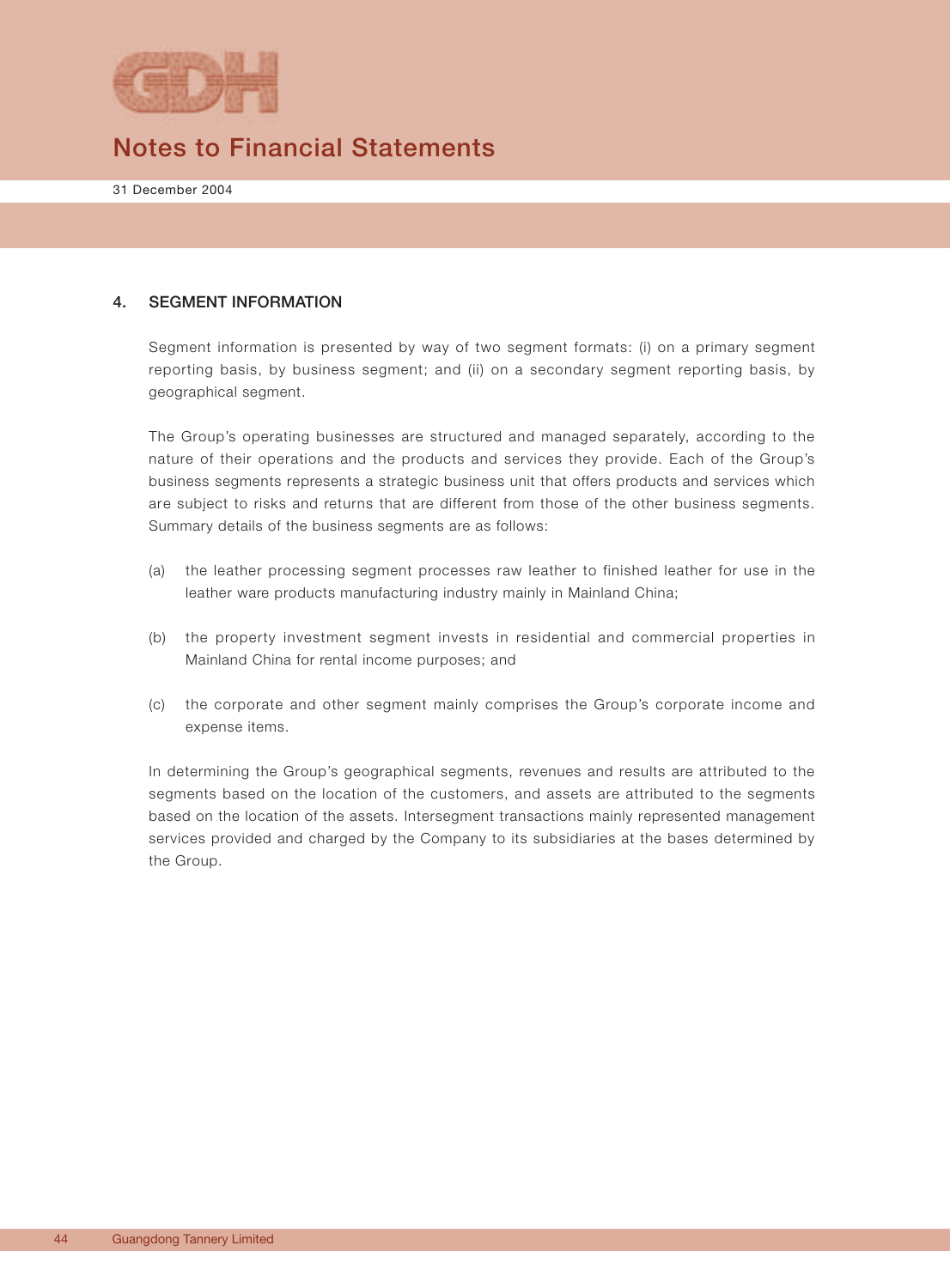# Notes to Financial Statements

31 December 2004

## 4. SEGMENT INFORMATION

Segment information is presented by way of two segment formats: (i) on a primary segment reporting basis, by business segment; and (ii) on a secondary segment reporting basis, by geographical segment.

The Group's operating businesses are structured and managed separately, according to the nature of their operations and the products and services they provide. Each of the Group's business segments represents a strategic business unit that offers products and services which are subject to risks and returns that are different from those of the other business segments. Summary details of the business segments are as follows:

(a) the leather processing segment processes raw leather to finished leather for use in the leather ware products manufacturing industry mainly in Mainland China;

(b) the property investment segment invests in residential and commercial properties in Mainland China for rental income purposes; and

(c) the corporate and other segment mainly comprises the Group's corporate income and expense items.

In determining the Group's geographical segments, revenues and results are attributed to the segments based on the location of the customers, and assets are attributed to the segments based on the location of the assets. Intersegment transactions mainly represented management services provided and charged by the Company to its subsidiaries at the bases determined by the Group.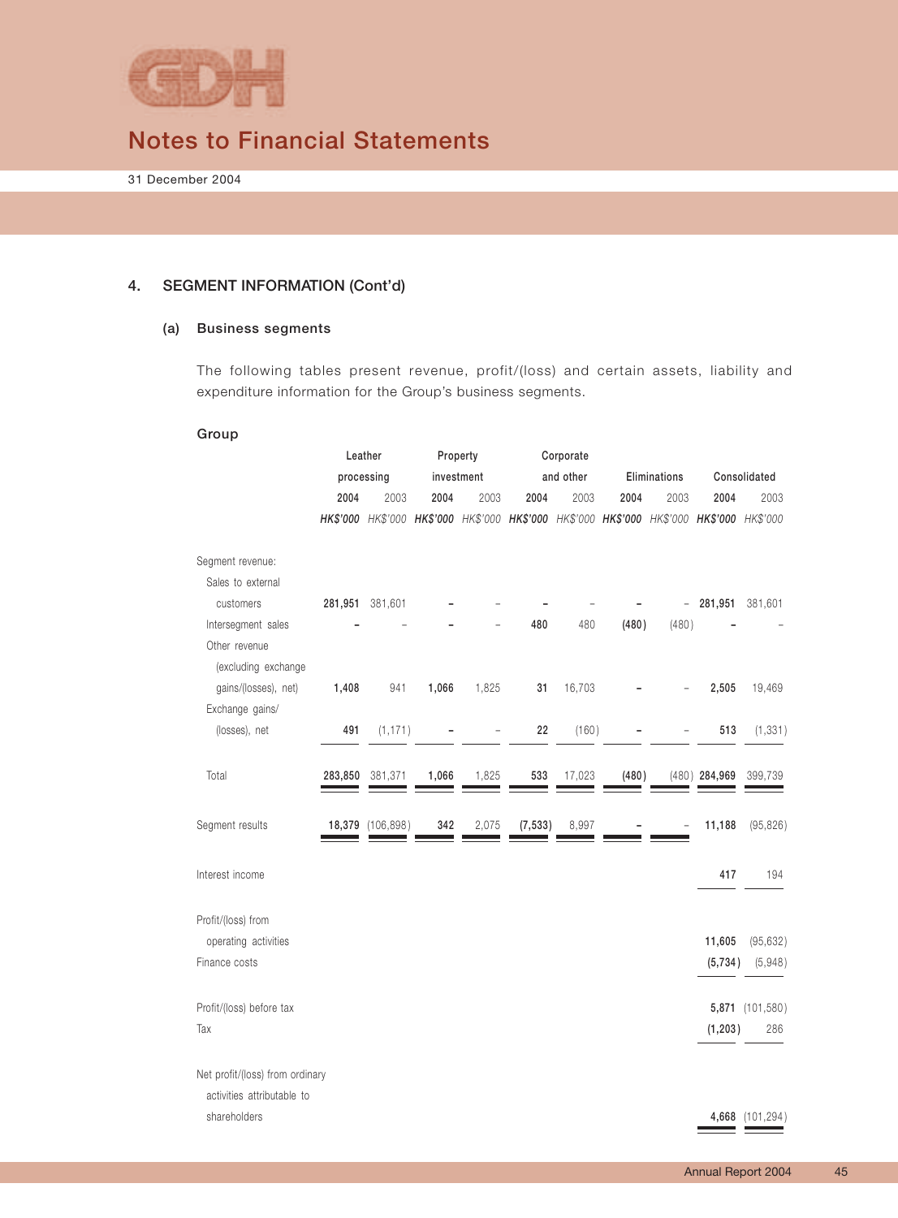# Notes to Financial Statements

31 December 2004

## 4. SEGMENT INFORMATION (Cont'd)

### (a) Business segments

The following tables present revenue, profit/(loss) and certain assets, liability and expenditure information for the Group's business segments.

**Group**

| | Leather processing | | Property investment | | Corporate and other | | Eliminations | | Consolidated | |
|---|---|---|---|---|---|---|---|---|---|---|
| | 2004 | 2003 | 2004 | 2003 | 2004 | 2003 | 2004 | 2003 | 2004 | 2003 |
| | HK$'000 | HK$'000 | HK$'000 | HK$'000 | HK$'000 | HK$'000 | HK$'000 | HK$'000 | HK$'000 | HK$'000 |
| Segment revenue: | | | | | | | | | | |
| Sales to external customers | 281,951 | 381,601 | – | – | – | – | – | – | 281,951 | 381,601 |
| Intersegment sales | – | – | – | – | 480 | 480 | (480) | (480) | – | – |
| Other revenue (excluding exchange gains/(losses), net) | 1,408 | 941 | 1,066 | 1,825 | 31 | 16,703 | – | – | 2,505 | 19,469 |
| Exchange gains/(losses), net | 491 | (1,171) | – | – | 22 | (160) | – | – | 513 | (1,331) |
| Total | 283,850 | 381,371 | 1,066 | 1,825 | 533 | 17,023 | (480) | (480) | 284,969 | 399,739 |
| Segment results | 18,379 | (106,898) | 342 | 2,075 | (7,533) | 8,997 | – | – | 11,188 | (95,826) |
| Interest income | | | | | | | | | 417 | 194 |
| Profit/(loss) from operating activities | | | | | | | | | 11,605 | (95,632) |
| Finance costs | | | | | | | | | (5,734) | (5,948) |
| Profit/(loss) before tax | | | | | | | | | 5,871 | (101,580) |
| Tax | | | | | | | | | (1,203) | 286 |
| Net profit/(loss) from ordinary activities attributable to shareholders | | | | | | | | | 4,668 | (101,294) |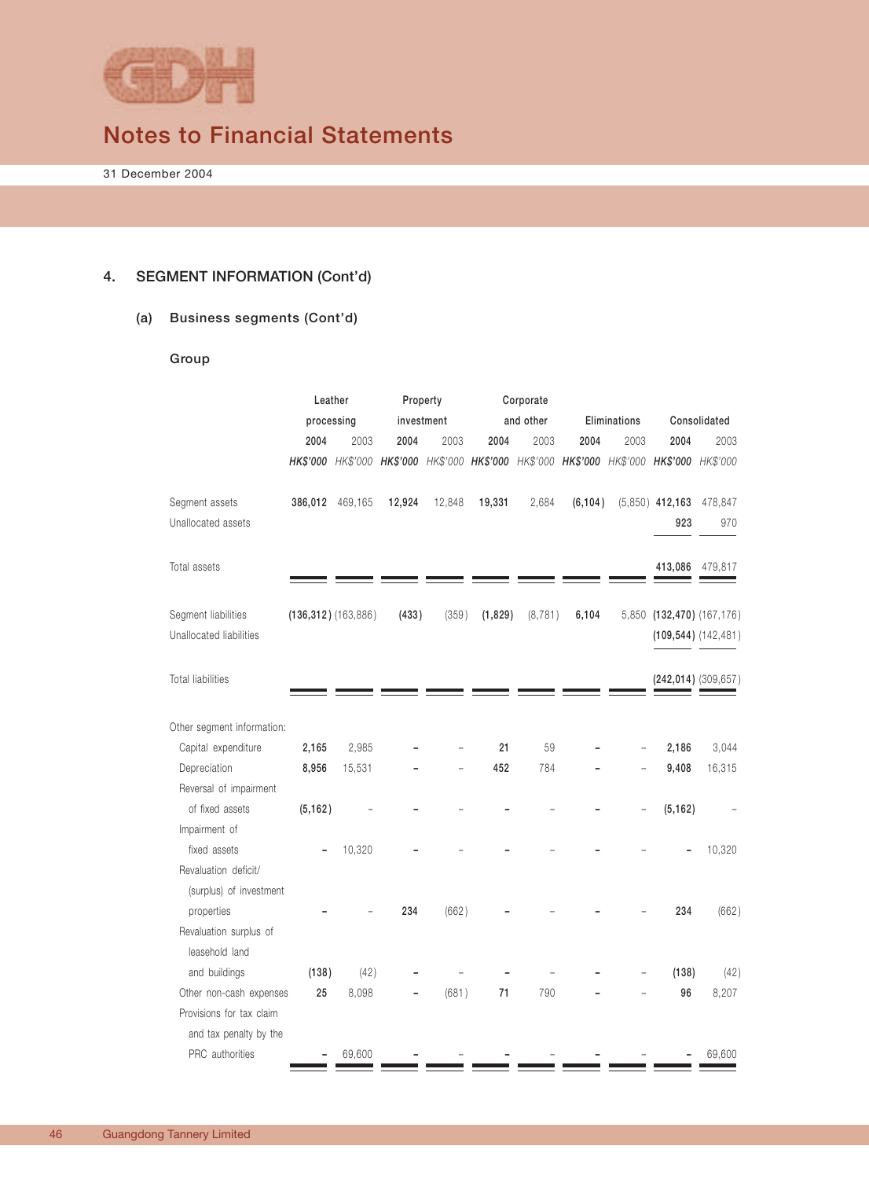# Notes to Financial Statements

31 December 2004

## 4. SEGMENT INFORMATION (Cont'd)

### (a) Business segments (Cont'd)

#### Group

| | Leather processing | | Property investment | | Corporate and other | | Eliminations | | Consolidated | |
|---|---|---|---|---|---|---|---|---|---|---|
| | **2004** | 2003 | **2004** | 2003 | **2004** | 2003 | **2004** | 2003 | **2004** | 2003 |
| | ***HK$'000*** | *HK$'000* | ***HK$'000*** | *HK$'000* | ***HK$'000*** | *HK$'000* | ***HK$'000*** | *HK$'000* | ***HK$'000*** | *HK$'000* |
| Segment assets | **386,012** | 469,165 | **12,924** | 12,848 | **19,331** | 2,684 | **(6,104)** | (5,850) | **412,163** | 478,847 |
| Unallocated assets | | | | | | | | | **923** | 970 |
| Total assets | | | | | | | | | **413,086** | 479,817 |
| Segment liabilities | **(136,312)** | (163,886) | **(433)** | (359) | **(1,829)** | (8,781) | **6,104** | 5,850 | **(132,470)** | (167,176) |
| Unallocated liabilities | | | | | | | | | **(109,544)** | (142,481) |
| Total liabilities | | | | | | | | | **(242,014)** | (309,657) |
| Other segment information: | | | | | | | | | | |
| Capital expenditure | **2,165** | 2,985 | **–** | – | **21** | 59 | **–** | – | **2,186** | 3,044 |
| Depreciation | **8,956** | 15,531 | **–** | – | **452** | 784 | **–** | – | **9,408** | 16,315 |
| Reversal of impairment of fixed assets | **(5,162)** | – | **–** | – | **–** | – | **–** | – | **(5,162)** | – |
| Impairment of fixed assets | **–** | 10,320 | **–** | – | **–** | – | **–** | – | **–** | 10,320 |
| Revaluation deficit/ (surplus) of investment properties | **–** | – | **234** | (662) | **–** | – | **–** | – | **234** | (662) |
| Revaluation surplus of leasehold land and buildings | **(138)** | (42) | **–** | – | **–** | – | **–** | – | **(138)** | (42) |
| Other non-cash expenses | **25** | 8,098 | **–** | (681) | **71** | 790 | **–** | – | **96** | 8,207 |
| Provisions for tax claim and tax penalty by the PRC authorities | **–** | 69,600 | **–** | – | **–** | – | **–** | – | **–** | 69,600 |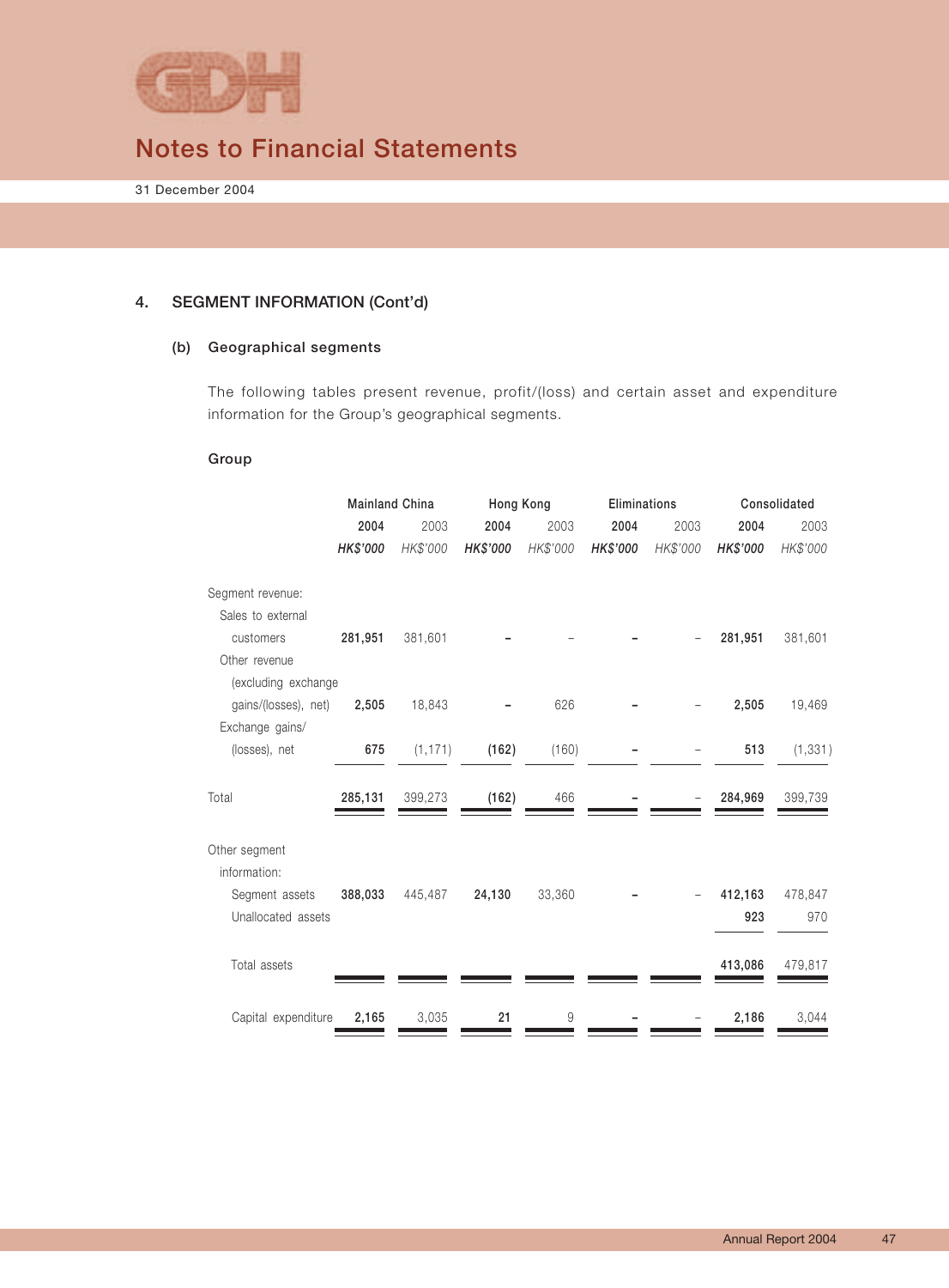## Notes to Financial Statements

31 December 2004

### 4. SEGMENT INFORMATION (Cont'd)

#### (b) Geographical segments

The following tables present revenue, profit/(loss) and certain asset and expenditure information for the Group's geographical segments.

**Group**

| | Mainland China | | Hong Kong | | Eliminations | | Consolidated | |
|---|---|---|---|---|---|---|---|---|
| | **2004** | 2003 | **2004** | 2003 | **2004** | 2003 | **2004** | 2003 |
| | ***HK$'000*** | *HK$'000* | ***HK$'000*** | *HK$'000* | ***HK$'000*** | *HK$'000* | ***HK$'000*** | *HK$'000* |
| Segment revenue: | | | | | | | | |
| Sales to external customers | **281,951** | 381,601 | **–** | – | **–** | – | **281,951** | 381,601 |
| Other revenue (excluding exchange gains/(losses), net) | **2,505** | 18,843 | **–** | 626 | **–** | – | **2,505** | 19,469 |
| Exchange gains/ (losses), net | **675** | (1,171) | **(162)** | (160) | **–** | – | **513** | (1,331) |
| Total | **285,131** | 399,273 | **(162)** | 466 | **–** | – | **284,969** | 399,739 |
| Other segment information: | | | | | | | | |
| Segment assets | **388,033** | 445,487 | **24,130** | 33,360 | **–** | – | **412,163** | 478,847 |
| Unallocated assets | | | | | | | **923** | 970 |
| Total assets | | | | | | | **413,086** | 479,817 |
| Capital expenditure | **2,165** | 3,035 | **21** | 9 | **–** | – | **2,186** | 3,044 |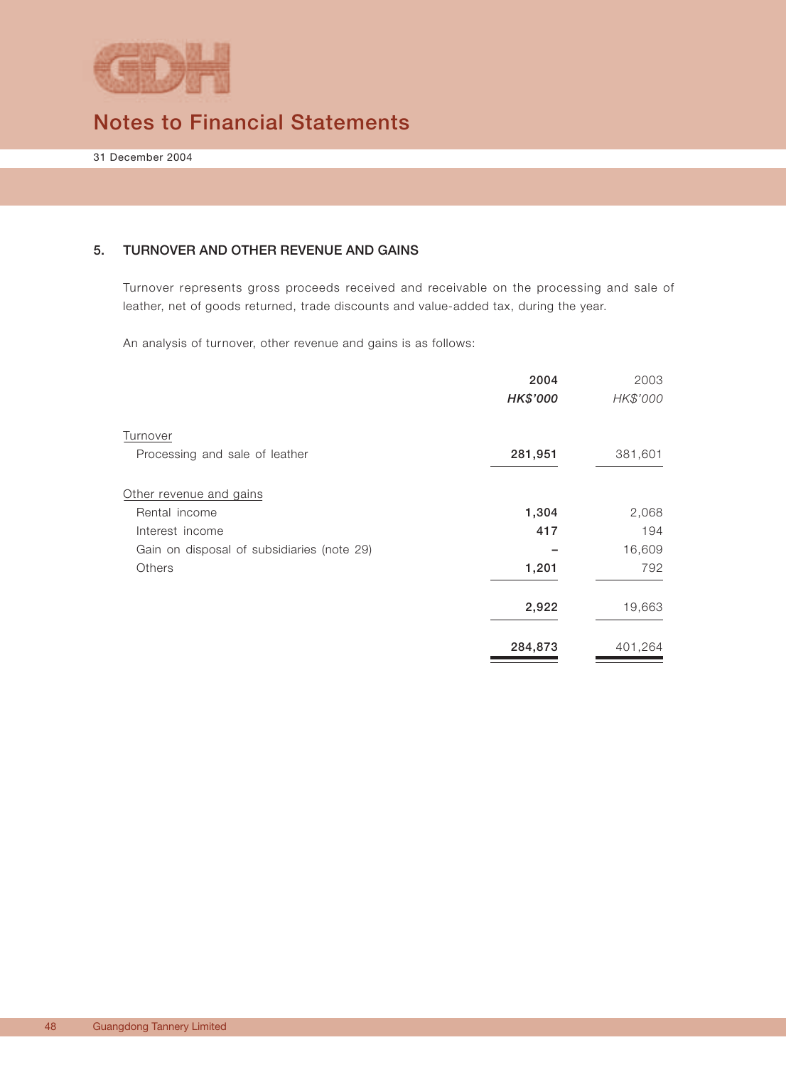# Notes to Financial Statements

31 December 2004

## 5. TURNOVER AND OTHER REVENUE AND GAINS

Turnover represents gross proceeds received and receivable on the processing and sale of leather, net of goods returned, trade discounts and value-added tax, during the year.

An analysis of turnover, other revenue and gains is as follows:

| | 2004 | 2003 |
|---|---|---|
| | *HK$'000* | *HK$'000* |
| Turnover | | |
| Processing and sale of leather | **281,951** | 381,601 |
| Other revenue and gains | | |
| Rental income | **1,304** | 2,068 |
| Interest income | **417** | 194 |
| Gain on disposal of subsidiaries (note 29) | **–** | 16,609 |
| Others | **1,201** | 792 |
| | **2,922** | 19,663 |
| | **284,873** | 401,264 |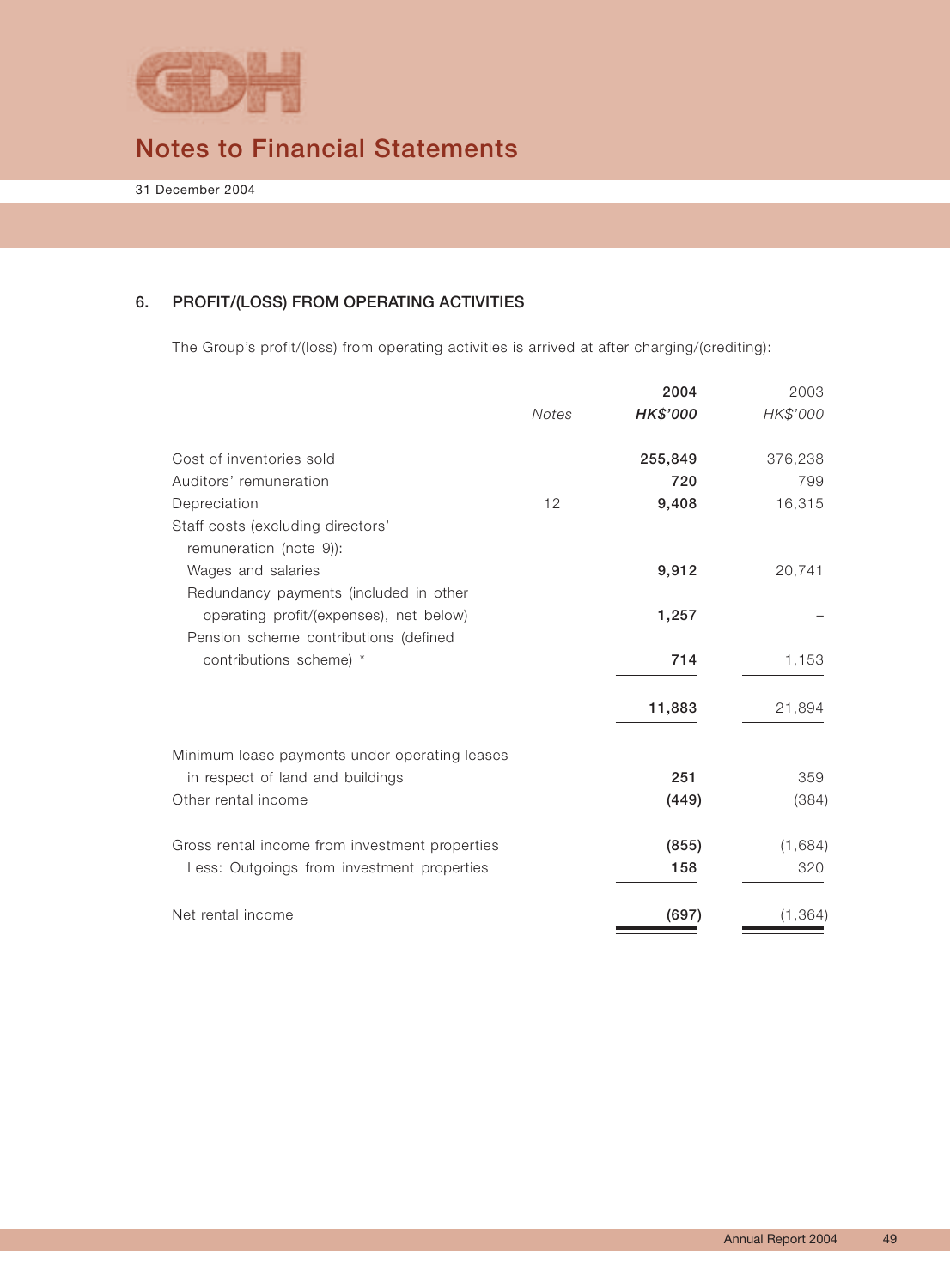## Notes to Financial Statements

31 December 2004

### 6. PROFIT/(LOSS) FROM OPERATING ACTIVITIES

The Group's profit/(loss) from operating activities is arrived at after charging/(crediting):

| | *Notes* | **2004** **HK$'000** | 2003 HK$'000 |
|---|---|---|---|
| Cost of inventories sold | | **255,849** | 376,238 |
| Auditors' remuneration | | **720** | 799 |
| Depreciation | 12 | **9,408** | 16,315 |
| Staff costs (excluding directors' remuneration (note 9)): | | | |
| Wages and salaries | | **9,912** | 20,741 |
| Redundancy payments (included in other operating profit/(expenses), net below) | | **1,257** | – |
| Pension scheme contributions (defined contributions scheme) * | | **714** | 1,153 |
| | | **11,883** | 21,894 |
| Minimum lease payments under operating leases in respect of land and buildings | | **251** | 359 |
| Other rental income | | **(449)** | (384) |
| Gross rental income from investment properties | | **(855)** | (1,684) |
| Less: Outgoings from investment properties | | **158** | 320 |
| Net rental income | | **(697)** | (1,364) |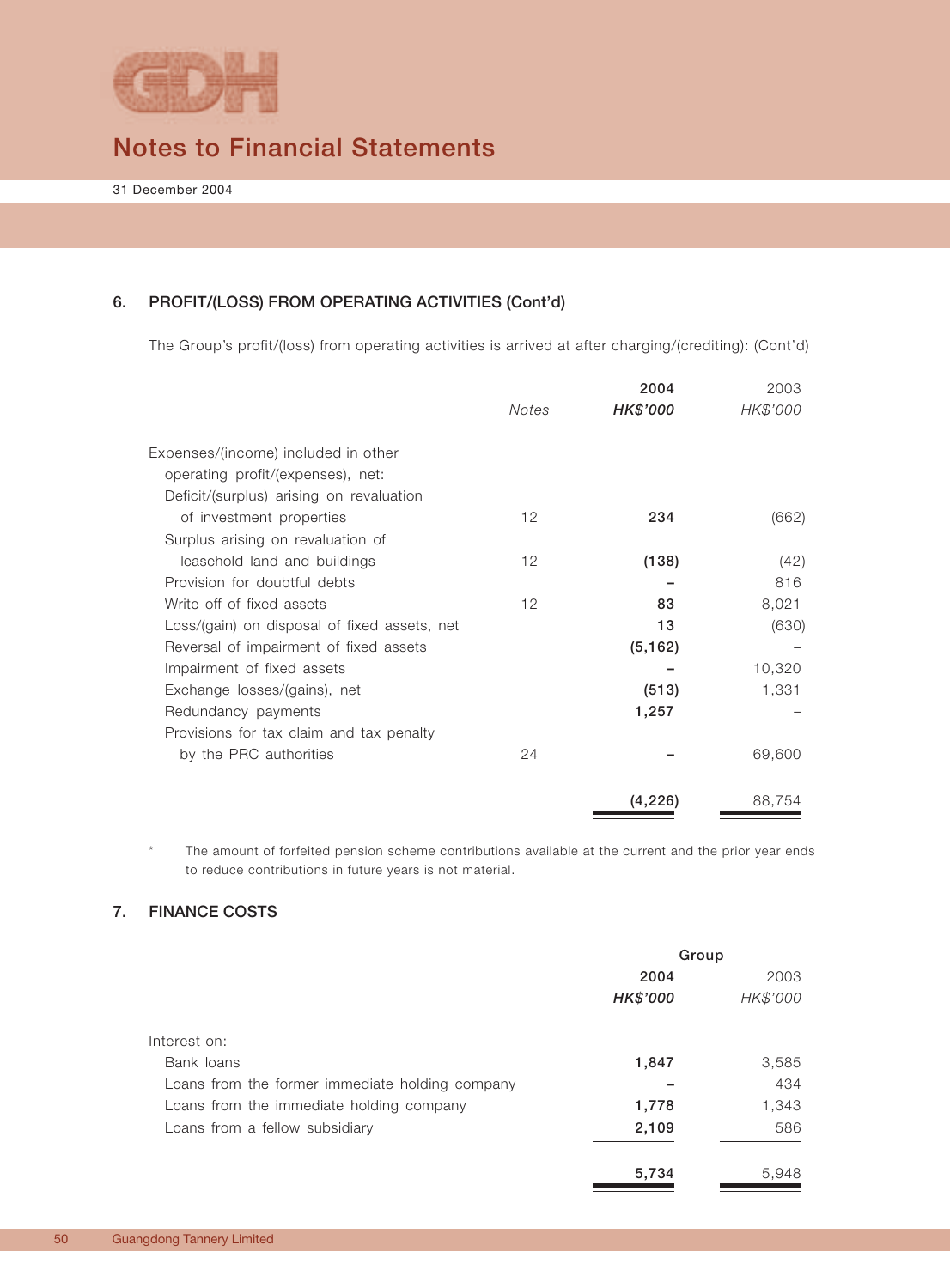## 6. PROFIT/(LOSS) FROM OPERATING ACTIVITIES (Cont'd)

The Group's profit/(loss) from operating activities is arrived at after charging/(crediting): (Cont'd)

| | Notes | 2004 HK$'000 | 2003 HK$'000 |
|---|---|---|---|
| Expenses/(income) included in other operating profit/(expenses), net: | | | |
| Deficit/(surplus) arising on revaluation of investment properties | 12 | **234** | (662) |
| Surplus arising on revaluation of leasehold land and buildings | 12 | **(138)** | (42) |
| Provision for doubtful debts | | **–** | 816 |
| Write off of fixed assets | 12 | **83** | 8,021 |
| Loss/(gain) on disposal of fixed assets, net | | **13** | (630) |
| Reversal of impairment of fixed assets | | **(5,162)** | – |
| Impairment of fixed assets | | **–** | 10,320 |
| Exchange losses/(gains), net | | **(513)** | 1,331 |
| Redundancy payments | | **1,257** | – |
| Provisions for tax claim and tax penalty by the PRC authorities | 24 | **–** | 69,600 |
| | | **(4,226)** | 88,754 |

\* The amount of forfeited pension scheme contributions available at the current and the prior year ends to reduce contributions in future years is not material.

## 7. FINANCE COSTS

| | Group 2004 HK$'000 | Group 2003 HK$'000 |
|---|---|---|
| Interest on: | | |
| Bank loans | **1,847** | 3,585 |
| Loans from the former immediate holding company | **–** | 434 |
| Loans from the immediate holding company | **1,778** | 1,343 |
| Loans from a fellow subsidiary | **2,109** | 586 |
| | **5,734** | 5,948 |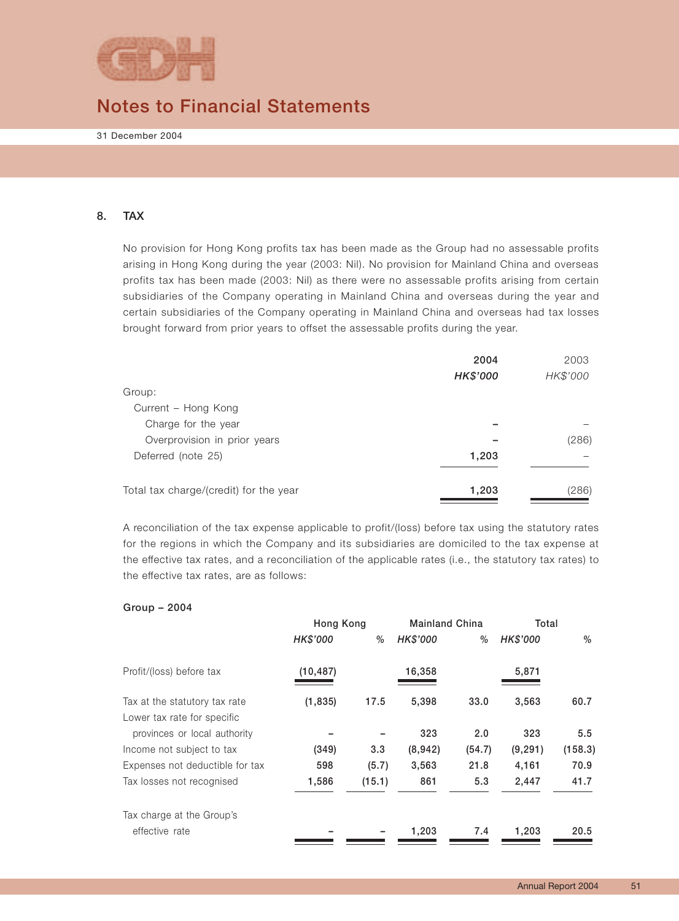## 8. TAX

No provision for Hong Kong profits tax has been made as the Group had no assessable profits arising in Hong Kong during the year (2003: Nil). No provision for Mainland China and overseas profits tax has been made (2003: Nil) as there were no assessable profits arising from certain subsidiaries of the Company operating in Mainland China and overseas during the year and certain subsidiaries of the Company operating in Mainland China and overseas had tax losses brought forward from prior years to offset the assessable profits during the year.

| | **2004** | 2003 |
|---|---|---|
| | ***HK$'000*** | *HK$'000* |
| Group: | | |
| Current – Hong Kong | | |
| Charge for the year | **–** | – |
| Overprovision in prior years | **–** | (286) |
| Deferred (note 25) | **1,203** | – |
| Total tax charge/(credit) for the year | **1,203** | (286) |

A reconciliation of the tax expense applicable to profit/(loss) before tax using the statutory rates for the regions in which the Company and its subsidiaries are domiciled to the tax expense at the effective tax rates, and a reconciliation of the applicable rates (i.e., the statutory tax rates) to the effective tax rates, are as follows:

**Group – 2004**

| | **Hong Kong** | | **Mainland China** | | **Total** | |
|---|---|---|---|---|---|---|
| | ***HK$'000*** | **%** | ***HK$'000*** | **%** | ***HK$'000*** | **%** |
| Profit/(loss) before tax | **(10,487)** | | **16,358** | | **5,871** | |
| Tax at the statutory tax rate | **(1,835)** | **17.5** | **5,398** | **33.0** | **3,563** | **60.7** |
| Lower tax rate for specific provinces or local authority | **–** | **–** | **323** | **2.0** | **323** | **5.5** |
| Income not subject to tax | **(349)** | **3.3** | **(8,942)** | **(54.7)** | **(9,291)** | **(158.3)** |
| Expenses not deductible for tax | **598** | **(5.7)** | **3,563** | **21.8** | **4,161** | **70.9** |
| Tax losses not recognised | **1,586** | **(15.1)** | **861** | **5.3** | **2,447** | **41.7** |
| Tax charge at the Group's effective rate | **–** | **–** | **1,203** | **7.4** | **1,203** | **20.5** |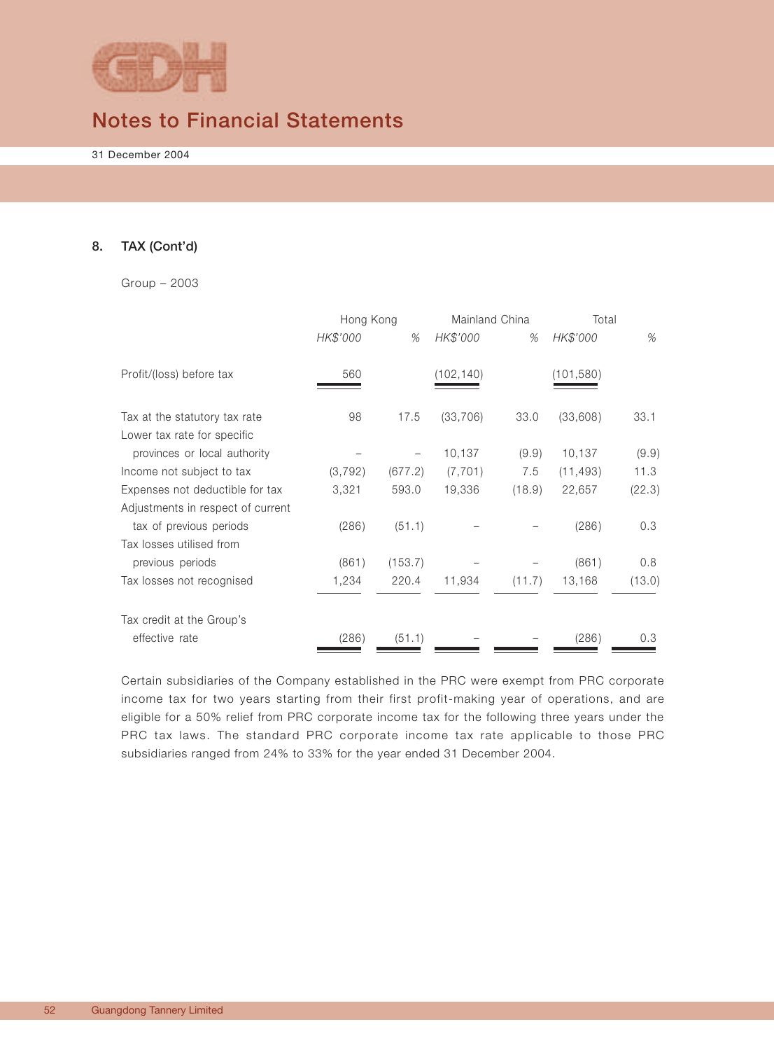## 8. TAX (Cont'd)

Group – 2003

| | Hong Kong | | Mainland China | | Total | |
|---|---|---|---|---|---|---|
| | *HK$'000* | *%* | *HK$'000* | *%* | *HK$'000* | *%* |
| Profit/(loss) before tax | 560 | | (102,140) | | (101,580) | |
| Tax at the statutory tax rate | 98 | 17.5 | (33,706) | 33.0 | (33,608) | 33.1 |
| Lower tax rate for specific provinces or local authority | – | – | 10,137 | (9.9) | 10,137 | (9.9) |
| Income not subject to tax | (3,792) | (677.2) | (7,701) | 7.5 | (11,493) | 11.3 |
| Expenses not deductible for tax | 3,321 | 593.0 | 19,336 | (18.9) | 22,657 | (22.3) |
| Adjustments in respect of current tax of previous periods | (286) | (51.1) | – | – | (286) | 0.3 |
| Tax losses utilised from previous periods | (861) | (153.7) | – | – | (861) | 0.8 |
| Tax losses not recognised | 1,234 | 220.4 | 11,934 | (11.7) | 13,168 | (13.0) |
| Tax credit at the Group's effective rate | (286) | (51.1) | – | – | (286) | 0.3 |

Certain subsidiaries of the Company established in the PRC were exempt from PRC corporate income tax for two years starting from their first profit-making year of operations, and are eligible for a 50% relief from PRC corporate income tax for the following three years under the PRC tax laws. The standard PRC corporate income tax rate applicable to those PRC subsidiaries ranged from 24% to 33% for the year ended 31 December 2004.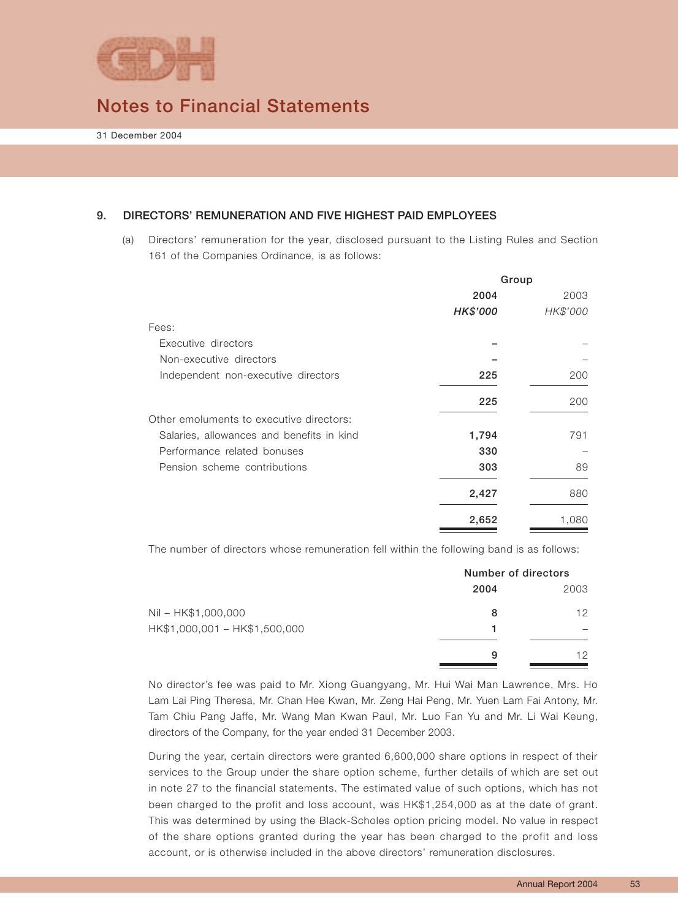## 9. DIRECTORS' REMUNERATION AND FIVE HIGHEST PAID EMPLOYEES

(a) Directors' remuneration for the year, disclosed pursuant to the Listing Rules and Section 161 of the Companies Ordinance, is as follows:

| | Group | |
|---|---|---|
| | **2004** | 2003 |
| | ***HK$'000*** | *HK$'000* |
| Fees: | | |
| Executive directors | **–** | – |
| Non-executive directors | **–** | – |
| Independent non-executive directors | **225** | 200 |
| | **225** | 200 |
| Other emoluments to executive directors: | | |
| Salaries, allowances and benefits in kind | **1,794** | 791 |
| Performance related bonuses | **330** | – |
| Pension scheme contributions | **303** | 89 |
| | **2,427** | 880 |
| | **2,652** | 1,080 |

The number of directors whose remuneration fell within the following band is as follows:

| | Number of directors | |
|---|---|---|
| | **2004** | 2003 |
| Nil – HK$1,000,000 | **8** | 12 |
| HK$1,000,001 – HK$1,500,000 | **1** | – |
| | **9** | 12 |

No director's fee was paid to Mr. Xiong Guangyang, Mr. Hui Wai Man Lawrence, Mrs. Ho Lam Lai Ping Theresa, Mr. Chan Hee Kwan, Mr. Zeng Hai Peng, Mr. Yuen Lam Fai Antony, Mr. Tam Chiu Pang Jaffe, Mr. Wang Man Kwan Paul, Mr. Luo Fan Yu and Mr. Li Wai Keung, directors of the Company, for the year ended 31 December 2003.

During the year, certain directors were granted 6,600,000 share options in respect of their services to the Group under the share option scheme, further details of which are set out in note 27 to the financial statements. The estimated value of such options, which has not been charged to the profit and loss account, was HK$1,254,000 as at the date of grant. This was determined by using the Black-Scholes option pricing model. No value in respect of the share options granted during the year has been charged to the profit and loss account, or is otherwise included in the above directors' remuneration disclosures.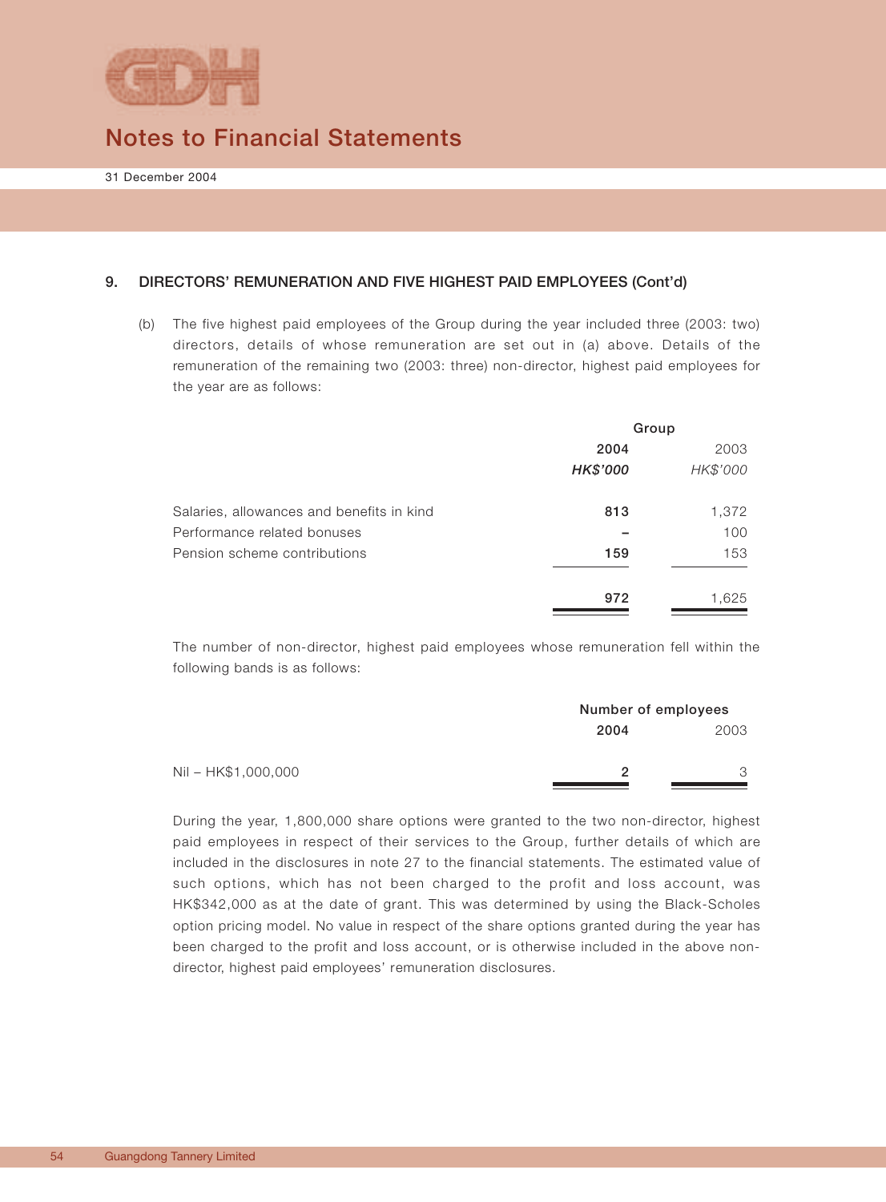## 9. DIRECTORS' REMUNERATION AND FIVE HIGHEST PAID EMPLOYEES (Cont'd)

(b) The five highest paid employees of the Group during the year included three (2003: two) directors, details of whose remuneration are set out in (a) above. Details of the remuneration of the remaining two (2003: three) non-director, highest paid employees for the year are as follows:

| | Group | |
|---|---|---|
| | **2004** | 2003 |
| | ***HK$'000*** | *HK$'000* |
| Salaries, allowances and benefits in kind | **813** | 1,372 |
| Performance related bonuses | **–** | 100 |
| Pension scheme contributions | **159** | 153 |
| | **972** | 1,625 |

The number of non-director, highest paid employees whose remuneration fell within the following bands is as follows:

| | Number of employees | |
|---|---|---|
| | **2004** | 2003 |
| Nil – HK$1,000,000 | **2** | 3 |

During the year, 1,800,000 share options were granted to the two non-director, highest paid employees in respect of their services to the Group, further details of which are included in the disclosures in note 27 to the financial statements. The estimated value of such options, which has not been charged to the profit and loss account, was HK$342,000 as at the date of grant. This was determined by using the Black-Scholes option pricing model. No value in respect of the share options granted during the year has been charged to the profit and loss account, or is otherwise included in the above non-director, highest paid employees' remuneration disclosures.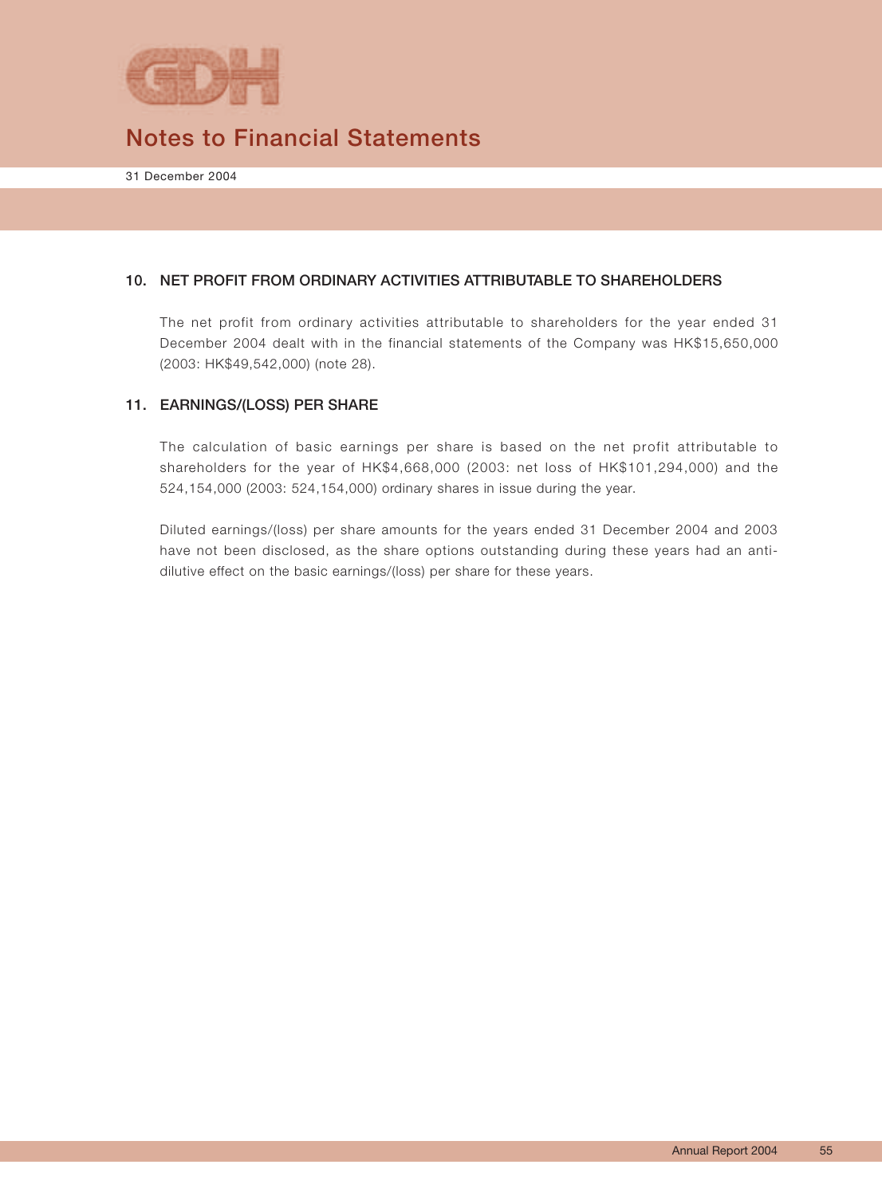## 10. NET PROFIT FROM ORDINARY ACTIVITIES ATTRIBUTABLE TO SHAREHOLDERS

The net profit from ordinary activities attributable to shareholders for the year ended 31 December 2004 dealt with in the financial statements of the Company was HK$15,650,000 (2003: HK$49,542,000) (note 28).

## 11. EARNINGS/(LOSS) PER SHARE

The calculation of basic earnings per share is based on the net profit attributable to shareholders for the year of HK$4,668,000 (2003: net loss of HK$101,294,000) and the 524,154,000 (2003: 524,154,000) ordinary shares in issue during the year.

Diluted earnings/(loss) per share amounts for the years ended 31 December 2004 and 2003 have not been disclosed, as the share options outstanding during these years had an anti-dilutive effect on the basic earnings/(loss) per share for these years.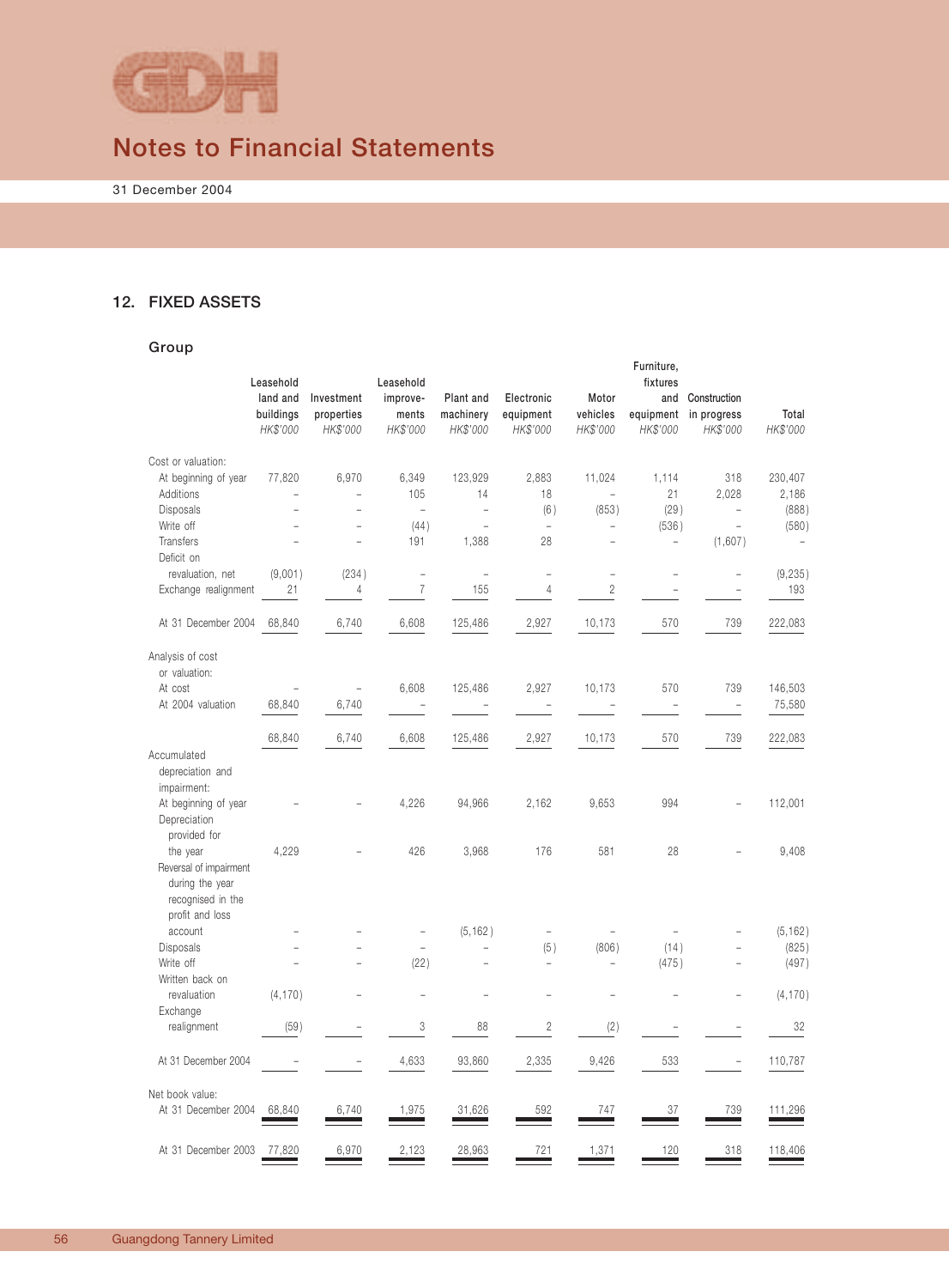# Notes to Financial Statements

31 December 2004

## 12. FIXED ASSETS

### Group

| | Leasehold land and buildings *HK$'000* | Investment properties *HK$'000* | Leasehold improve-ments *HK$'000* | Plant and machinery *HK$'000* | Electronic equipment *HK$'000* | Motor vehicles *HK$'000* | Furniture, fixtures and equipment *HK$'000* | Construction in progress *HK$'000* | Total *HK$'000* |
|---|---|---|---|---|---|---|---|---|---|
| Cost or valuation: | | | | | | | | | |
| At beginning of year | 77,820 | 6,970 | 6,349 | 123,929 | 2,883 | 11,024 | 1,114 | 318 | 230,407 |
| Additions | – | – | 105 | 14 | 18 | – | 21 | 2,028 | 2,186 |
| Disposals | – | – | – | – | (6) | (853) | (29) | – | (888) |
| Write off | – | – | (44) | – | – | – | (536) | – | (580) |
| Transfers | – | – | 191 | 1,388 | 28 | – | – | (1,607) | – |
| Deficit on revaluation, net | (9,001) | (234) | – | – | – | – | – | – | (9,235) |
| Exchange realignment | 21 | 4 | 7 | 155 | 4 | 2 | – | – | 193 |
| At 31 December 2004 | 68,840 | 6,740 | 6,608 | 125,486 | 2,927 | 10,173 | 570 | 739 | 222,083 |
| Analysis of cost or valuation: | | | | | | | | | |
| At cost | – | – | 6,608 | 125,486 | 2,927 | 10,173 | 570 | 739 | 146,503 |
| At 2004 valuation | 68,840 | 6,740 | – | – | – | – | – | – | 75,580 |
| | 68,840 | 6,740 | 6,608 | 125,486 | 2,927 | 10,173 | 570 | 739 | 222,083 |
| Accumulated depreciation and impairment: | | | | | | | | | |
| At beginning of year | – | – | 4,226 | 94,966 | 2,162 | 9,653 | 994 | – | 112,001 |
| Depreciation provided for the year | 4,229 | – | 426 | 3,968 | 176 | 581 | 28 | – | 9,408 |
| Reversal of impairment during the year recognised in the profit and loss account | – | – | – | (5,162) | – | – | – | – | (5,162) |
| Disposals | – | – | – | – | (5) | (806) | (14) | – | (825) |
| Write off | – | – | (22) | – | – | – | (475) | – | (497) |
| Written back on revaluation | (4,170) | – | – | – | – | – | – | – | (4,170) |
| Exchange realignment | (59) | – | 3 | 88 | 2 | (2) | – | – | 32 |
| At 31 December 2004 | – | – | 4,633 | 93,860 | 2,335 | 9,426 | 533 | – | 110,787 |
| Net book value: | | | | | | | | | |
| At 31 December 2004 | 68,840 | 6,740 | 1,975 | 31,626 | 592 | 747 | 37 | 739 | 111,296 |
| At 31 December 2003 | 77,820 | 6,970 | 2,123 | 28,963 | 721 | 1,371 | 120 | 318 | 118,406 |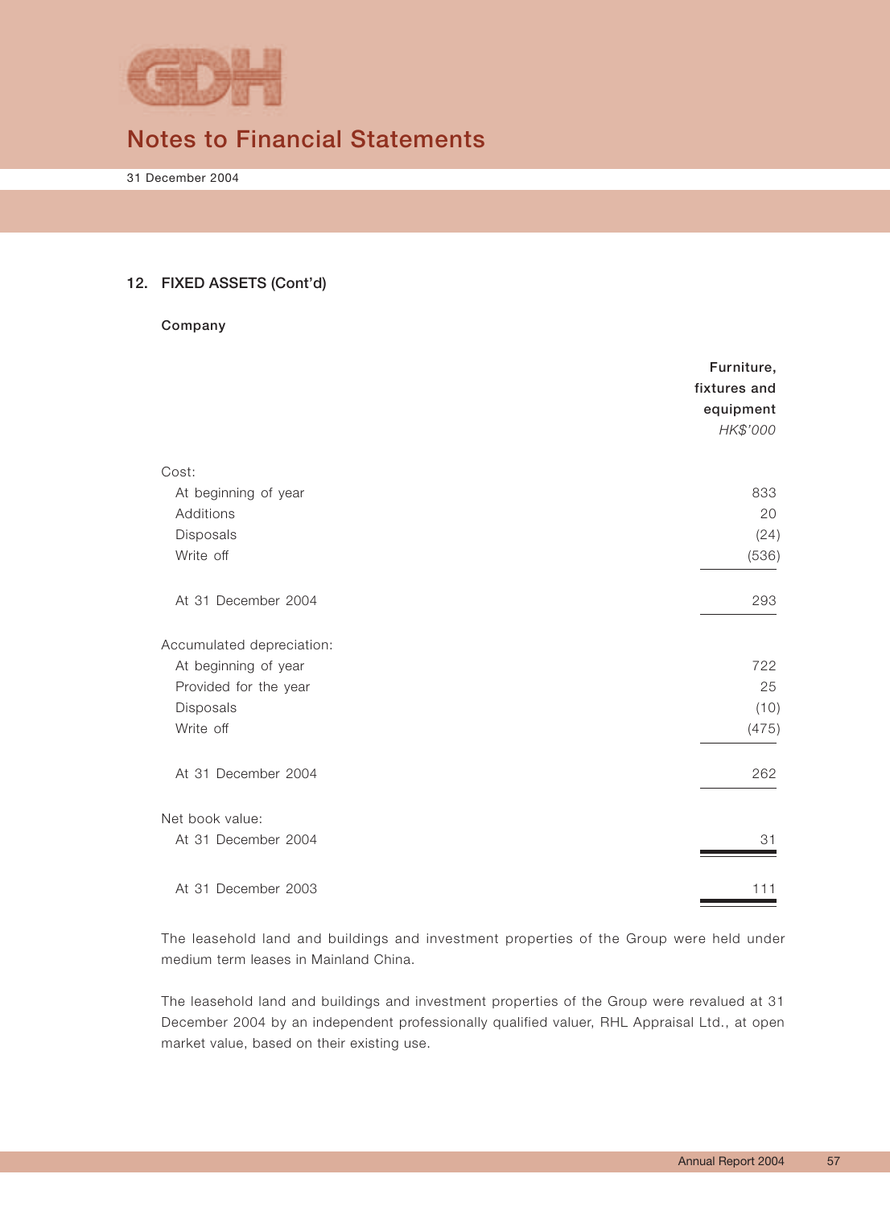## 12. FIXED ASSETS (Cont'd)

**Company**

| | Furniture, fixtures and equipment |
|---|---|
| | *HK$'000* |
| Cost: | |
| At beginning of year | 833 |
| Additions | 20 |
| Disposals | (24) |
| Write off | (536) |
| At 31 December 2004 | 293 |
| Accumulated depreciation: | |
| At beginning of year | 722 |
| Provided for the year | 25 |
| Disposals | (10) |
| Write off | (475) |
| At 31 December 2004 | 262 |
| Net book value: | |
| At 31 December 2004 | 31 |
| At 31 December 2003 | 111 |

The leasehold land and buildings and investment properties of the Group were held under medium term leases in Mainland China.

The leasehold land and buildings and investment properties of the Group were revalued at 31 December 2004 by an independent professionally qualified valuer, RHL Appraisal Ltd., at open market value, based on their existing use.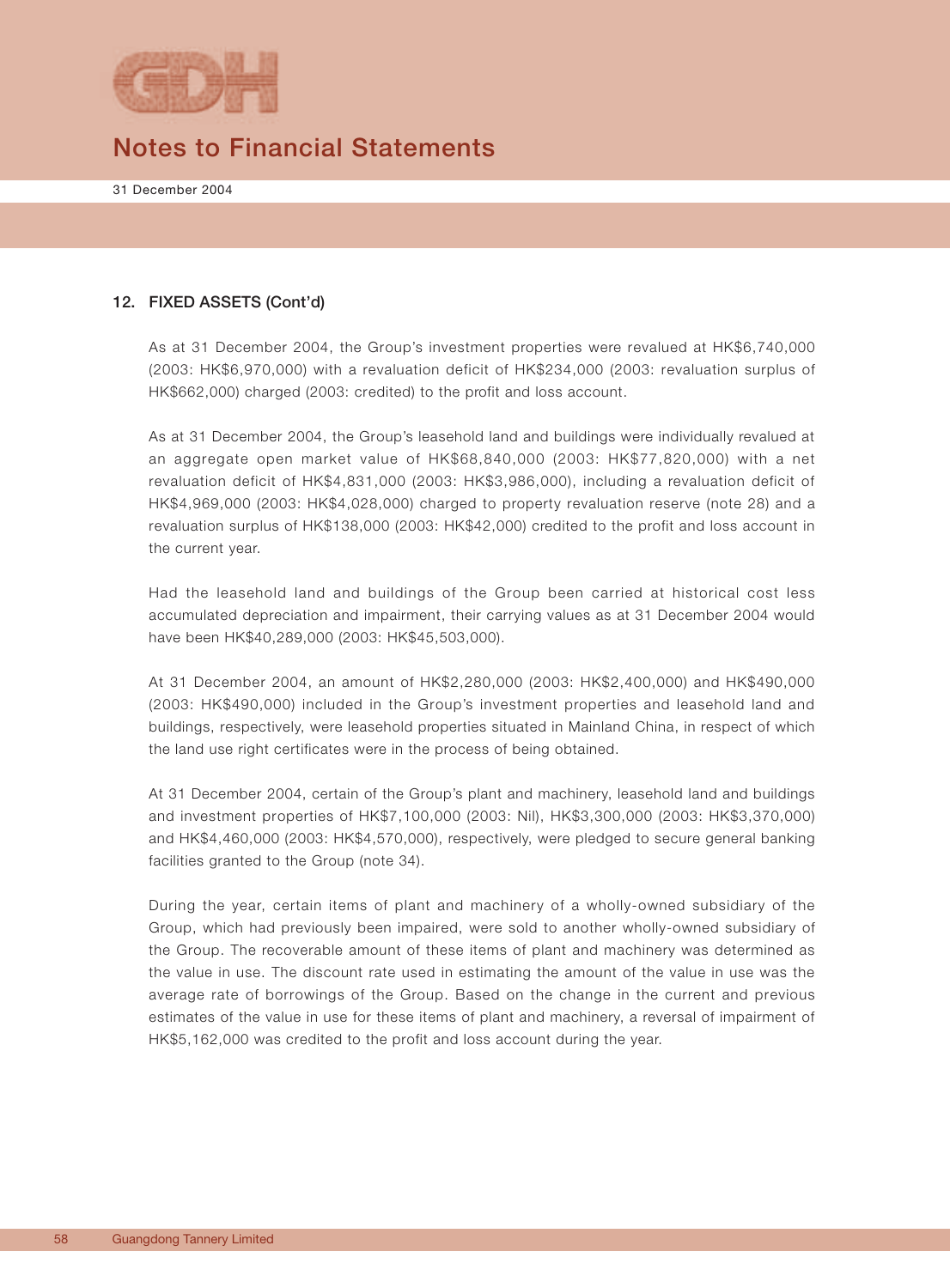## 12. FIXED ASSETS (Cont'd)

As at 31 December 2004, the Group's investment properties were revalued at HK$6,740,000 (2003: HK$6,970,000) with a revaluation deficit of HK$234,000 (2003: revaluation surplus of HK$662,000) charged (2003: credited) to the profit and loss account.

As at 31 December 2004, the Group's leasehold land and buildings were individually revalued at an aggregate open market value of HK$68,840,000 (2003: HK$77,820,000) with a net revaluation deficit of HK$4,831,000 (2003: HK$3,986,000), including a revaluation deficit of HK$4,969,000 (2003: HK$4,028,000) charged to property revaluation reserve (note 28) and a revaluation surplus of HK$138,000 (2003: HK$42,000) credited to the profit and loss account in the current year.

Had the leasehold land and buildings of the Group been carried at historical cost less accumulated depreciation and impairment, their carrying values as at 31 December 2004 would have been HK$40,289,000 (2003: HK$45,503,000).

At 31 December 2004, an amount of HK$2,280,000 (2003: HK$2,400,000) and HK$490,000 (2003: HK$490,000) included in the Group's investment properties and leasehold land and buildings, respectively, were leasehold properties situated in Mainland China, in respect of which the land use right certificates were in the process of being obtained.

At 31 December 2004, certain of the Group's plant and machinery, leasehold land and buildings and investment properties of HK$7,100,000 (2003: Nil), HK$3,300,000 (2003: HK$3,370,000) and HK$4,460,000 (2003: HK$4,570,000), respectively, were pledged to secure general banking facilities granted to the Group (note 34).

During the year, certain items of plant and machinery of a wholly-owned subsidiary of the Group, which had previously been impaired, were sold to another wholly-owned subsidiary of the Group. The recoverable amount of these items of plant and machinery was determined as the value in use. The discount rate used in estimating the amount of the value in use was the average rate of borrowings of the Group. Based on the change in the current and previous estimates of the value in use for these items of plant and machinery, a reversal of impairment of HK$5,162,000 was credited to the profit and loss account during the year.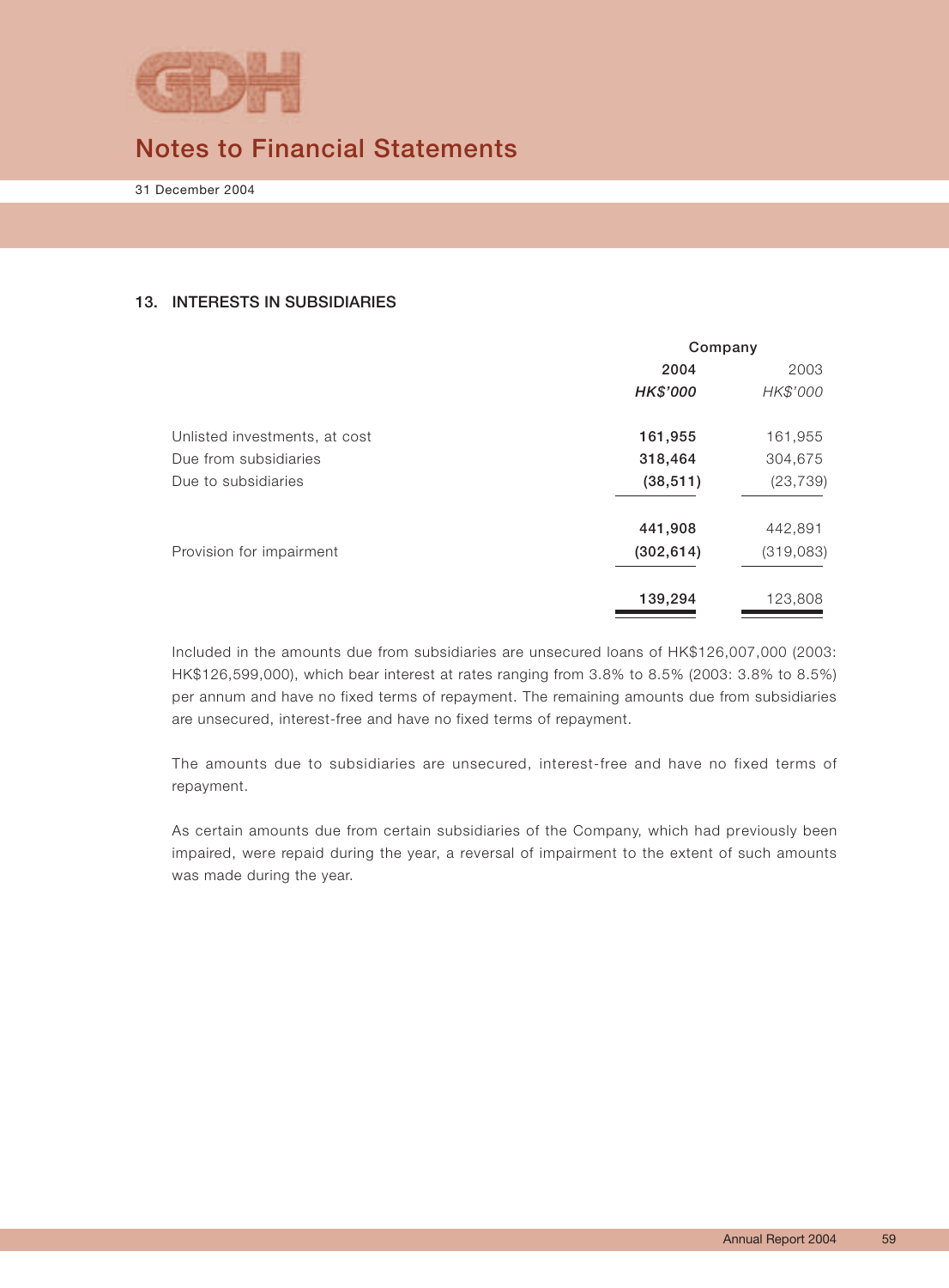## 13. INTERESTS IN SUBSIDIARIES

| | Company | |
|---|---|---|
| | **2004** | 2003 |
| | ***HK$'000*** | *HK$'000* |
| Unlisted investments, at cost | **161,955** | 161,955 |
| Due from subsidiaries | **318,464** | 304,675 |
| Due to subsidiaries | **(38,511)** | (23,739) |
| | **441,908** | 442,891 |
| Provision for impairment | **(302,614)** | (319,083) |
| | **139,294** | 123,808 |

Included in the amounts due from subsidiaries are unsecured loans of HK$126,007,000 (2003: HK$126,599,000), which bear interest at rates ranging from 3.8% to 8.5% (2003: 3.8% to 8.5%) per annum and have no fixed terms of repayment. The remaining amounts due from subsidiaries are unsecured, interest-free and have no fixed terms of repayment.

The amounts due to subsidiaries are unsecured, interest-free and have no fixed terms of repayment.

As certain amounts due from certain subsidiaries of the Company, which had previously been impaired, were repaid during the year, a reversal of impairment to the extent of such amounts was made during the year.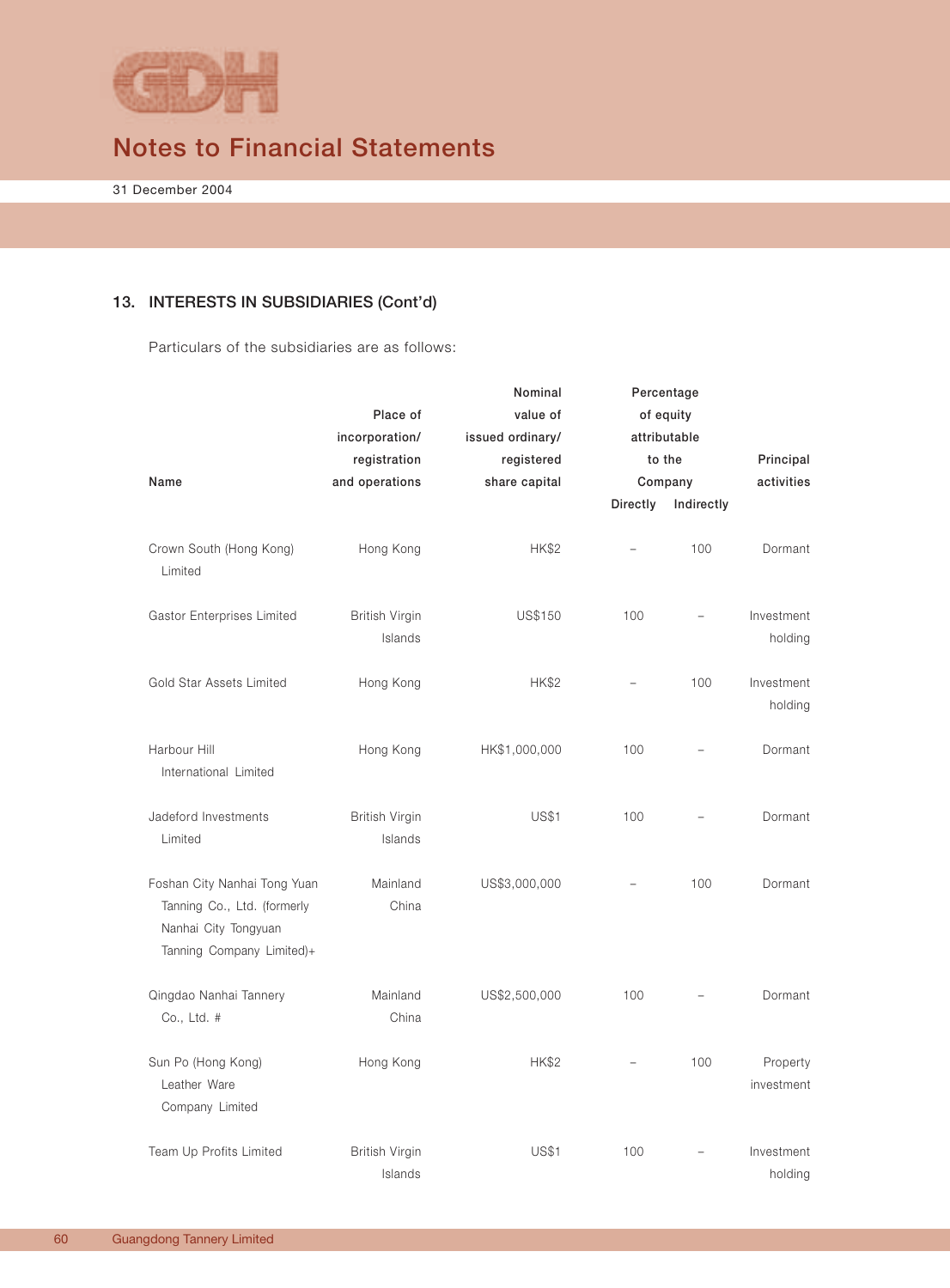# Notes to Financial Statements

31 December 2004

### 13. INTERESTS IN SUBSIDIARIES (Cont'd)

Particulars of the subsidiaries are as follows:

| Name | Place of incorporation/ registration and operations | Nominal value of issued ordinary/ registered share capital | Percentage of equity attributable to the Company | | Principal activities |
|---|---|---|---|---|---|
| | | | Directly | Indirectly | |
| Crown South (Hong Kong) Limited | Hong Kong | HK$2 | – | 100 | Dormant |
| Gastor Enterprises Limited | British Virgin Islands | US$150 | 100 | – | Investment holding |
| Gold Star Assets Limited | Hong Kong | HK$2 | – | 100 | Investment holding |
| Harbour Hill International Limited | Hong Kong | HK$1,000,000 | 100 | – | Dormant |
| Jadeford Investments Limited | British Virgin Islands | US$1 | 100 | – | Dormant |
| Foshan City Nanhai Tong Yuan Tanning Co., Ltd. (formerly Nanhai City Tongyuan Tanning Company Limited)+ | Mainland China | US$3,000,000 | – | 100 | Dormant |
| Qingdao Nanhai Tannery Co., Ltd. # | Mainland China | US$2,500,000 | 100 | – | Dormant |
| Sun Po (Hong Kong) Leather Ware Company Limited | Hong Kong | HK$2 | – | 100 | Property investment |
| Team Up Profits Limited | British Virgin Islands | US$1 | 100 | – | Investment holding |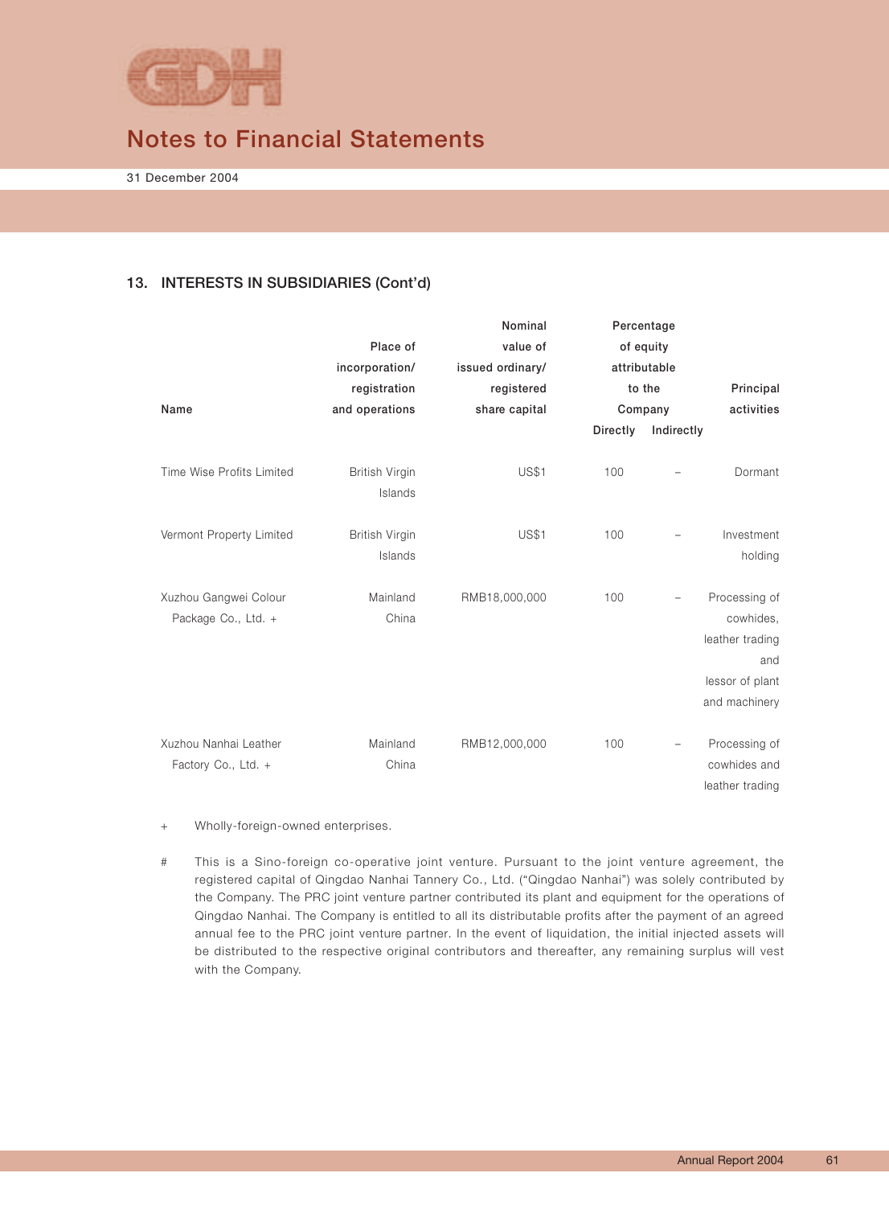## 13. INTERESTS IN SUBSIDIARIES (Cont'd)

| Name | Place of incorporation/ registration and operations | Nominal value of issued ordinary/ registered share capital | Percentage of equity attributable to the Company | | Principal activities |
|---|---|---|---|---|---|
| | | | Directly | Indirectly | |
| Time Wise Profits Limited | British Virgin Islands | US$1 | 100 | – | Dormant |
| Vermont Property Limited | British Virgin Islands | US$1 | 100 | – | Investment holding |
| Xuzhou Gangwei Colour Package Co., Ltd. + | Mainland China | RMB18,000,000 | 100 | – | Processing of cowhides, leather trading and lessor of plant and machinery |
| Xuzhou Nanhai Leather Factory Co., Ltd. + | Mainland China | RMB12,000,000 | 100 | – | Processing of cowhides and leather trading |

\+ Wholly-foreign-owned enterprises.

\# This is a Sino-foreign co-operative joint venture. Pursuant to the joint venture agreement, the registered capital of Qingdao Nanhai Tannery Co., Ltd. ("Qingdao Nanhai") was solely contributed by the Company. The PRC joint venture partner contributed its plant and equipment for the operations of Qingdao Nanhai. The Company is entitled to all its distributable profits after the payment of an agreed annual fee to the PRC joint venture partner. In the event of liquidation, the initial injected assets will be distributed to the respective original contributors and thereafter, any remaining surplus will vest with the Company.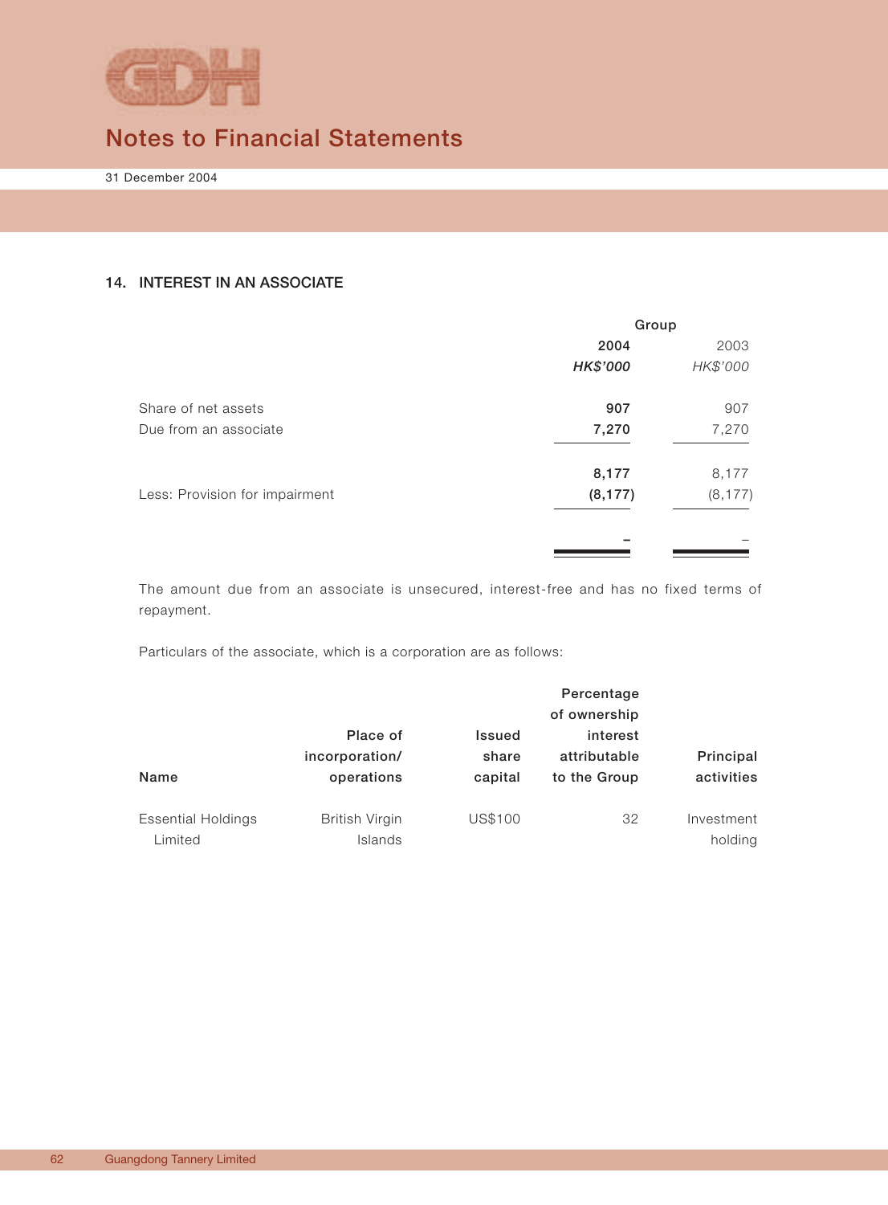# Notes to Financial Statements

31 December 2004

## 14. INTEREST IN AN ASSOCIATE

| | Group | |
|---|---|---|
| | **2004** | 2003 |
| | ***HK$'000*** | *HK$'000* |
| Share of net assets | **907** | 907 |
| Due from an associate | **7,270** | 7,270 |
| | **8,177** | 8,177 |
| Less: Provision for impairment | **(8,177)** | (8,177) |
| | **–** | – |

The amount due from an associate is unsecured, interest-free and has no fixed terms of repayment.

Particulars of the associate, which is a corporation are as follows:

| Name | Place of incorporation/ operations | Issued share capital | Percentage of ownership interest attributable to the Group | Principal activities |
|---|---|---|---|---|
| Essential Holdings Limited | British Virgin Islands | US$100 | 32 | Investment holding |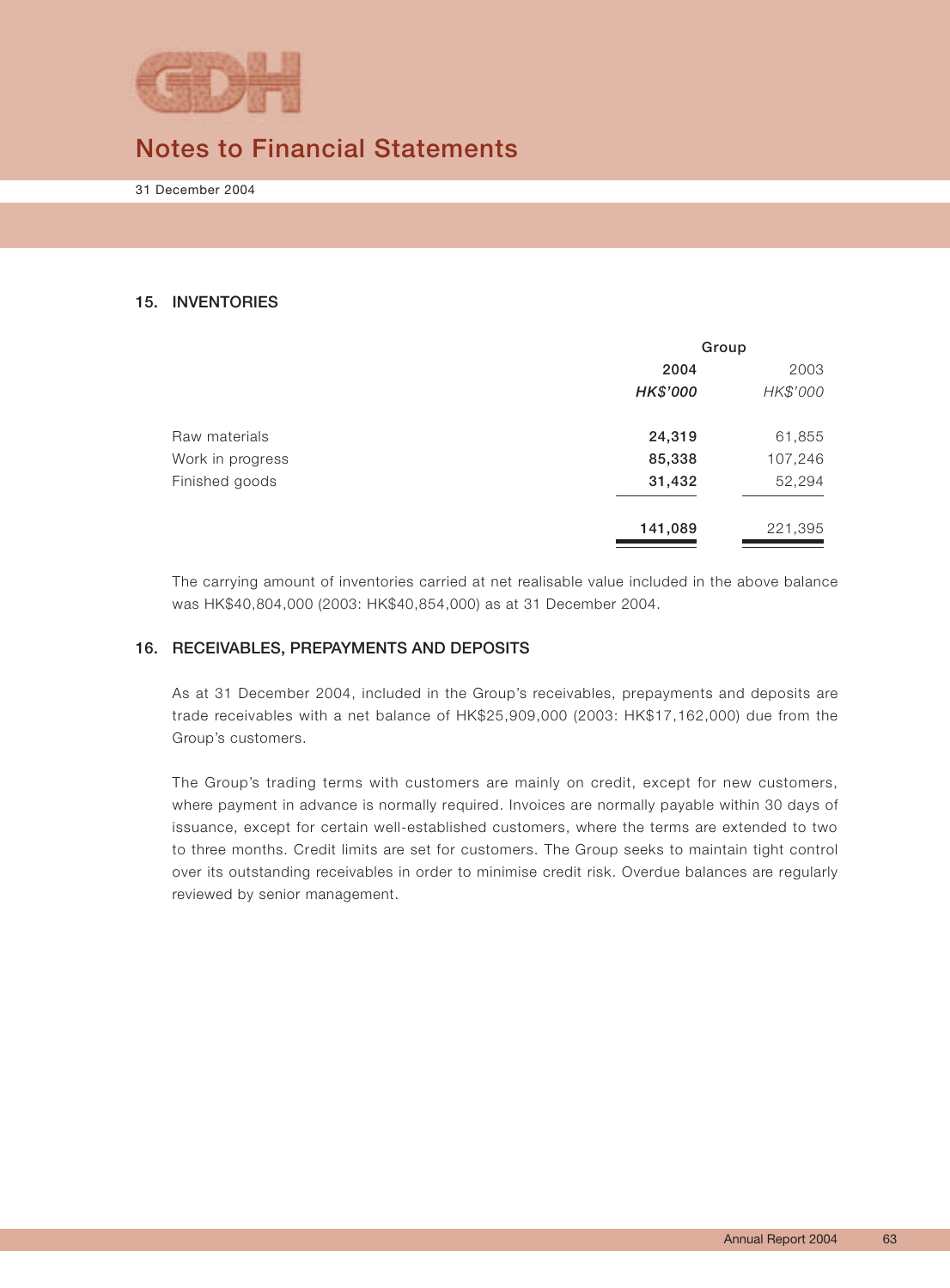# Notes to Financial Statements

31 December 2004

## 15. INVENTORIES

| | Group | |
|---|---|---|
| | **2004** | 2003 |
| | ***HK$'000*** | *HK$'000* |
| Raw materials | **24,319** | 61,855 |
| Work in progress | **85,338** | 107,246 |
| Finished goods | **31,432** | 52,294 |
| | **141,089** | 221,395 |

The carrying amount of inventories carried at net realisable value included in the above balance was HK$40,804,000 (2003: HK$40,854,000) as at 31 December 2004.

## 16. RECEIVABLES, PREPAYMENTS AND DEPOSITS

As at 31 December 2004, included in the Group's receivables, prepayments and deposits are trade receivables with a net balance of HK$25,909,000 (2003: HK$17,162,000) due from the Group's customers.

The Group's trading terms with customers are mainly on credit, except for new customers, where payment in advance is normally required. Invoices are normally payable within 30 days of issuance, except for certain well-established customers, where the terms are extended to two to three months. Credit limits are set for customers. The Group seeks to maintain tight control over its outstanding receivables in order to minimise credit risk. Overdue balances are regularly reviewed by senior management.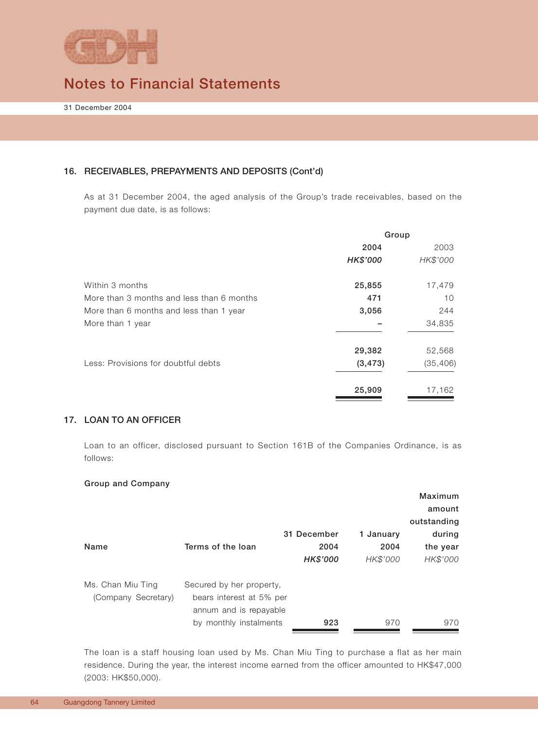## 16. RECEIVABLES, PREPAYMENTS AND DEPOSITS (Cont'd)

As at 31 December 2004, the aged analysis of the Group's trade receivables, based on the payment due date, is as follows:

| | Group | |
|---|---|---|
| | **2004** | 2003 |
| | ***HK$'000*** | *HK$'000* |
| Within 3 months | **25,855** | 17,479 |
| More than 3 months and less than 6 months | **471** | 10 |
| More than 6 months and less than 1 year | **3,056** | 244 |
| More than 1 year | **–** | 34,835 |
| | **29,382** | 52,568 |
| Less: Provisions for doubtful debts | **(3,473)** | (35,406) |
| | **25,909** | 17,162 |

## 17. LOAN TO AN OFFICER

Loan to an officer, disclosed pursuant to Section 161B of the Companies Ordinance, is as follows:

**Group and Company**

| Name | Terms of the loan | 31 December 2004 | 1 January 2004 | Maximum amount outstanding during the year |
|---|---|---|---|---|
| | | ***HK$'000*** | *HK$'000* | *HK$'000* |
| Ms. Chan Miu Ting (Company Secretary) | Secured by her property, bears interest at 5% per annum and is repayable by monthly instalments | **923** | 970 | 970 |

The loan is a staff housing loan used by Ms. Chan Miu Ting to purchase a flat as her main residence. During the year, the interest income earned from the officer amounted to HK$47,000 (2003: HK$50,000).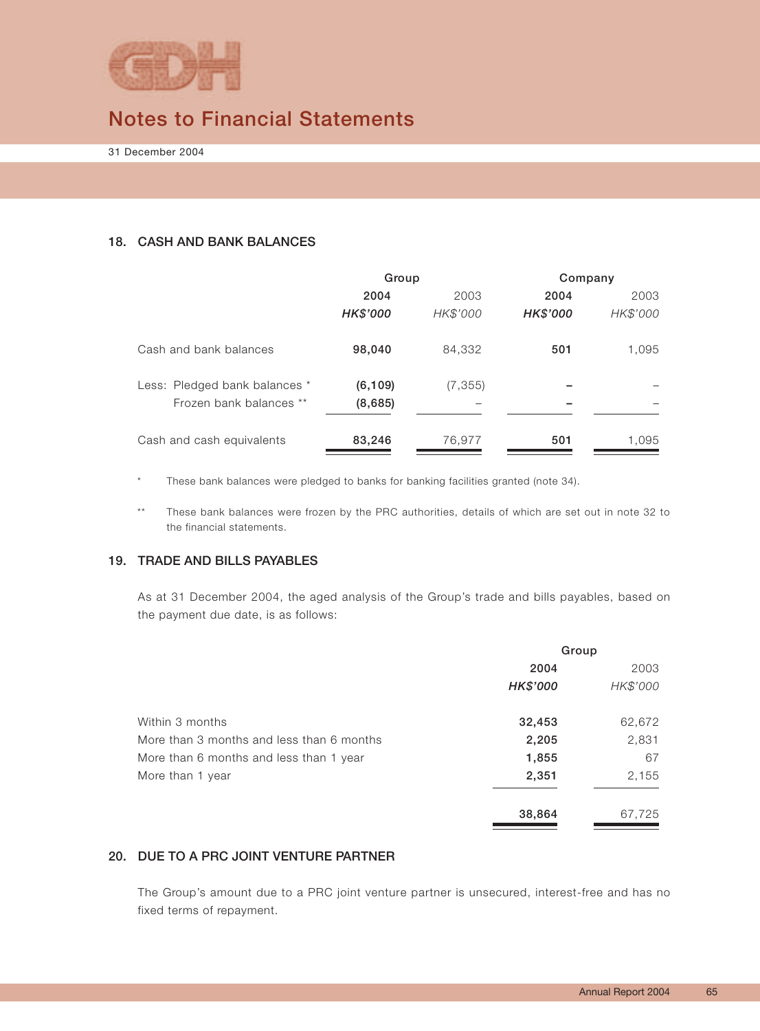## 18. CASH AND BANK BALANCES

| | Group | | Company | |
|---|---|---|---|---|
| | 2004 | 2003 | 2004 | 2003 |
| | *HK$'000* | *HK$'000* | *HK$'000* | *HK$'000* |
| Cash and bank balances | **98,040** | 84,332 | **501** | 1,095 |
| Less: Pledged bank balances * | **(6,109)** | (7,355) | **–** | – |
| Frozen bank balances ** | **(8,685)** | – | **–** | – |
| Cash and cash equivalents | **83,246** | 76,977 | **501** | 1,095 |

\* These bank balances were pledged to banks for banking facilities granted (note 34).

\*\* These bank balances were frozen by the PRC authorities, details of which are set out in note 32 to the financial statements.

## 19. TRADE AND BILLS PAYABLES

As at 31 December 2004, the aged analysis of the Group's trade and bills payables, based on the payment due date, is as follows:

| | Group | |
|---|---|---|
| | 2004 | 2003 |
| | *HK$'000* | *HK$'000* |
| Within 3 months | **32,453** | 62,672 |
| More than 3 months and less than 6 months | **2,205** | 2,831 |
| More than 6 months and less than 1 year | **1,855** | 67 |
| More than 1 year | **2,351** | 2,155 |
| | **38,864** | 67,725 |

## 20. DUE TO A PRC JOINT VENTURE PARTNER

The Group's amount due to a PRC joint venture partner is unsecured, interest-free and has no fixed terms of repayment.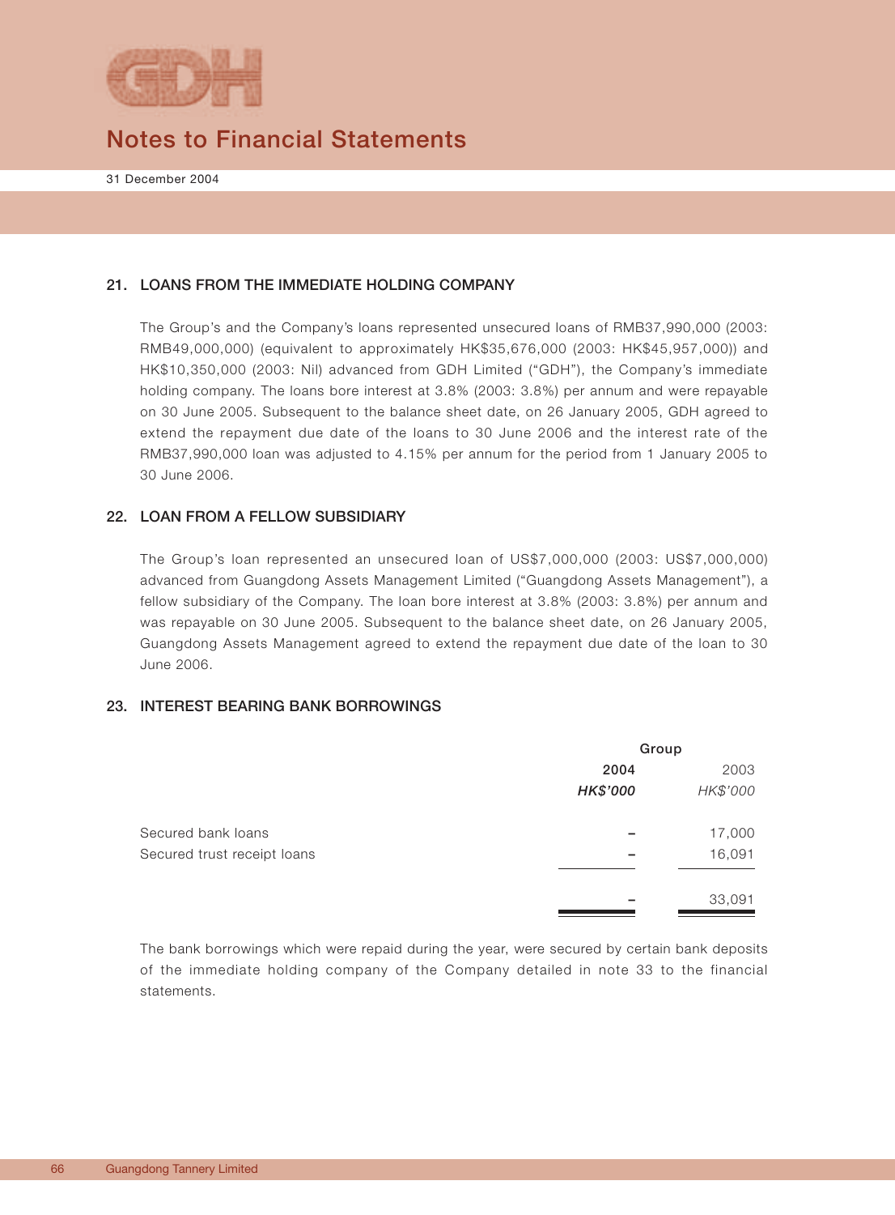## 21. LOANS FROM THE IMMEDIATE HOLDING COMPANY

The Group's and the Company's loans represented unsecured loans of RMB37,990,000 (2003: RMB49,000,000) (equivalent to approximately HK$35,676,000 (2003: HK$45,957,000)) and HK$10,350,000 (2003: Nil) advanced from GDH Limited ("GDH"), the Company's immediate holding company. The loans bore interest at 3.8% (2003: 3.8%) per annum and were repayable on 30 June 2005. Subsequent to the balance sheet date, on 26 January 2005, GDH agreed to extend the repayment due date of the loans to 30 June 2006 and the interest rate of the RMB37,990,000 loan was adjusted to 4.15% per annum for the period from 1 January 2005 to 30 June 2006.

## 22. LOAN FROM A FELLOW SUBSIDIARY

The Group's loan represented an unsecured loan of US$7,000,000 (2003: US$7,000,000) advanced from Guangdong Assets Management Limited ("Guangdong Assets Management"), a fellow subsidiary of the Company. The loan bore interest at 3.8% (2003: 3.8%) per annum and was repayable on 30 June 2005. Subsequent to the balance sheet date, on 26 January 2005, Guangdong Assets Management agreed to extend the repayment due date of the loan to 30 June 2006.

## 23. INTEREST BEARING BANK BORROWINGS

| | Group | |
|---|---|---|
| | **2004** | 2003 |
| | ***HK$'000*** | *HK$'000* |
| Secured bank loans | – | 17,000 |
| Secured trust receipt loans | – | 16,091 |
| | – | 33,091 |

The bank borrowings which were repaid during the year, were secured by certain bank deposits of the immediate holding company of the Company detailed in note 33 to the financial statements.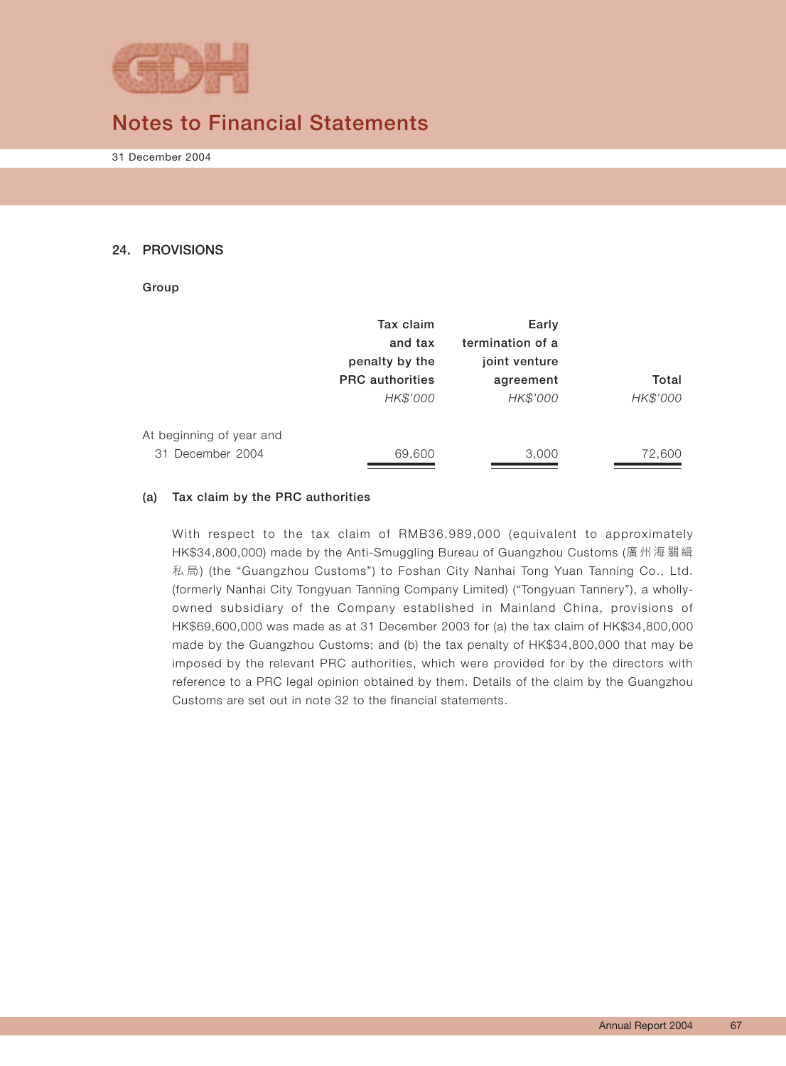## 24. PROVISIONS

**Group**

| | Tax claim and tax penalty by the PRC authorities | Early termination of a joint venture agreement | Total |
|---|---|---|---|
| | *HK$'000* | *HK$'000* | *HK$'000* |
| At beginning of year and 31 December 2004 | 69,600 | 3,000 | 72,600 |

**(a) Tax claim by the PRC authorities**

With respect to the tax claim of RMB36,989,000 (equivalent to approximately HK$34,800,000) made by the Anti-Smuggling Bureau of Guangzhou Customs (廣州海關緝私局) (the "Guangzhou Customs") to Foshan City Nanhai Tong Yuan Tanning Co., Ltd. (formerly Nanhai City Tongyuan Tanning Company Limited) ("Tongyuan Tannery"), a wholly-owned subsidiary of the Company established in Mainland China, provisions of HK$69,600,000 was made as at 31 December 2003 for (a) the tax claim of HK$34,800,000 made by the Guangzhou Customs; and (b) the tax penalty of HK$34,800,000 that may be imposed by the relevant PRC authorities, which were provided for by the directors with reference to a PRC legal opinion obtained by them. Details of the claim by the Guangzhou Customs are set out in note 32 to the financial statements.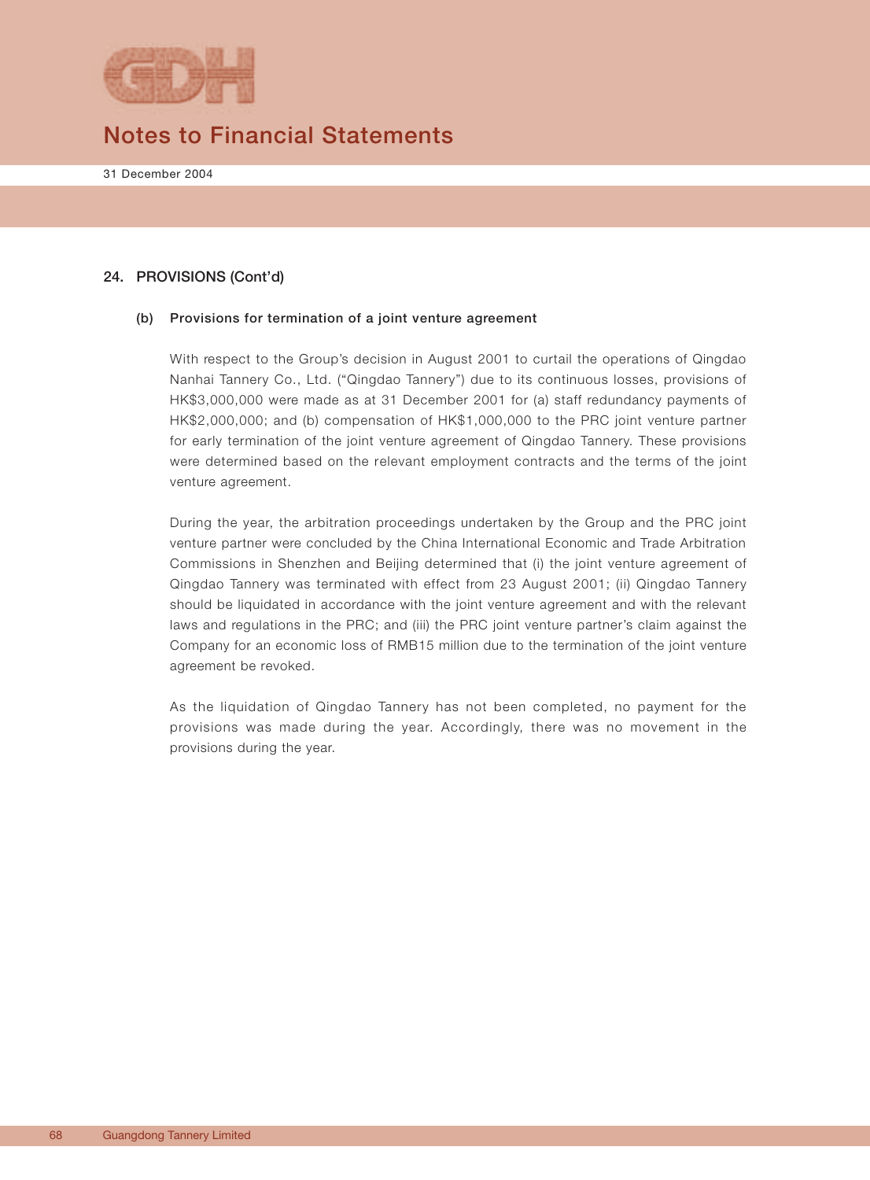## 24. PROVISIONS (Cont'd)

### (b) Provisions for termination of a joint venture agreement

With respect to the Group's decision in August 2001 to curtail the operations of Qingdao Nanhai Tannery Co., Ltd. ("Qingdao Tannery") due to its continuous losses, provisions of HK$3,000,000 were made as at 31 December 2001 for (a) staff redundancy payments of HK$2,000,000; and (b) compensation of HK$1,000,000 to the PRC joint venture partner for early termination of the joint venture agreement of Qingdao Tannery. These provisions were determined based on the relevant employment contracts and the terms of the joint venture agreement.

During the year, the arbitration proceedings undertaken by the Group and the PRC joint venture partner were concluded by the China International Economic and Trade Arbitration Commissions in Shenzhen and Beijing determined that (i) the joint venture agreement of Qingdao Tannery was terminated with effect from 23 August 2001; (ii) Qingdao Tannery should be liquidated in accordance with the joint venture agreement and with the relevant laws and regulations in the PRC; and (iii) the PRC joint venture partner's claim against the Company for an economic loss of RMB15 million due to the termination of the joint venture agreement be revoked.

As the liquidation of Qingdao Tannery has not been completed, no payment for the provisions was made during the year. Accordingly, there was no movement in the provisions during the year.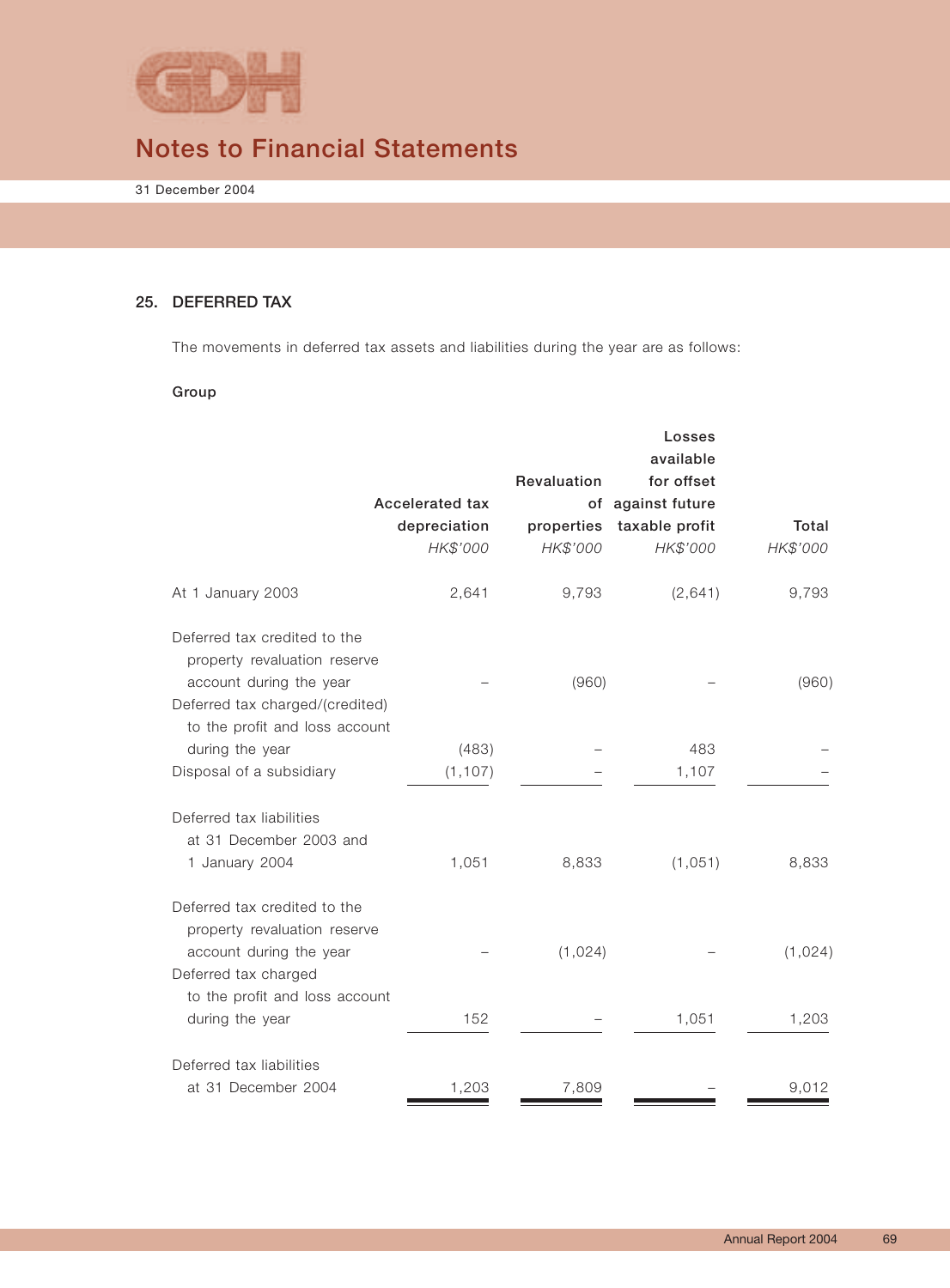## 25. DEFERRED TAX

The movements in deferred tax assets and liabilities during the year are as follows:

**Group**

| | Accelerated tax depreciation | Revaluation of properties | Losses available for offset against future taxable profit | Total |
|---|---|---|---|---|
| | *HK$'000* | *HK$'000* | *HK$'000* | *HK$'000* |
| At 1 January 2003 | 2,641 | 9,793 | (2,641) | 9,793 |
| Deferred tax credited to the property revaluation reserve account during the year | – | (960) | – | (960) |
| Deferred tax charged/(credited) to the profit and loss account during the year | (483) | – | 483 | – |
| Disposal of a subsidiary | (1,107) | – | 1,107 | – |
| Deferred tax liabilities at 31 December 2003 and 1 January 2004 | 1,051 | 8,833 | (1,051) | 8,833 |
| Deferred tax credited to the property revaluation reserve account during the year | – | (1,024) | – | (1,024) |
| Deferred tax charged to the profit and loss account during the year | 152 | – | 1,051 | 1,203 |
| Deferred tax liabilities at 31 December 2004 | 1,203 | 7,809 | – | 9,012 |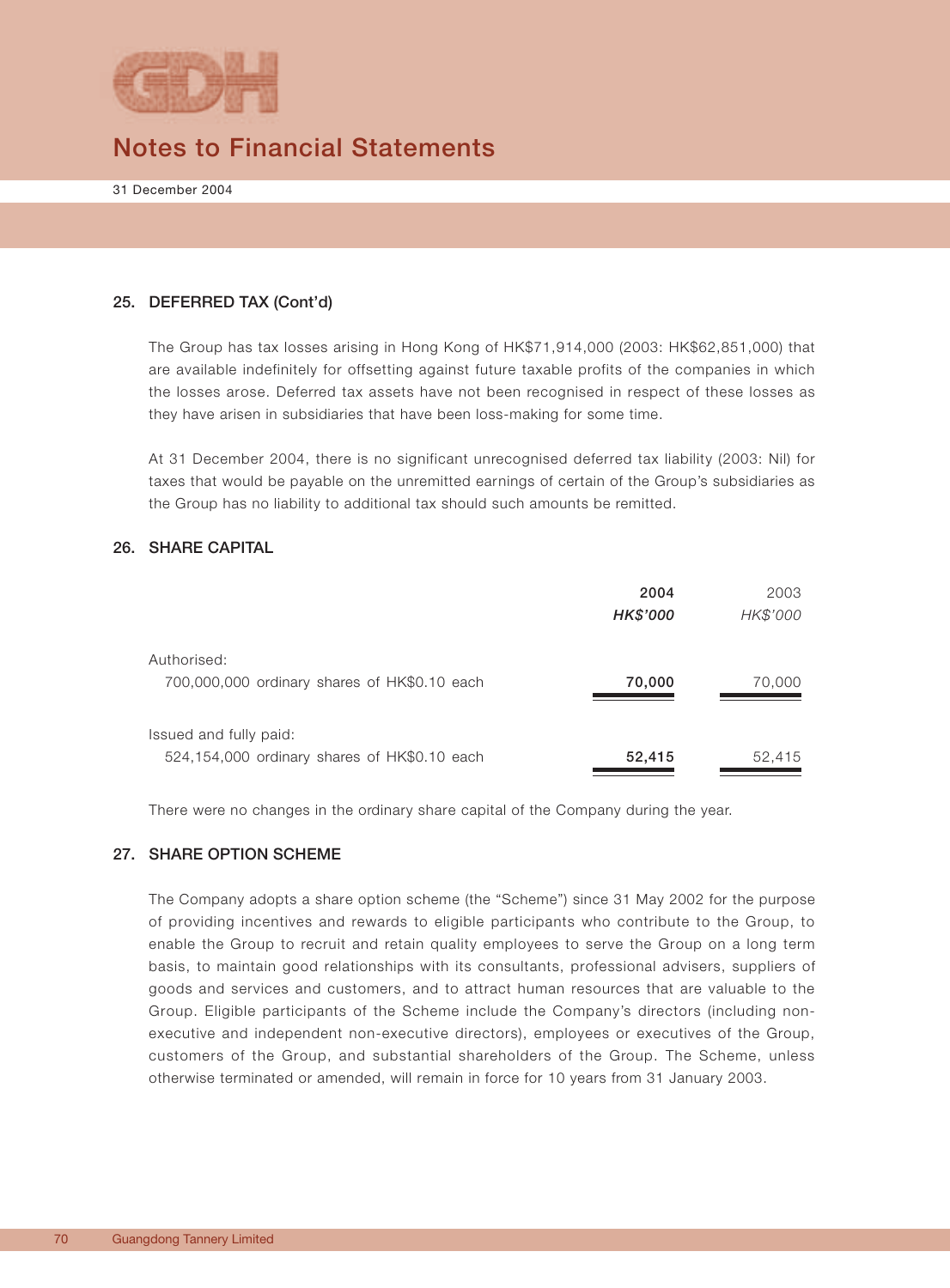# Notes to Financial Statements

31 December 2004

## 25. DEFERRED TAX (Cont'd)

The Group has tax losses arising in Hong Kong of HK$71,914,000 (2003: HK$62,851,000) that are available indefinitely for offsetting against future taxable profits of the companies in which the losses arose. Deferred tax assets have not been recognised in respect of these losses as they have arisen in subsidiaries that have been loss-making for some time.

At 31 December 2004, there is no significant unrecognised deferred tax liability (2003: Nil) for taxes that would be payable on the unremitted earnings of certain of the Group's subsidiaries as the Group has no liability to additional tax should such amounts be remitted.

## 26. SHARE CAPITAL

| | **2004** | 2003 |
|---|---|---|
| | ***HK$'000*** | *HK$'000* |
| Authorised: | | |
| 700,000,000 ordinary shares of HK$0.10 each | **70,000** | 70,000 |
| Issued and fully paid: | | |
| 524,154,000 ordinary shares of HK$0.10 each | **52,415** | 52,415 |

There were no changes in the ordinary share capital of the Company during the year.

## 27. SHARE OPTION SCHEME

The Company adopts a share option scheme (the "Scheme") since 31 May 2002 for the purpose of providing incentives and rewards to eligible participants who contribute to the Group, to enable the Group to recruit and retain quality employees to serve the Group on a long term basis, to maintain good relationships with its consultants, professional advisers, suppliers of goods and services and customers, and to attract human resources that are valuable to the Group. Eligible participants of the Scheme include the Company's directors (including non-executive and independent non-executive directors), employees or executives of the Group, customers of the Group, and substantial shareholders of the Group. The Scheme, unless otherwise terminated or amended, will remain in force for 10 years from 31 January 2003.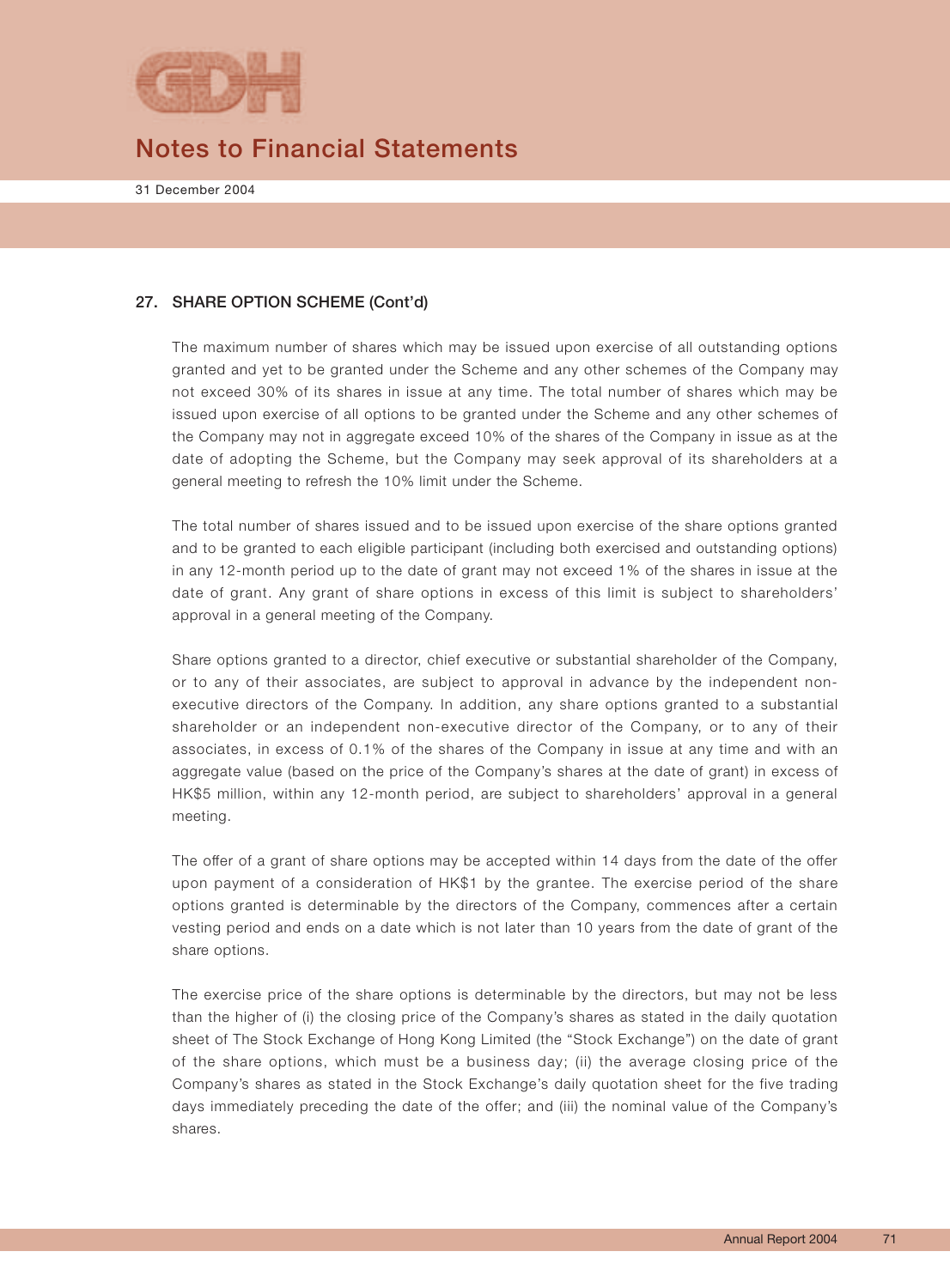## 27. SHARE OPTION SCHEME (Cont'd)

The maximum number of shares which may be issued upon exercise of all outstanding options granted and yet to be granted under the Scheme and any other schemes of the Company may not exceed 30% of its shares in issue at any time. The total number of shares which may be issued upon exercise of all options to be granted under the Scheme and any other schemes of the Company may not in aggregate exceed 10% of the shares of the Company in issue as at the date of adopting the Scheme, but the Company may seek approval of its shareholders at a general meeting to refresh the 10% limit under the Scheme.

The total number of shares issued and to be issued upon exercise of the share options granted and to be granted to each eligible participant (including both exercised and outstanding options) in any 12-month period up to the date of grant may not exceed 1% of the shares in issue at the date of grant. Any grant of share options in excess of this limit is subject to shareholders' approval in a general meeting of the Company.

Share options granted to a director, chief executive or substantial shareholder of the Company, or to any of their associates, are subject to approval in advance by the independent non-executive directors of the Company. In addition, any share options granted to a substantial shareholder or an independent non-executive director of the Company, or to any of their associates, in excess of 0.1% of the shares of the Company in issue at any time and with an aggregate value (based on the price of the Company's shares at the date of grant) in excess of HK$5 million, within any 12-month period, are subject to shareholders' approval in a general meeting.

The offer of a grant of share options may be accepted within 14 days from the date of the offer upon payment of a consideration of HK$1 by the grantee. The exercise period of the share options granted is determinable by the directors of the Company, commences after a certain vesting period and ends on a date which is not later than 10 years from the date of grant of the share options.

The exercise price of the share options is determinable by the directors, but may not be less than the higher of (i) the closing price of the Company's shares as stated in the daily quotation sheet of The Stock Exchange of Hong Kong Limited (the "Stock Exchange") on the date of grant of the share options, which must be a business day; (ii) the average closing price of the Company's shares as stated in the Stock Exchange's daily quotation sheet for the five trading days immediately preceding the date of the offer; and (iii) the nominal value of the Company's shares.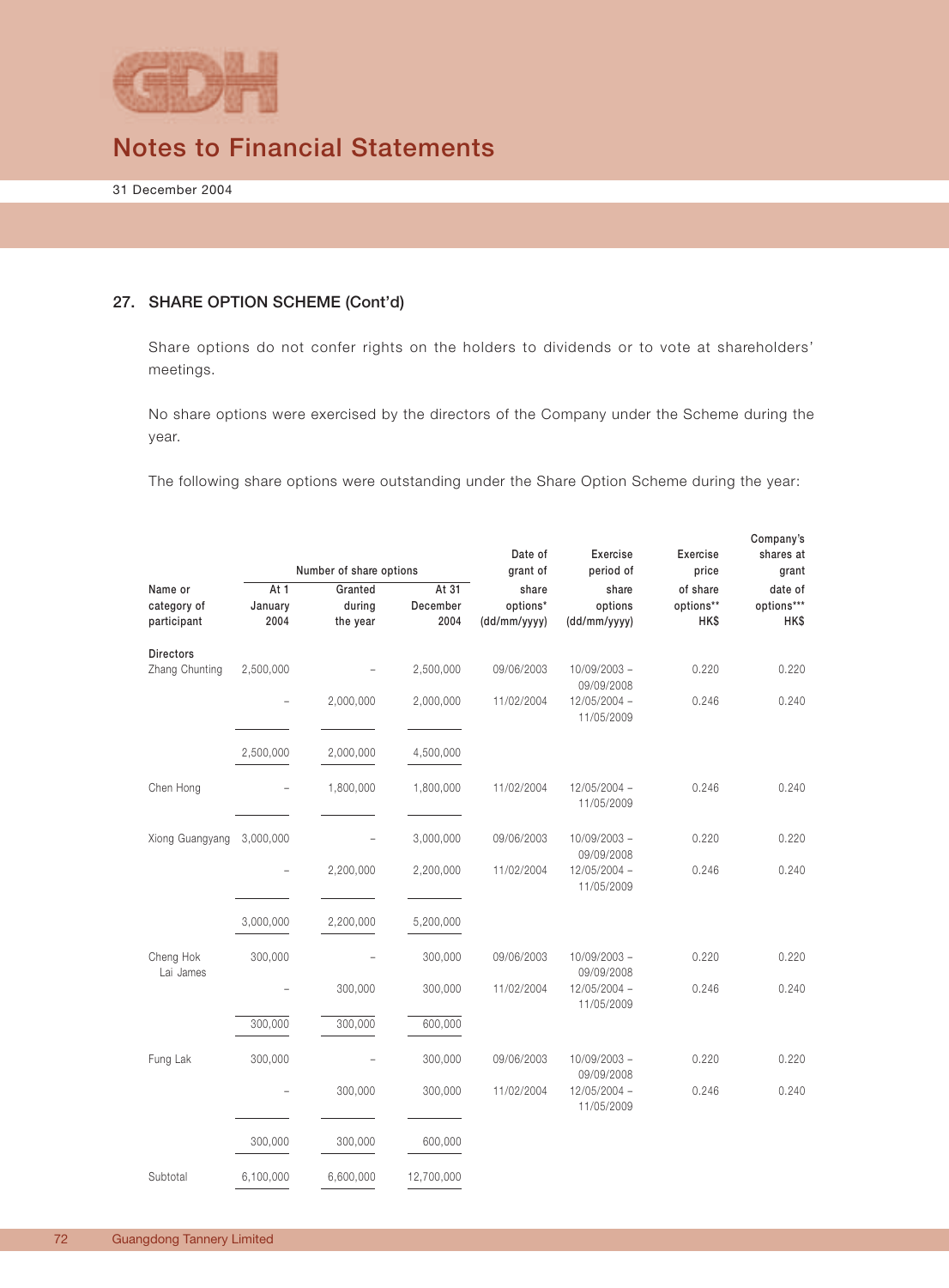# Notes to Financial Statements

31 December 2004

## 27. SHARE OPTION SCHEME (Cont'd)

Share options do not confer rights on the holders to dividends or to vote at shareholders' meetings.

No share options were exercised by the directors of the Company under the Scheme during the year.

The following share options were outstanding under the Share Option Scheme during the year:

| Name or category of participant | Number of share options | | | Date of grant of share options* (dd/mm/yyyy) | Exercise period of share options (dd/mm/yyyy) | Exercise price of share options** HK$ | Company's shares at grant date of options*** HK$ |
|---|---|---|---|---|---|---|---|
| | At 1 January 2004 | Granted during the year | At 31 December 2004 | | | | |
| **Directors** | | | | | | | |
| Zhang Chunting | 2,500,000 | – | 2,500,000 | 09/06/2003 | 10/09/2003 – 09/09/2008 | 0.220 | 0.220 |
| | – | 2,000,000 | 2,000,000 | 11/02/2004 | 12/05/2004 – 11/05/2009 | 0.246 | 0.240 |
| | 2,500,000 | 2,000,000 | 4,500,000 | | | | |
| Chen Hong | – | 1,800,000 | 1,800,000 | 11/02/2004 | 12/05/2004 – 11/05/2009 | 0.246 | 0.240 |
| Xiong Guangyang | 3,000,000 | – | 3,000,000 | 09/06/2003 | 10/09/2003 – 09/09/2008 | 0.220 | 0.220 |
| | – | 2,200,000 | 2,200,000 | 11/02/2004 | 12/05/2004 – 11/05/2009 | 0.246 | 0.240 |
| | 3,000,000 | 2,200,000 | 5,200,000 | | | | |
| Cheng Hok Lai James | 300,000 | – | 300,000 | 09/06/2003 | 10/09/2003 – 09/09/2008 | 0.220 | 0.220 |
| | – | 300,000 | 300,000 | 11/02/2004 | 12/05/2004 – 11/05/2009 | 0.246 | 0.240 |
| | 300,000 | 300,000 | 600,000 | | | | |
| Fung Lak | 300,000 | – | 300,000 | 09/06/2003 | 10/09/2003 – 09/09/2008 | 0.220 | 0.220 |
| | – | 300,000 | 300,000 | 11/02/2004 | 12/05/2004 – 11/05/2009 | 0.246 | 0.240 |
| | 300,000 | 300,000 | 600,000 | | | | |
| Subtotal | 6,100,000 | 6,600,000 | 12,700,000 | | | | |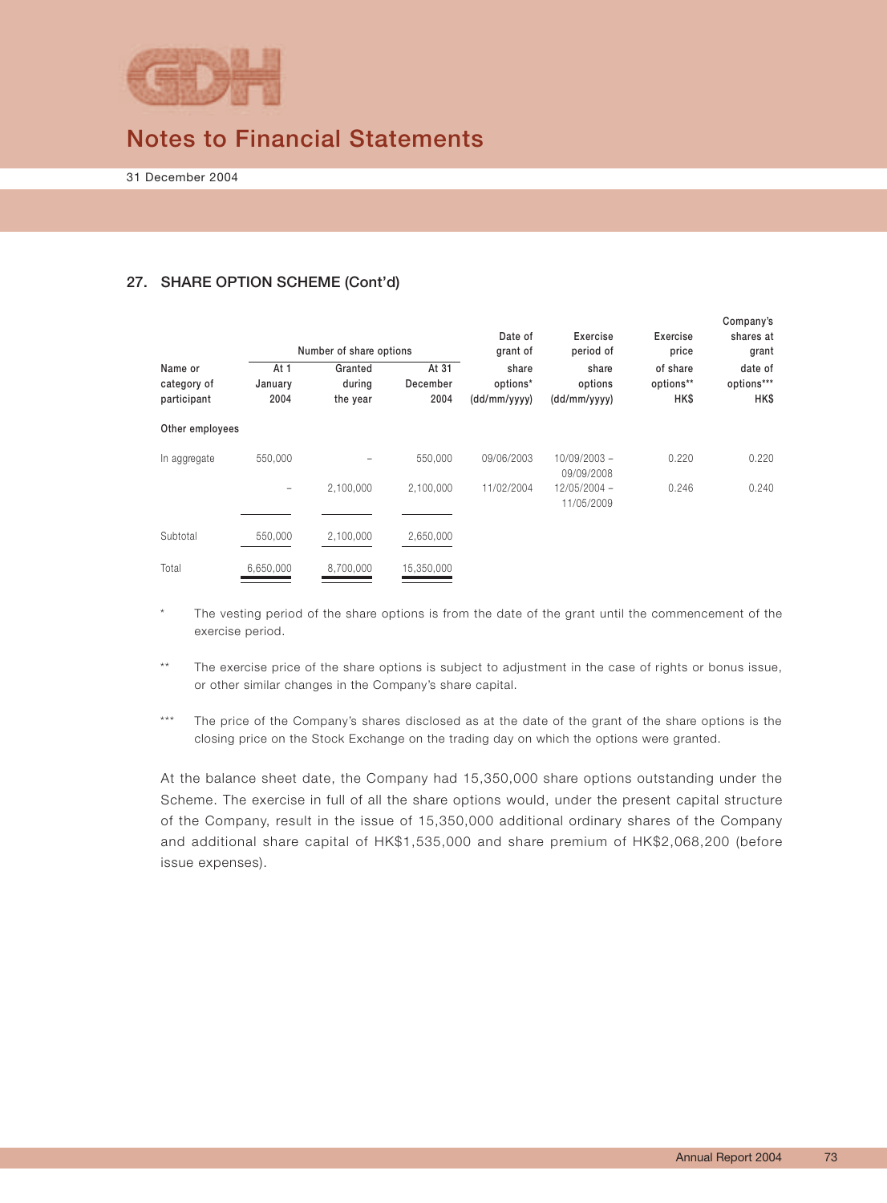# Notes to Financial Statements

31 December 2004

## 27. SHARE OPTION SCHEME (Cont'd)

| Name or category of participant | Number of share options At 1 January 2004 | Granted during the year | At 31 December 2004 | Date of grant of share options* (dd/mm/yyyy) | Exercise period of share options (dd/mm/yyyy) | Exercise price of share options** HK$ | Company's shares at grant date of options*** HK$ |
|---|---|---|---|---|---|---|---|
| Other employees | | | | | | | |
| In aggregate | 550,000 | – | 550,000 | 09/06/2003 | 10/09/2003 – 09/09/2008 | 0.220 | 0.220 |
| | – | 2,100,000 | 2,100,000 | 11/02/2004 | 12/05/2004 – 11/05/2009 | 0.246 | 0.240 |
| Subtotal | 550,000 | 2,100,000 | 2,650,000 | | | | |
| Total | 6,650,000 | 8,700,000 | 15,350,000 | | | | |

\* The vesting period of the share options is from the date of the grant until the commencement of the exercise period.

\*\* The exercise price of the share options is subject to adjustment in the case of rights or bonus issue, or other similar changes in the Company's share capital.

\*\*\* The price of the Company's shares disclosed as at the date of the grant of the share options is the closing price on the Stock Exchange on the trading day on which the options were granted.

At the balance sheet date, the Company had 15,350,000 share options outstanding under the Scheme. The exercise in full of all the share options would, under the present capital structure of the Company, result in the issue of 15,350,000 additional ordinary shares of the Company and additional share capital of HK$1,535,000 and share premium of HK$2,068,200 (before issue expenses).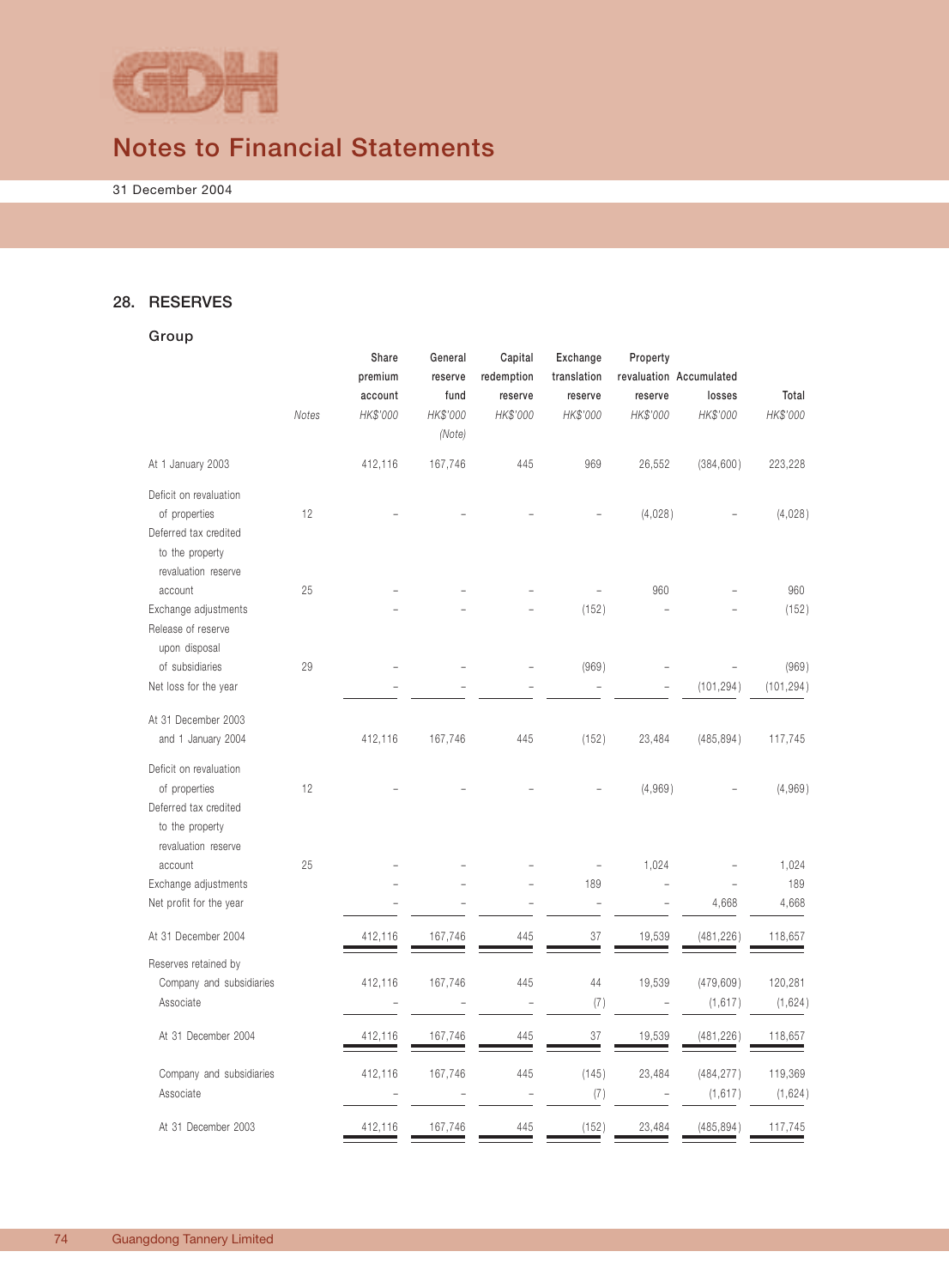# Notes to Financial Statements

31 December 2004

## 28. RESERVES

### Group

| | Notes | Share premium account HK$'000 | General reserve fund HK$'000 (Note) | Capital redemption reserve HK$'000 | Exchange translation reserve HK$'000 | Property revaluation reserve HK$'000 | Accumulated losses HK$'000 | Total HK$'000 |
|---|---|---|---|---|---|---|---|---|
| At 1 January 2003 | | 412,116 | 167,746 | 445 | 969 | 26,552 | (384,600) | 223,228 |
| Deficit on revaluation of properties | 12 | – | – | – | – | (4,028) | – | (4,028) |
| Deferred tax credited to the property revaluation reserve account | 25 | – | – | – | – | 960 | – | 960 |
| Exchange adjustments | | – | – | – | (152) | – | – | (152) |
| Release of reserve upon disposal of subsidiaries | 29 | – | – | – | (969) | – | – | (969) |
| Net loss for the year | | – | – | – | – | – | (101,294) | (101,294) |
| At 31 December 2003 and 1 January 2004 | | 412,116 | 167,746 | 445 | (152) | 23,484 | (485,894) | 117,745 |
| Deficit on revaluation of properties | 12 | – | – | – | – | (4,969) | – | (4,969) |
| Deferred tax credited to the property revaluation reserve account | 25 | – | – | – | – | 1,024 | – | 1,024 |
| Exchange adjustments | | – | – | – | 189 | – | – | 189 |
| Net profit for the year | | – | – | – | – | – | 4,668 | 4,668 |
| At 31 December 2004 | | 412,116 | 167,746 | 445 | 37 | 19,539 | (481,226) | 118,657 |
| Reserves retained by | | | | | | | | |
| Company and subsidiaries | | 412,116 | 167,746 | 445 | 44 | 19,539 | (479,609) | 120,281 |
| Associate | | – | – | – | (7) | – | (1,617) | (1,624) |
| At 31 December 2004 | | 412,116 | 167,746 | 445 | 37 | 19,539 | (481,226) | 118,657 |
| Company and subsidiaries | | 412,116 | 167,746 | 445 | (145) | 23,484 | (484,277) | 119,369 |
| Associate | | – | – | – | (7) | – | (1,617) | (1,624) |
| At 31 December 2003 | | 412,116 | 167,746 | 445 | (152) | 23,484 | (485,894) | 117,745 |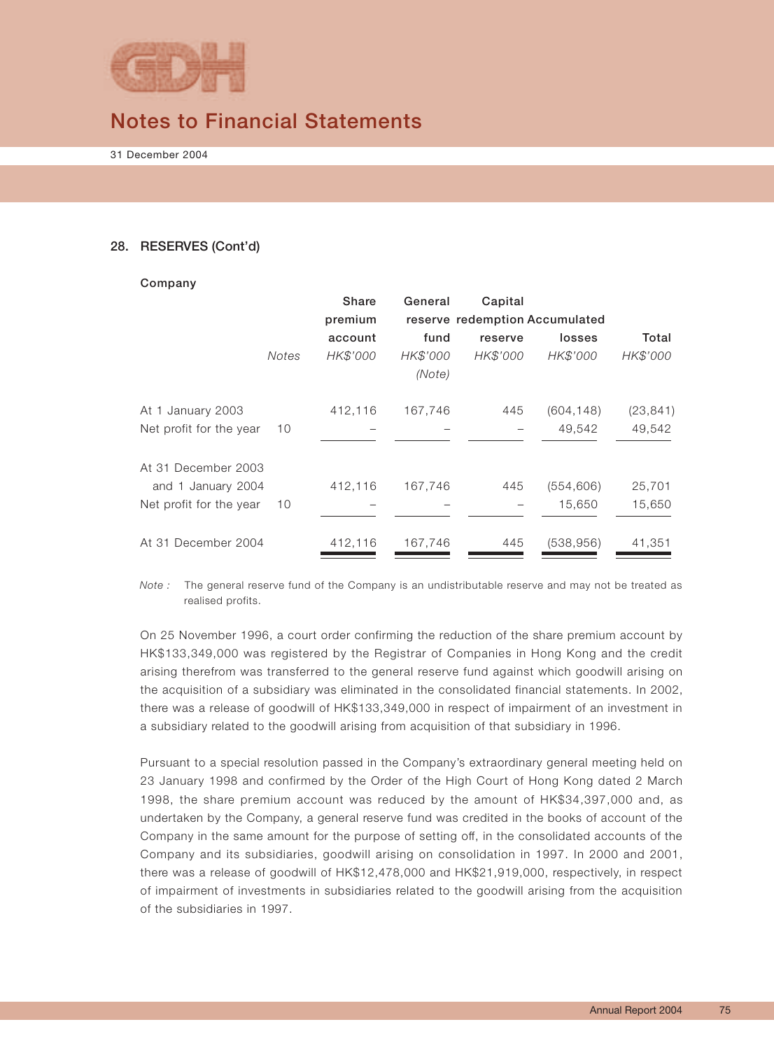## 28. RESERVES (Cont'd)

**Company**

| | Notes | Share premium account HK$'000 | General reserve fund HK$'000 (Note) | Capital redemption reserve HK$'000 | Accumulated losses HK$'000 | Total HK$'000 |
|---|---|---|---|---|---|---|
| At 1 January 2003 | | 412,116 | 167,746 | 445 | (604,148) | (23,841) |
| Net profit for the year | 10 | – | – | – | 49,542 | 49,542 |
| At 31 December 2003 and 1 January 2004 | | 412,116 | 167,746 | 445 | (554,606) | 25,701 |
| Net profit for the year | 10 | – | – | – | 15,650 | 15,650 |
| At 31 December 2004 | | 412,116 | 167,746 | 445 | (538,956) | 41,351 |

*Note :* The general reserve fund of the Company is an undistributable reserve and may not be treated as realised profits.

On 25 November 1996, a court order confirming the reduction of the share premium account by HK$133,349,000 was registered by the Registrar of Companies in Hong Kong and the credit arising therefrom was transferred to the general reserve fund against which goodwill arising on the acquisition of a subsidiary was eliminated in the consolidated financial statements. In 2002, there was a release of goodwill of HK$133,349,000 in respect of impairment of an investment in a subsidiary related to the goodwill arising from acquisition of that subsidiary in 1996.

Pursuant to a special resolution passed in the Company's extraordinary general meeting held on 23 January 1998 and confirmed by the Order of the High Court of Hong Kong dated 2 March 1998, the share premium account was reduced by the amount of HK$34,397,000 and, as undertaken by the Company, a general reserve fund was credited in the books of account of the Company in the same amount for the purpose of setting off, in the consolidated accounts of the Company and its subsidiaries, goodwill arising on consolidation in 1997. In 2000 and 2001, there was a release of goodwill of HK$12,478,000 and HK$21,919,000, respectively, in respect of impairment of investments in subsidiaries related to the goodwill arising from the acquisition of the subsidiaries in 1997.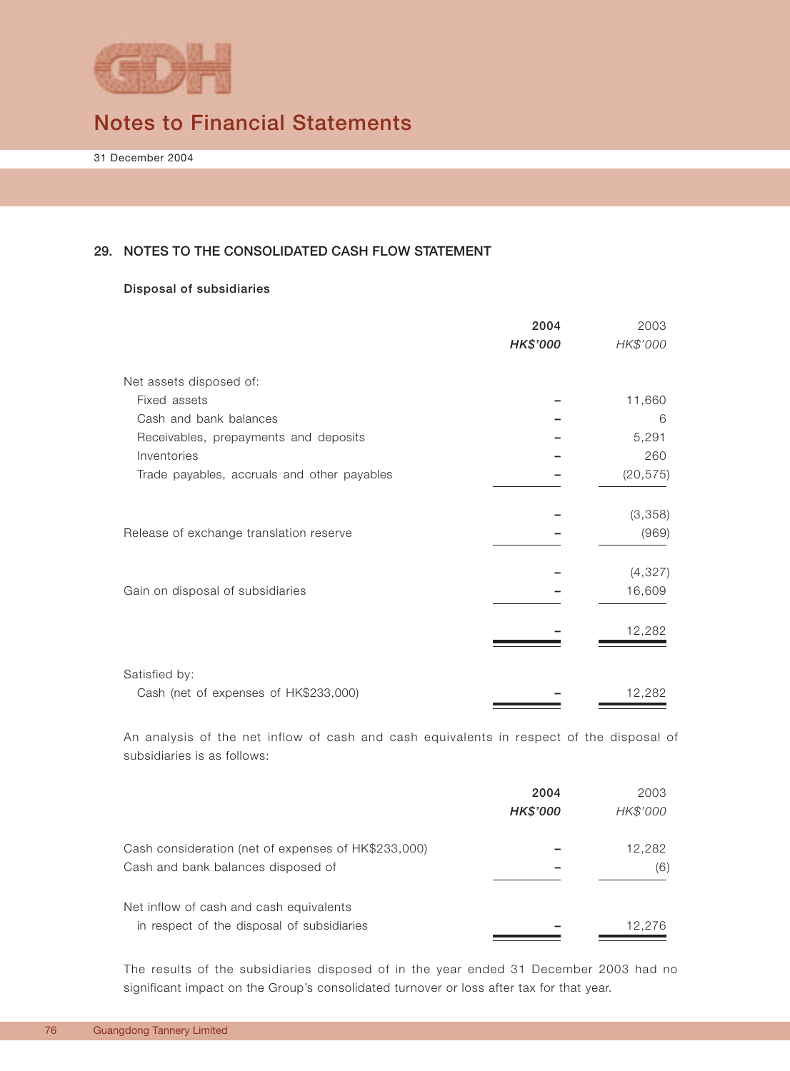# Notes to Financial Statements

31 December 2004

## 29. NOTES TO THE CONSOLIDATED CASH FLOW STATEMENT

### Disposal of subsidiaries

| | 2004 | 2003 |
|---|---|---|
| | ***HK$'000*** | *HK$'000* |
| Net assets disposed of: | | |
| Fixed assets | – | 11,660 |
| Cash and bank balances | – | 6 |
| Receivables, prepayments and deposits | – | 5,291 |
| Inventories | – | 260 |
| Trade payables, accruals and other payables | – | (20,575) |
| | – | (3,358) |
| Release of exchange translation reserve | – | (969) |
| | – | (4,327) |
| Gain on disposal of subsidiaries | – | 16,609 |
| | – | 12,282 |
| Satisfied by: | | |
| Cash (net of expenses of HK$233,000) | – | 12,282 |

An analysis of the net inflow of cash and cash equivalents in respect of the disposal of subsidiaries is as follows:

| | 2004 | 2003 |
|---|---|---|
| | ***HK$'000*** | *HK$'000* |
| Cash consideration (net of expenses of HK$233,000) | – | 12,282 |
| Cash and bank balances disposed of | – | (6) |
| Net inflow of cash and cash equivalents in respect of the disposal of subsidiaries | – | 12,276 |

The results of the subsidiaries disposed of in the year ended 31 December 2003 had no significant impact on the Group's consolidated turnover or loss after tax for that year.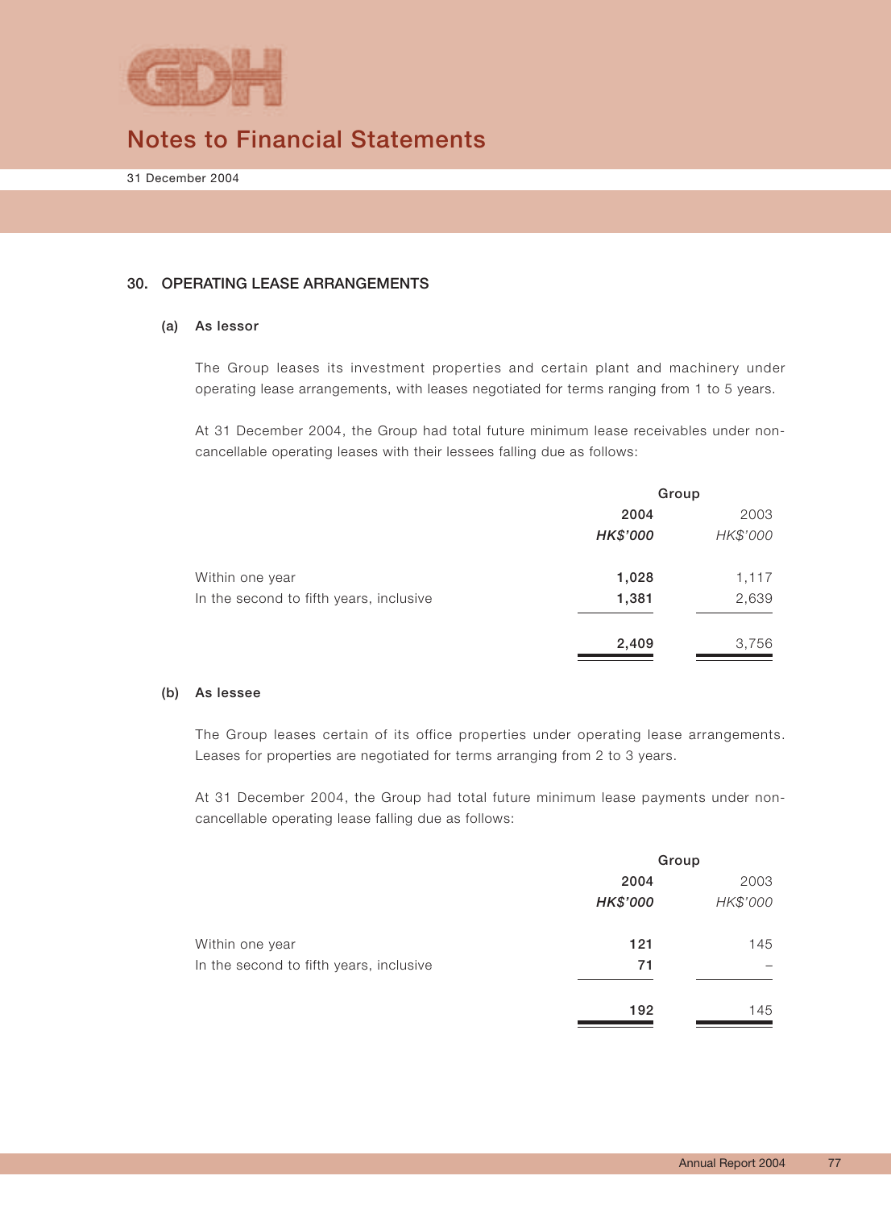## 30. OPERATING LEASE ARRANGEMENTS

### (a) As lessor

The Group leases its investment properties and certain plant and machinery under operating lease arrangements, with leases negotiated for terms ranging from 1 to 5 years.

At 31 December 2004, the Group had total future minimum lease receivables under non-cancellable operating leases with their lessees falling due as follows:

| | Group | |
|---|---|---|
| | **2004** | 2003 |
| | ***HK$'000*** | *HK$'000* |
| Within one year | **1,028** | 1,117 |
| In the second to fifth years, inclusive | **1,381** | 2,639 |
| | **2,409** | 3,756 |

### (b) As lessee

The Group leases certain of its office properties under operating lease arrangements. Leases for properties are negotiated for terms arranging from 2 to 3 years.

At 31 December 2004, the Group had total future minimum lease payments under non-cancellable operating lease falling due as follows:

| | Group | |
|---|---|---|
| | **2004** | 2003 |
| | ***HK$'000*** | *HK$'000* |
| Within one year | **121** | 145 |
| In the second to fifth years, inclusive | **71** | – |
| | **192** | 145 |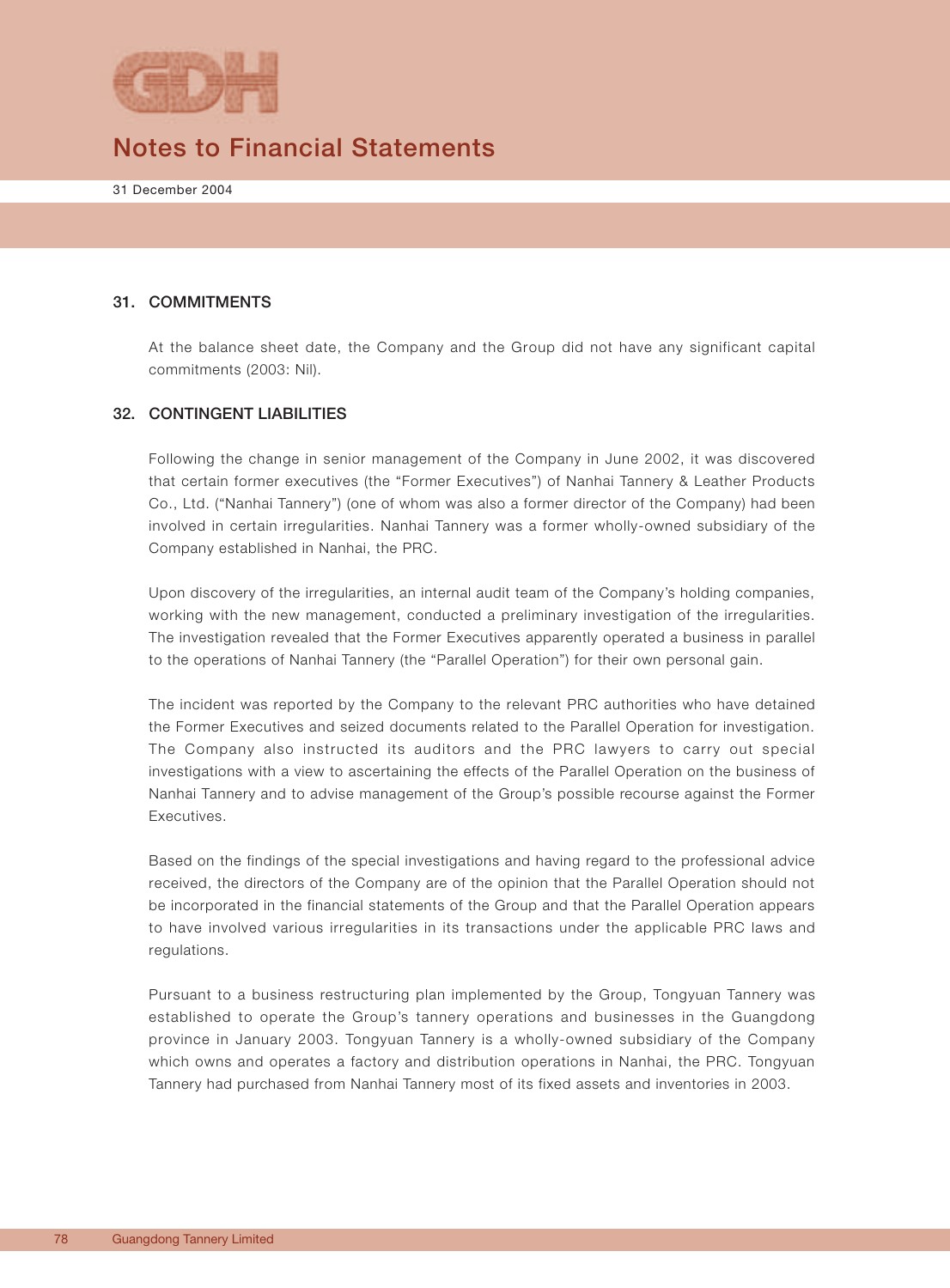## 31. COMMITMENTS

At the balance sheet date, the Company and the Group did not have any significant capital commitments (2003: Nil).

## 32. CONTINGENT LIABILITIES

Following the change in senior management of the Company in June 2002, it was discovered that certain former executives (the "Former Executives") of Nanhai Tannery & Leather Products Co., Ltd. ("Nanhai Tannery") (one of whom was also a former director of the Company) had been involved in certain irregularities. Nanhai Tannery was a former wholly-owned subsidiary of the Company established in Nanhai, the PRC.

Upon discovery of the irregularities, an internal audit team of the Company's holding companies, working with the new management, conducted a preliminary investigation of the irregularities. The investigation revealed that the Former Executives apparently operated a business in parallel to the operations of Nanhai Tannery (the "Parallel Operation") for their own personal gain.

The incident was reported by the Company to the relevant PRC authorities who have detained the Former Executives and seized documents related to the Parallel Operation for investigation. The Company also instructed its auditors and the PRC lawyers to carry out special investigations with a view to ascertaining the effects of the Parallel Operation on the business of Nanhai Tannery and to advise management of the Group's possible recourse against the Former Executives.

Based on the findings of the special investigations and having regard to the professional advice received, the directors of the Company are of the opinion that the Parallel Operation should not be incorporated in the financial statements of the Group and that the Parallel Operation appears to have involved various irregularities in its transactions under the applicable PRC laws and regulations.

Pursuant to a business restructuring plan implemented by the Group, Tongyuan Tannery was established to operate the Group's tannery operations and businesses in the Guangdong province in January 2003. Tongyuan Tannery is a wholly-owned subsidiary of the Company which owns and operates a factory and distribution operations in Nanhai, the PRC. Tongyuan Tannery had purchased from Nanhai Tannery most of its fixed assets and inventories in 2003.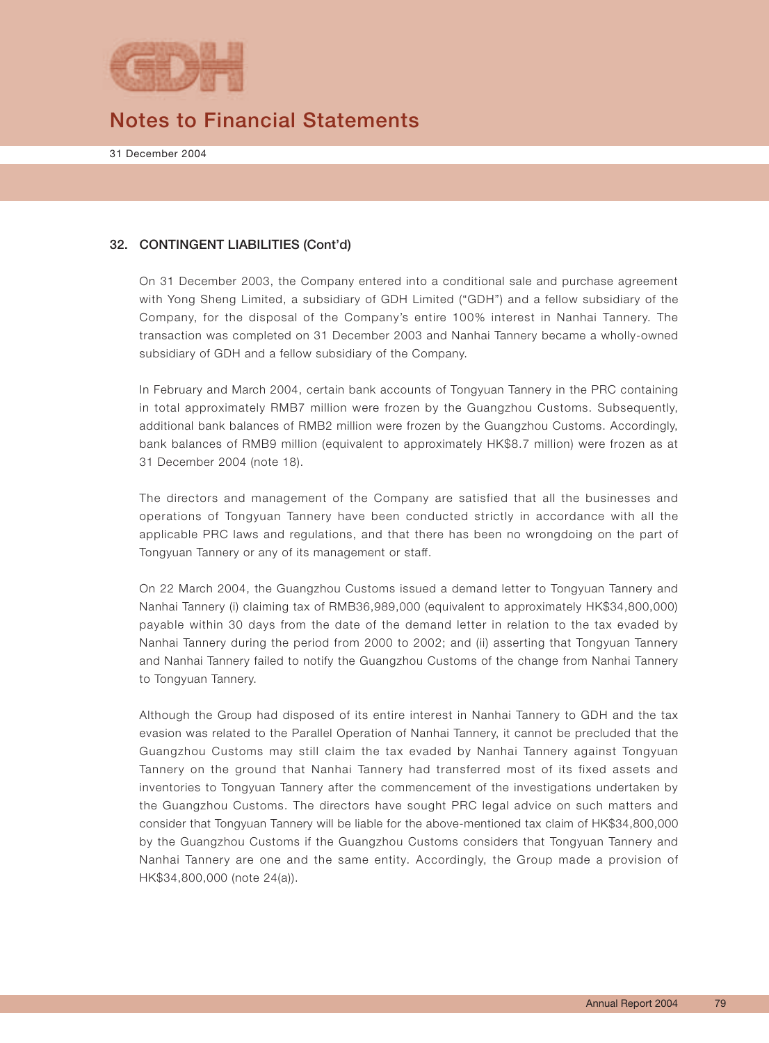## 32. CONTINGENT LIABILITIES (Cont'd)

On 31 December 2003, the Company entered into a conditional sale and purchase agreement with Yong Sheng Limited, a subsidiary of GDH Limited ("GDH") and a fellow subsidiary of the Company, for the disposal of the Company's entire 100% interest in Nanhai Tannery. The transaction was completed on 31 December 2003 and Nanhai Tannery became a wholly-owned subsidiary of GDH and a fellow subsidiary of the Company.

In February and March 2004, certain bank accounts of Tongyuan Tannery in the PRC containing in total approximately RMB7 million were frozen by the Guangzhou Customs. Subsequently, additional bank balances of RMB2 million were frozen by the Guangzhou Customs. Accordingly, bank balances of RMB9 million (equivalent to approximately HK$8.7 million) were frozen as at 31 December 2004 (note 18).

The directors and management of the Company are satisfied that all the businesses and operations of Tongyuan Tannery have been conducted strictly in accordance with all the applicable PRC laws and regulations, and that there has been no wrongdoing on the part of Tongyuan Tannery or any of its management or staff.

On 22 March 2004, the Guangzhou Customs issued a demand letter to Tongyuan Tannery and Nanhai Tannery (i) claiming tax of RMB36,989,000 (equivalent to approximately HK$34,800,000) payable within 30 days from the date of the demand letter in relation to the tax evaded by Nanhai Tannery during the period from 2000 to 2002; and (ii) asserting that Tongyuan Tannery and Nanhai Tannery failed to notify the Guangzhou Customs of the change from Nanhai Tannery to Tongyuan Tannery.

Although the Group had disposed of its entire interest in Nanhai Tannery to GDH and the tax evasion was related to the Parallel Operation of Nanhai Tannery, it cannot be precluded that the Guangzhou Customs may still claim the tax evaded by Nanhai Tannery against Tongyuan Tannery on the ground that Nanhai Tannery had transferred most of its fixed assets and inventories to Tongyuan Tannery after the commencement of the investigations undertaken by the Guangzhou Customs. The directors have sought PRC legal advice on such matters and consider that Tongyuan Tannery will be liable for the above-mentioned tax claim of HK$34,800,000 by the Guangzhou Customs if the Guangzhou Customs considers that Tongyuan Tannery and Nanhai Tannery are one and the same entity. Accordingly, the Group made a provision of HK$34,800,000 (note 24(a)).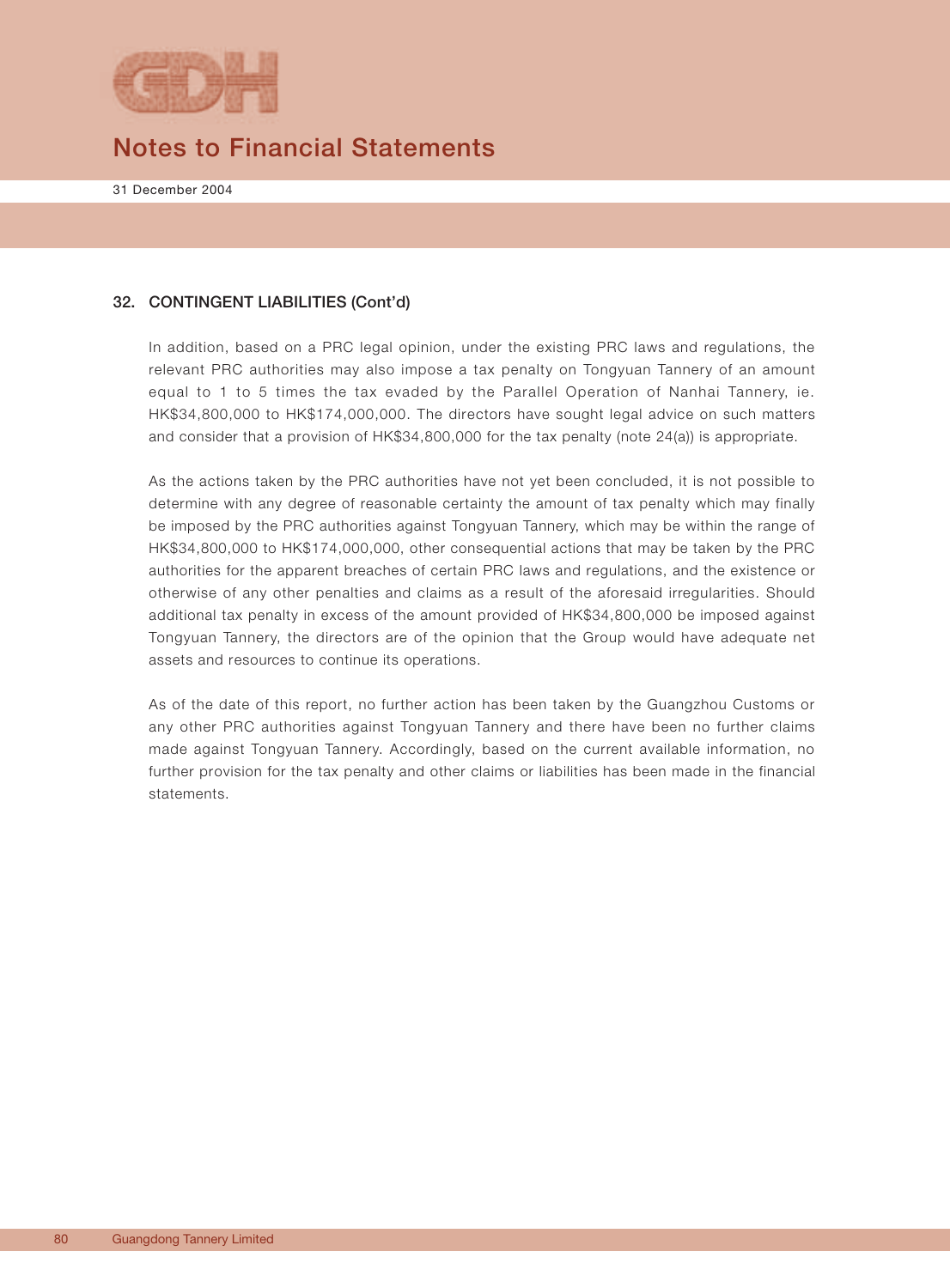## 32. CONTINGENT LIABILITIES (Cont'd)

In addition, based on a PRC legal opinion, under the existing PRC laws and regulations, the relevant PRC authorities may also impose a tax penalty on Tongyuan Tannery of an amount equal to 1 to 5 times the tax evaded by the Parallel Operation of Nanhai Tannery, ie. HK$34,800,000 to HK$174,000,000. The directors have sought legal advice on such matters and consider that a provision of HK$34,800,000 for the tax penalty (note 24(a)) is appropriate.

As the actions taken by the PRC authorities have not yet been concluded, it is not possible to determine with any degree of reasonable certainty the amount of tax penalty which may finally be imposed by the PRC authorities against Tongyuan Tannery, which may be within the range of HK$34,800,000 to HK$174,000,000, other consequential actions that may be taken by the PRC authorities for the apparent breaches of certain PRC laws and regulations, and the existence or otherwise of any other penalties and claims as a result of the aforesaid irregularities. Should additional tax penalty in excess of the amount provided of HK$34,800,000 be imposed against Tongyuan Tannery, the directors are of the opinion that the Group would have adequate net assets and resources to continue its operations.

As of the date of this report, no further action has been taken by the Guangzhou Customs or any other PRC authorities against Tongyuan Tannery and there have been no further claims made against Tongyuan Tannery. Accordingly, based on the current available information, no further provision for the tax penalty and other claims or liabilities has been made in the financial statements.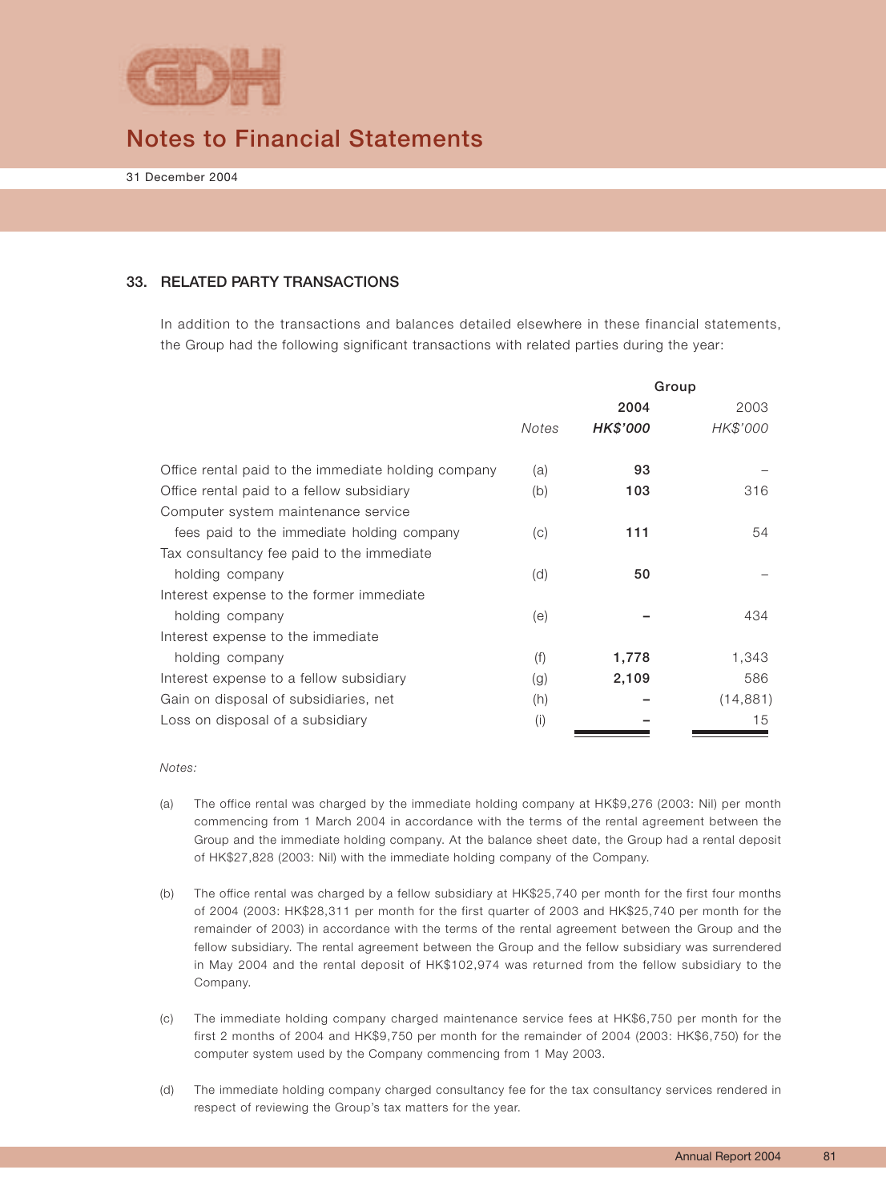## 33. RELATED PARTY TRANSACTIONS

In addition to the transactions and balances detailed elsewhere in these financial statements, the Group had the following significant transactions with related parties during the year:

| | | Group | |
|---|---|---|---|
| | | **2004** | 2003 |
| | *Notes* | ***HK$'000*** | *HK$'000* |
| Office rental paid to the immediate holding company | (a) | **93** | – |
| Office rental paid to a fellow subsidiary | (b) | **103** | 316 |
| Computer system maintenance service fees paid to the immediate holding company | (c) | **111** | 54 |
| Tax consultancy fee paid to the immediate holding company | (d) | **50** | – |
| Interest expense to the former immediate holding company | (e) | **–** | 434 |
| Interest expense to the immediate holding company | (f) | **1,778** | 1,343 |
| Interest expense to a fellow subsidiary | (g) | **2,109** | 586 |
| Gain on disposal of subsidiaries, net | (h) | **–** | (14,881) |
| Loss on disposal of a subsidiary | (i) | **–** | 15 |

*Notes:*

(a) The office rental was charged by the immediate holding company at HK$9,276 (2003: Nil) per month commencing from 1 March 2004 in accordance with the terms of the rental agreement between the Group and the immediate holding company. At the balance sheet date, the Group had a rental deposit of HK$27,828 (2003: Nil) with the immediate holding company of the Company.

(b) The office rental was charged by a fellow subsidiary at HK$25,740 per month for the first four months of 2004 (2003: HK$28,311 per month for the first quarter of 2003 and HK$25,740 per month for the remainder of 2003) in accordance with the terms of the rental agreement between the Group and the fellow subsidiary. The rental agreement between the Group and the fellow subsidiary was surrendered in May 2004 and the rental deposit of HK$102,974 was returned from the fellow subsidiary to the Company.

(c) The immediate holding company charged maintenance service fees at HK$6,750 per month for the first 2 months of 2004 and HK$9,750 per month for the remainder of 2004 (2003: HK$6,750) for the computer system used by the Company commencing from 1 May 2003.

(d) The immediate holding company charged consultancy fee for the tax consultancy services rendered in respect of reviewing the Group's tax matters for the year.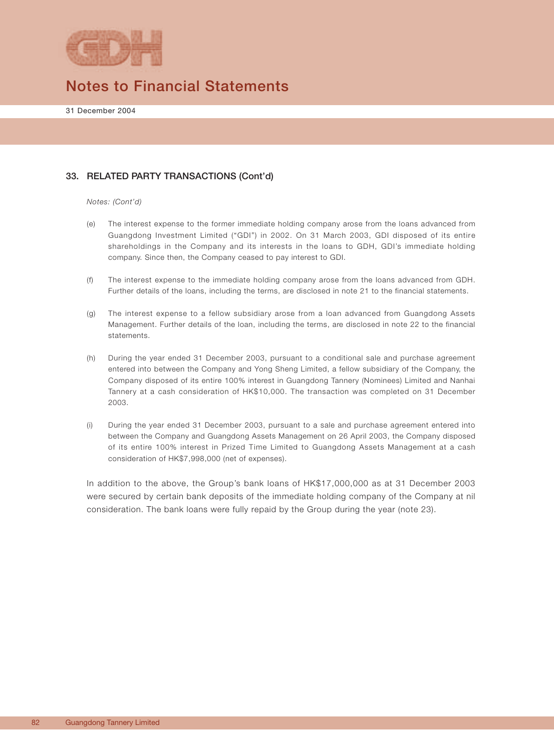## 33. RELATED PARTY TRANSACTIONS (Cont'd)

*Notes: (Cont'd)*

(e) The interest expense to the former immediate holding company arose from the loans advanced from Guangdong Investment Limited ("GDI") in 2002. On 31 March 2003, GDI disposed of its entire shareholdings in the Company and its interests in the loans to GDH, GDI's immediate holding company. Since then, the Company ceased to pay interest to GDI.

(f) The interest expense to the immediate holding company arose from the loans advanced from GDH. Further details of the loans, including the terms, are disclosed in note 21 to the financial statements.

(g) The interest expense to a fellow subsidiary arose from a loan advanced from Guangdong Assets Management. Further details of the loan, including the terms, are disclosed in note 22 to the financial statements.

(h) During the year ended 31 December 2003, pursuant to a conditional sale and purchase agreement entered into between the Company and Yong Sheng Limited, a fellow subsidiary of the Company, the Company disposed of its entire 100% interest in Guangdong Tannery (Nominees) Limited and Nanhai Tannery at a cash consideration of HK$10,000. The transaction was completed on 31 December 2003.

(i) During the year ended 31 December 2003, pursuant to a sale and purchase agreement entered into between the Company and Guangdong Assets Management on 26 April 2003, the Company disposed of its entire 100% interest in Prized Time Limited to Guangdong Assets Management at a cash consideration of HK$7,998,000 (net of expenses).

In addition to the above, the Group's bank loans of HK$17,000,000 as at 31 December 2003 were secured by certain bank deposits of the immediate holding company of the Company at nil consideration. The bank loans were fully repaid by the Group during the year (note 23).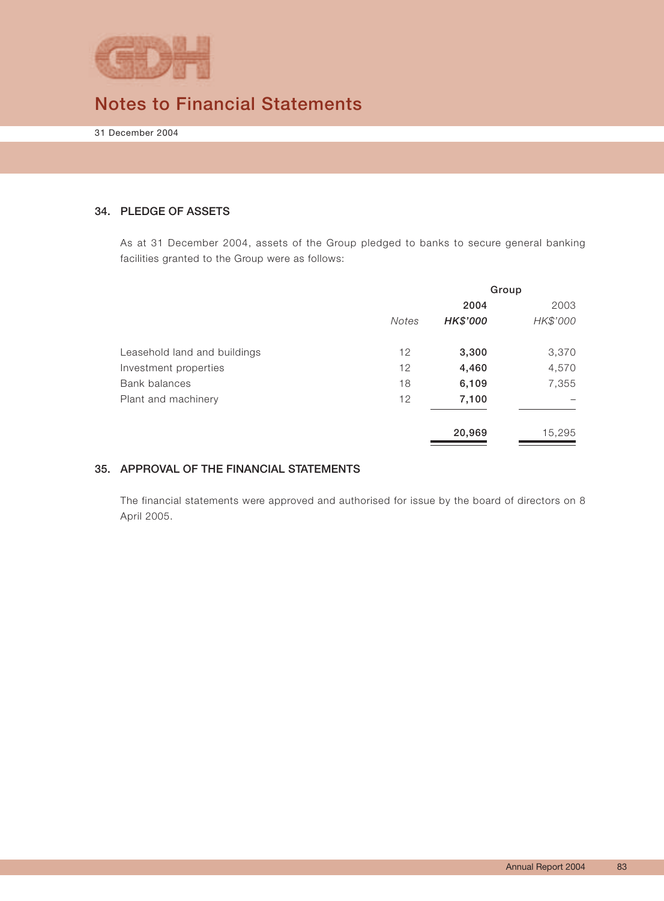# Notes to Financial Statements

31 December 2004

## 34. PLEDGE OF ASSETS

As at 31 December 2004, assets of the Group pledged to banks to secure general banking facilities granted to the Group were as follows:

| | | Group | |
|---|---|---|---|
| | | **2004** | 2003 |
| | *Notes* | ***HK$'000*** | *HK$'000* |
| Leasehold land and buildings | 12 | **3,300** | 3,370 |
| Investment properties | 12 | **4,460** | 4,570 |
| Bank balances | 18 | **6,109** | 7,355 |
| Plant and machinery | 12 | **7,100** | – |
| | | **20,969** | 15,295 |

## 35. APPROVAL OF THE FINANCIAL STATEMENTS

The financial statements were approved and authorised for issue by the board of directors on 8 April 2005.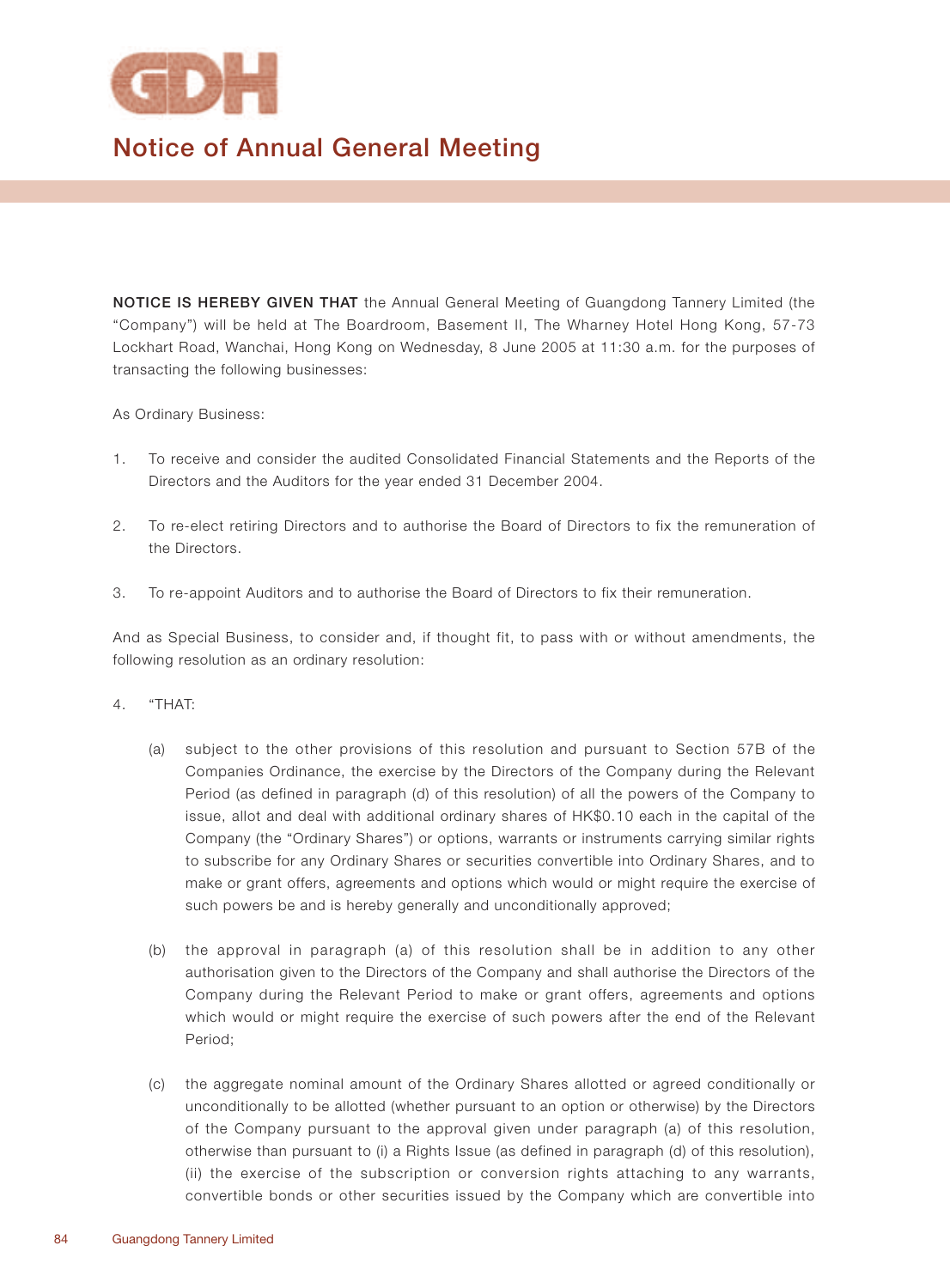# Notice of Annual General Meeting

**NOTICE IS HEREBY GIVEN THAT** the Annual General Meeting of Guangdong Tannery Limited (the "Company") will be held at The Boardroom, Basement II, The Wharney Hotel Hong Kong, 57-73 Lockhart Road, Wanchai, Hong Kong on Wednesday, 8 June 2005 at 11:30 a.m. for the purposes of transacting the following businesses:

As Ordinary Business:

1. To receive and consider the audited Consolidated Financial Statements and the Reports of the Directors and the Auditors for the year ended 31 December 2004.

2. To re-elect retiring Directors and to authorise the Board of Directors to fix the remuneration of the Directors.

3. To re-appoint Auditors and to authorise the Board of Directors to fix their remuneration.

And as Special Business, to consider and, if thought fit, to pass with or without amendments, the following resolution as an ordinary resolution:

4. "THAT:

   (a) subject to the other provisions of this resolution and pursuant to Section 57B of the Companies Ordinance, the exercise by the Directors of the Company during the Relevant Period (as defined in paragraph (d) of this resolution) of all the powers of the Company to issue, allot and deal with additional ordinary shares of HK$0.10 each in the capital of the Company (the "Ordinary Shares") or options, warrants or instruments carrying similar rights to subscribe for any Ordinary Shares or securities convertible into Ordinary Shares, and to make or grant offers, agreements and options which would or might require the exercise of such powers be and is hereby generally and unconditionally approved;

   (b) the approval in paragraph (a) of this resolution shall be in addition to any other authorisation given to the Directors of the Company and shall authorise the Directors of the Company during the Relevant Period to make or grant offers, agreements and options which would or might require the exercise of such powers after the end of the Relevant Period;

   (c) the aggregate nominal amount of the Ordinary Shares allotted or agreed conditionally or unconditionally to be allotted (whether pursuant to an option or otherwise) by the Directors of the Company pursuant to the approval given under paragraph (a) of this resolution, otherwise than pursuant to (i) a Rights Issue (as defined in paragraph (d) of this resolution), (ii) the exercise of the subscription or conversion rights attaching to any warrants, convertible bonds or other securities issued by the Company which are convertible into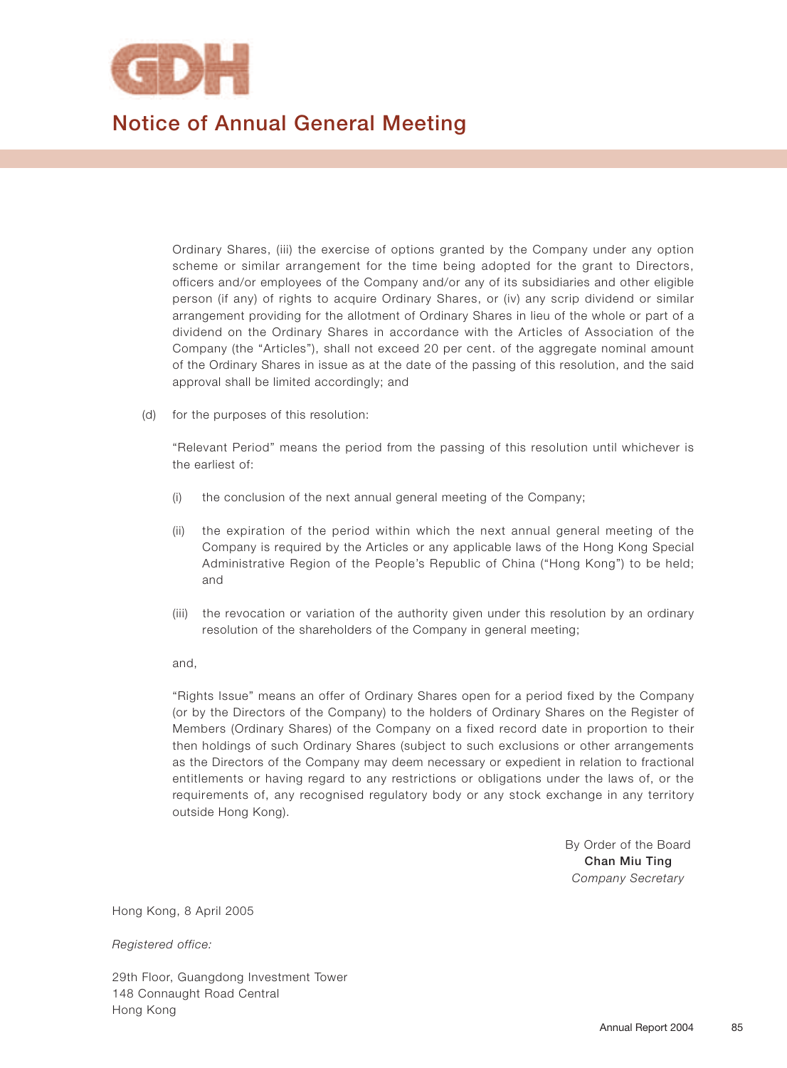# Notice of Annual General Meeting

Ordinary Shares, (iii) the exercise of options granted by the Company under any option scheme or similar arrangement for the time being adopted for the grant to Directors, officers and/or employees of the Company and/or any of its subsidiaries and other eligible person (if any) of rights to acquire Ordinary Shares, or (iv) any scrip dividend or similar arrangement providing for the allotment of Ordinary Shares in lieu of the whole or part of a dividend on the Ordinary Shares in accordance with the Articles of Association of the Company (the "Articles"), shall not exceed 20 per cent. of the aggregate nominal amount of the Ordinary Shares in issue as at the date of the passing of this resolution, and the said approval shall be limited accordingly; and

(d) for the purposes of this resolution:

"Relevant Period" means the period from the passing of this resolution until whichever is the earliest of:

(i) the conclusion of the next annual general meeting of the Company;

(ii) the expiration of the period within which the next annual general meeting of the Company is required by the Articles or any applicable laws of the Hong Kong Special Administrative Region of the People's Republic of China ("Hong Kong") to be held; and

(iii) the revocation or variation of the authority given under this resolution by an ordinary resolution of the shareholders of the Company in general meeting;

and,

"Rights Issue" means an offer of Ordinary Shares open for a period fixed by the Company (or by the Directors of the Company) to the holders of Ordinary Shares on the Register of Members (Ordinary Shares) of the Company on a fixed record date in proportion to their then holdings of such Ordinary Shares (subject to such exclusions or other arrangements as the Directors of the Company may deem necessary or expedient in relation to fractional entitlements or having regard to any restrictions or obligations under the laws of, or the requirements of, any recognised regulatory body or any stock exchange in any territory outside Hong Kong).

By Order of the Board
**Chan Miu Ting**
*Company Secretary*

Hong Kong, 8 April 2005

*Registered office:*

29th Floor, Guangdong Investment Tower
148 Connaught Road Central
Hong Kong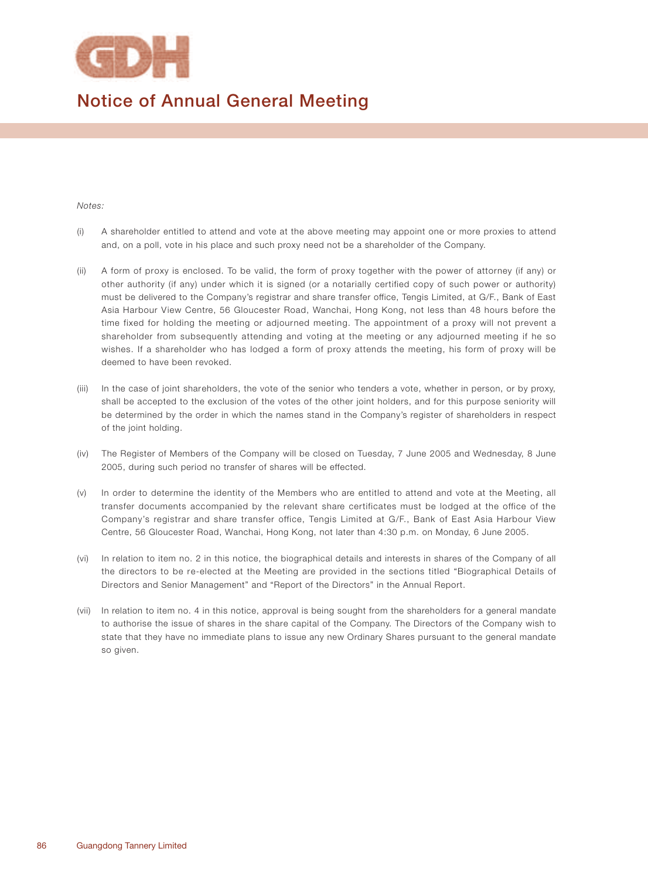# Notice of Annual General Meeting

*Notes:*

(i) A shareholder entitled to attend and vote at the above meeting may appoint one or more proxies to attend and, on a poll, vote in his place and such proxy need not be a shareholder of the Company.

(ii) A form of proxy is enclosed. To be valid, the form of proxy together with the power of attorney (if any) or other authority (if any) under which it is signed (or a notarially certified copy of such power or authority) must be delivered to the Company's registrar and share transfer office, Tengis Limited, at G/F., Bank of East Asia Harbour View Centre, 56 Gloucester Road, Wanchai, Hong Kong, not less than 48 hours before the time fixed for holding the meeting or adjourned meeting. The appointment of a proxy will not prevent a shareholder from subsequently attending and voting at the meeting or any adjourned meeting if he so wishes. If a shareholder who has lodged a form of proxy attends the meeting, his form of proxy will be deemed to have been revoked.

(iii) In the case of joint shareholders, the vote of the senior who tenders a vote, whether in person, or by proxy, shall be accepted to the exclusion of the votes of the other joint holders, and for this purpose seniority will be determined by the order in which the names stand in the Company's register of shareholders in respect of the joint holding.

(iv) The Register of Members of the Company will be closed on Tuesday, 7 June 2005 and Wednesday, 8 June 2005, during such period no transfer of shares will be effected.

(v) In order to determine the identity of the Members who are entitled to attend and vote at the Meeting, all transfer documents accompanied by the relevant share certificates must be lodged at the office of the Company's registrar and share transfer office, Tengis Limited at G/F., Bank of East Asia Harbour View Centre, 56 Gloucester Road, Wanchai, Hong Kong, not later than 4:30 p.m. on Monday, 6 June 2005.

(vi) In relation to item no. 2 in this notice, the biographical details and interests in shares of the Company of all the directors to be re-elected at the Meeting are provided in the sections titled "Biographical Details of Directors and Senior Management" and "Report of the Directors" in the Annual Report.

(vii) In relation to item no. 4 in this notice, approval is being sought from the shareholders for a general mandate to authorise the issue of shares in the share capital of the Company. The Directors of the Company wish to state that they have no immediate plans to issue any new Ordinary Shares pursuant to the general mandate so given.